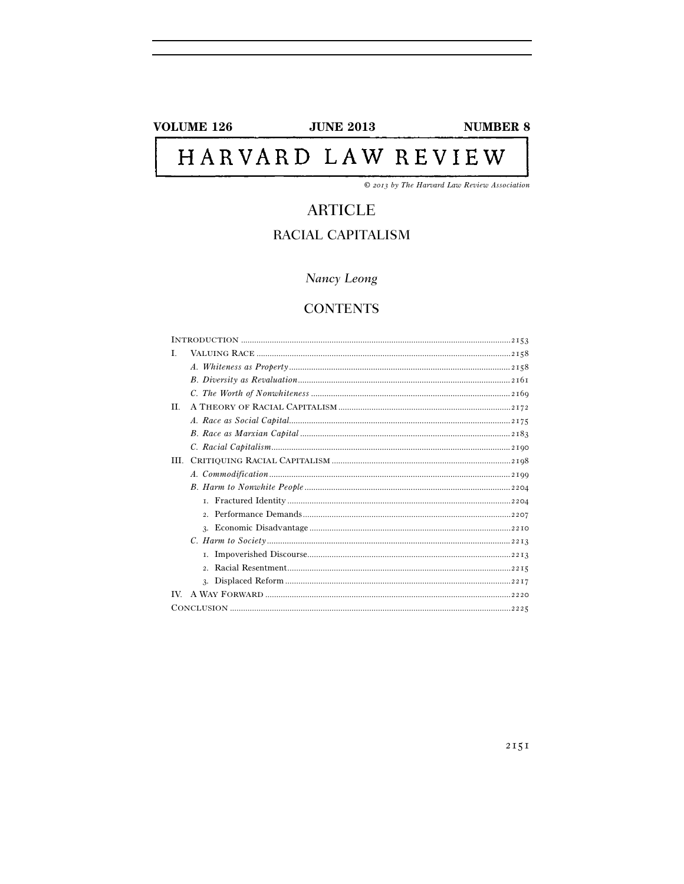**VOLUME 126** **JUNE 2013** **NUMBER 8**

# HARVARD LAW REVIEW

*© 2013 by The Harvard Law Review Association*

## ARTICLE

## RACIAL CAPITALISM

*Nancy Leong*

## CONTENTS

- INTRODUCTION ........ 2153
- I. VALUING RACE ........ 2158
  - *A. Whiteness as Property* ........ 2158
  - *B. Diversity as Revaluation* ........ 2161
  - *C. The Worth of Nonwhiteness* ........ 2169
- II. A THEORY OF RACIAL CAPITALISM ........ 2172
  - *A. Race as Social Capital* ........ 2175
  - *B. Race as Marxian Capital* ........ 2183
  - *C. Racial Capitalism* ........ 2190
- III. CRITIQUING RACIAL CAPITALISM ........ 2198
  - *A. Commodification* ........ 2199
  - *B. Harm to Nonwhite People* ........ 2204
    1. Fractured Identity ........ 2204
    2. Performance Demands ........ 2207
    3. Economic Disadvantage ........ 2210
  - *C. Harm to Society* ........ 2213
    1. Impoverished Discourse ........ 2213
    2. Racial Resentment ........ 2215
    3. Displaced Reform ........ 2217
- IV. A WAY FORWARD ........ 2220
- CONCLUSION ........ 2225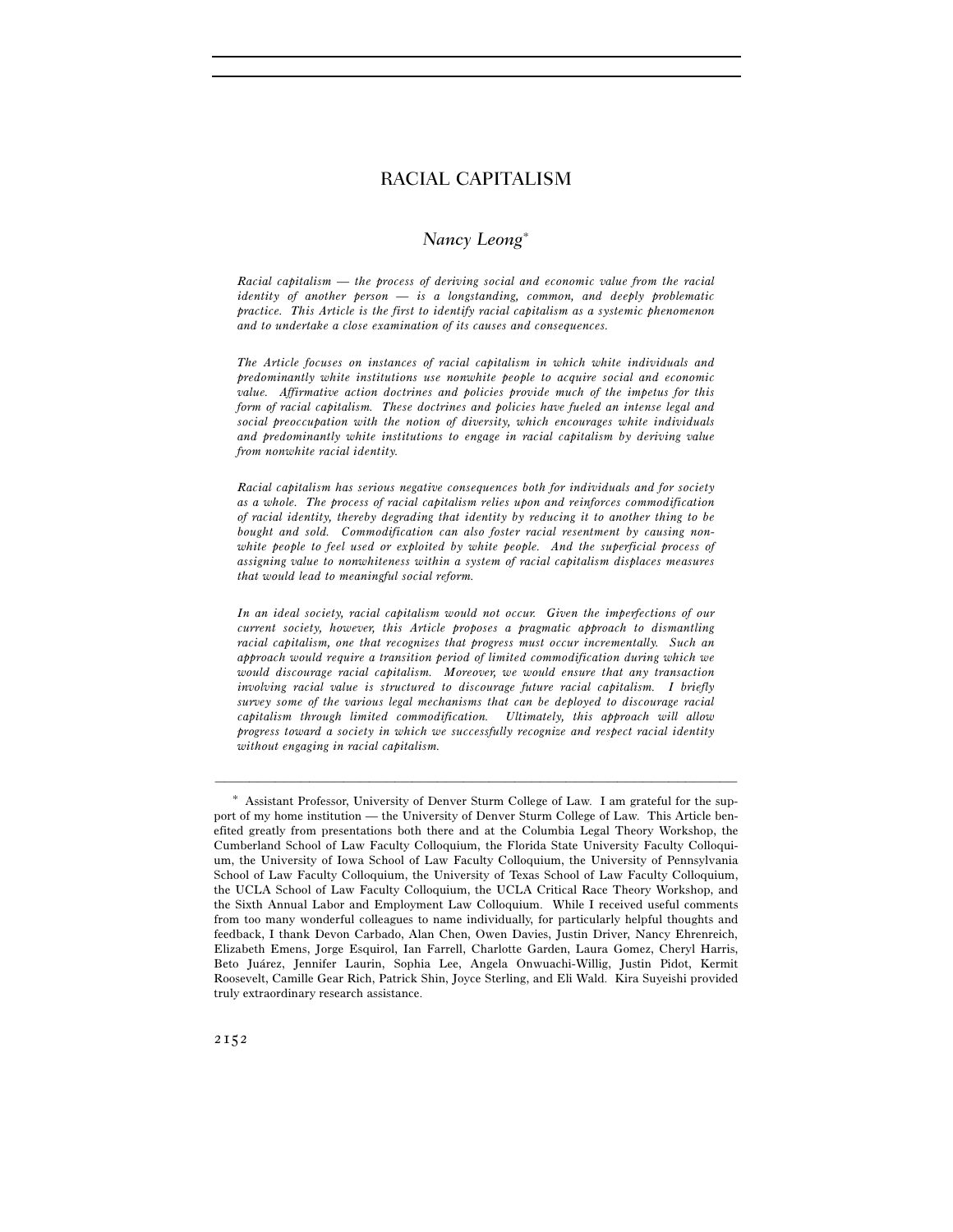# RACIAL CAPITALISM

## *Nancy Leong*[*]

*Racial capitalism — the process of deriving social and economic value from the racial identity of another person — is a longstanding, common, and deeply problematic practice. This Article is the first to identify racial capitalism as a systemic phenomenon and to undertake a close examination of its causes and consequences.*

*The Article focuses on instances of racial capitalism in which white individuals and predominantly white institutions use nonwhite people to acquire social and economic value. Affirmative action doctrines and policies provide much of the impetus for this form of racial capitalism. These doctrines and policies have fueled an intense legal and social preoccupation with the notion of diversity, which encourages white individuals and predominantly white institutions to engage in racial capitalism by deriving value from nonwhite racial identity.*

*Racial capitalism has serious negative consequences both for individuals and for society as a whole. The process of racial capitalism relies upon and reinforces commodification of racial identity, thereby degrading that identity by reducing it to another thing to be bought and sold. Commodification can also foster racial resentment by causing nonwhite people to feel used or exploited by white people. And the superficial process of assigning value to nonwhiteness within a system of racial capitalism displaces measures that would lead to meaningful social reform.*

*In an ideal society, racial capitalism would not occur. Given the imperfections of our current society, however, this Article proposes a pragmatic approach to dismantling racial capitalism, one that recognizes that progress must occur incrementally. Such an approach would require a transition period of limited commodification during which we would discourage racial capitalism. Moreover, we would ensure that any transaction involving racial value is structured to discourage future racial capitalism. I briefly survey some of the various legal mechanisms that can be deployed to discourage racial capitalism through limited commodification. Ultimately, this approach will allow progress toward a society in which we successfully recognize and respect racial identity without engaging in racial capitalism.*

---

[*] Assistant Professor, University of Denver Sturm College of Law. I am grateful for the support of my home institution — the University of Denver Sturm College of Law. This Article benefited greatly from presentations both there and at the Columbia Legal Theory Workshop, the Cumberland School of Law Faculty Colloquium, the Florida State University Faculty Colloquium, the University of Iowa School of Law Faculty Colloquium, the University of Pennsylvania School of Law Faculty Colloquium, the University of Texas School of Law Faculty Colloquium, the UCLA School of Law Faculty Colloquium, the UCLA Critical Race Theory Workshop, and the Sixth Annual Labor and Employment Law Colloquium. While I received useful comments from too many wonderful colleagues to name individually, for particularly helpful thoughts and feedback, I thank Devon Carbado, Alan Chen, Owen Davies, Justin Driver, Nancy Ehrenreich, Elizabeth Emens, Jorge Esquirol, Ian Farrell, Charlotte Garden, Laura Gomez, Cheryl Harris, Beto Juárez, Jennifer Laurin, Sophia Lee, Angela Onwuachi-Willig, Justin Pidot, Kermit Roosevelt, Camille Gear Rich, Patrick Shin, Joyce Sterling, and Eli Wald. Kira Suyeishi provided truly extraordinary research assistance.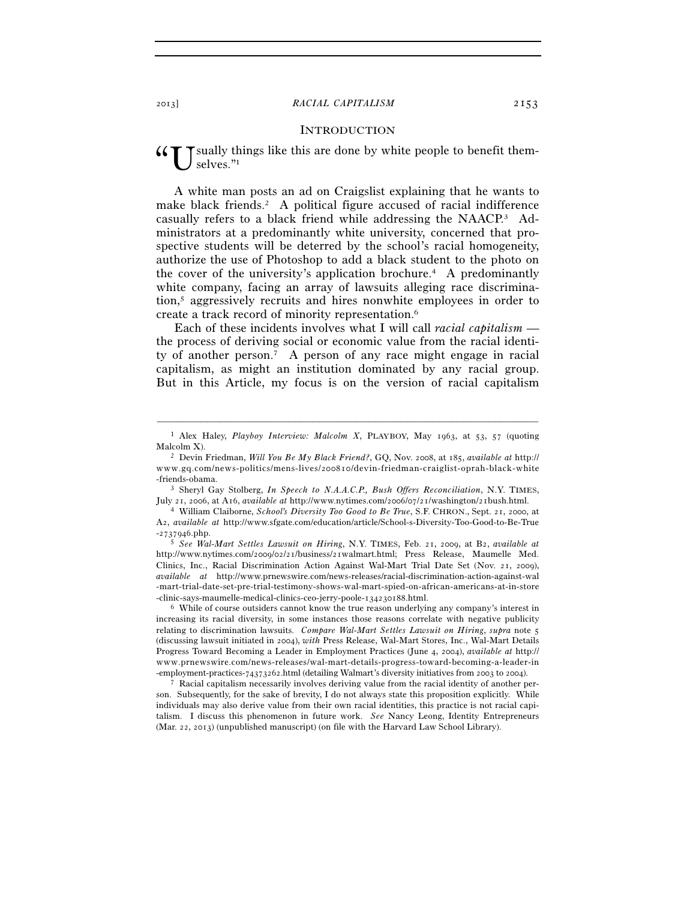## INTRODUCTION

"Usually things like this are done by white people to benefit themselves."[1]

A white man posts an ad on Craigslist explaining that he wants to make black friends.[2] A political figure accused of racial indifference casually refers to a black friend while addressing the NAACP.[3] Administrators at a predominantly white university, concerned that prospective students will be deterred by the school's racial homogeneity, authorize the use of Photoshop to add a black student to the photo on the cover of the university's application brochure.[4] A predominantly white company, facing an array of lawsuits alleging race discrimination,[5] aggressively recruits and hires nonwhite employees in order to create a track record of minority representation.[6]

Each of these incidents involves what I will call *racial capitalism* — the process of deriving social or economic value from the racial identity of another person.[7] A person of any race might engage in racial capitalism, as might an institution dominated by any racial group. But in this Article, my focus is on the version of racial capitalism

---

[1] Alex Haley, *Playboy Interview: Malcolm X*, PLAYBOY, May 1963, at 53, 57 (quoting Malcolm X).

[2] Devin Friedman, *Will You Be My Black Friend?*, GQ, Nov. 2008, at 185, *available at* http://www.gq.com/news-politics/mens-lives/200810/devin-friedman-craiglist-oprah-black-white-friends-obama.

[3] Sheryl Gay Stolberg, *In Speech to N.A.A.C.P., Bush Offers Reconciliation*, N.Y. TIMES, July 21, 2006, at A16, *available at* http://www.nytimes.com/2006/07/21/washington/21bush.html.

[4] William Claiborne, *School's Diversity Too Good to Be True*, S.F. CHRON., Sept. 21, 2000, at A2, *available at* http://www.sfgate.com/education/article/School-s-Diversity-Too-Good-to-Be-True-2737946.php.

[5] *See Wal-Mart Settles Lawsuit on Hiring*, N.Y. TIMES, Feb. 21, 2009, at B2, *available at* http://www.nytimes.com/2009/02/21/business/21walmart.html; Press Release, Maumelle Med. Clinics, Inc., Racial Discrimination Action Against Wal-Mart Trial Date Set (Nov. 21, 2009), *available at* http://www.prnewswire.com/news-releases/racial-discrimination-action-against-wal-mart-trial-date-set-pre-trial-testimony-shows-wal-mart-spied-on-african-americans-at-in-store-clinic-says-maumelle-medical-clinics-ceo-jerry-poole-134230188.html.

[6] While of course outsiders cannot know the true reason underlying any company's interest in increasing its racial diversity, in some instances those reasons correlate with negative publicity relating to discrimination lawsuits. *Compare Wal-Mart Settles Lawsuit on Hiring*, *supra* note 5 (discussing lawsuit initiated in 2004), *with* Press Release, Wal-Mart Stores, Inc., Wal-Mart Details Progress Toward Becoming a Leader in Employment Practices (June 4, 2004), *available at* http://www.prnewswire.com/news-releases/wal-mart-details-progress-toward-becoming-a-leader-in-employment-practices-74373262.html (detailing Walmart's diversity initiatives from 2003 to 2004).

[7] Racial capitalism necessarily involves deriving value from the racial identity of another person. Subsequently, for the sake of brevity, I do not always state this proposition explicitly. While individuals may also derive value from their own racial identities, this practice is not racial capitalism. I discuss this phenomenon in future work. *See* Nancy Leong, Identity Entrepreneurs (Mar. 22, 2013) (unpublished manuscript) (on file with the Harvard Law School Library).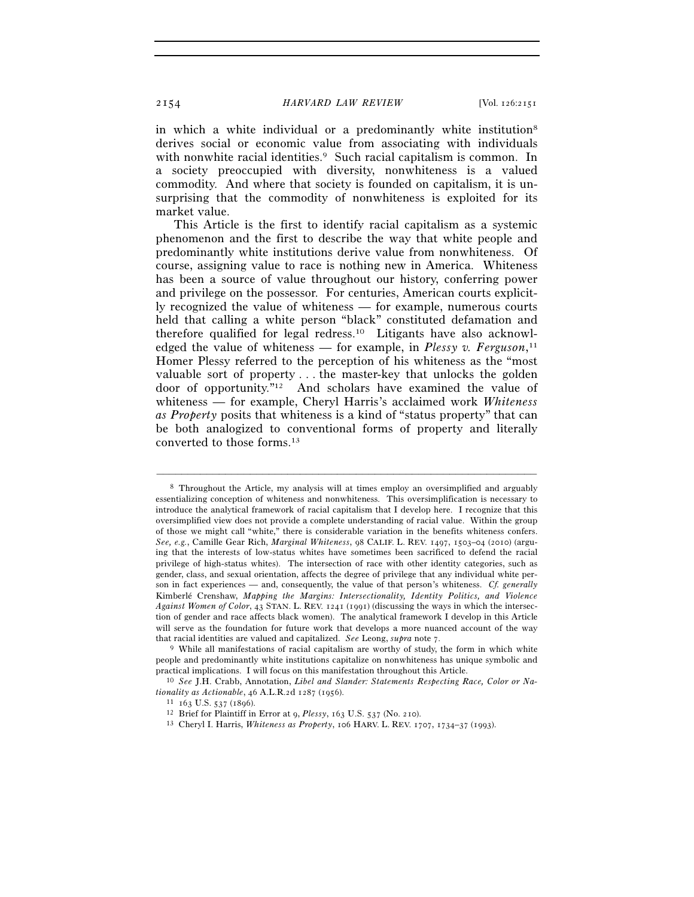in which a white individual or a predominantly white institution[8] derives social or economic value from associating with individuals with nonwhite racial identities.[9] Such racial capitalism is common. In a society preoccupied with diversity, nonwhiteness is a valued commodity. And where that society is founded on capitalism, it is unsurprising that the commodity of nonwhiteness is exploited for its market value.

This Article is the first to identify racial capitalism as a systemic phenomenon and the first to describe the way that white people and predominantly white institutions derive value from nonwhiteness. Of course, assigning value to race is nothing new in America. Whiteness has been a source of value throughout our history, conferring power and privilege on the possessor. For centuries, American courts explicitly recognized the value of whiteness — for example, numerous courts held that calling a white person "black" constituted defamation and therefore qualified for legal redress.[10] Litigants have also acknowledged the value of whiteness — for example, in *Plessy v. Ferguson*,[11] Homer Plessy referred to the perception of his whiteness as the "most valuable sort of property . . . the master-key that unlocks the golden door of opportunity."[12] And scholars have examined the value of whiteness — for example, Cheryl Harris's acclaimed work *Whiteness as Property* posits that whiteness is a kind of "status property" that can be both analogized to conventional forms of property and literally converted to those forms.[13]

---

[8] Throughout the Article, my analysis will at times employ an oversimplified and arguably essentializing conception of whiteness and nonwhiteness. This oversimplification is necessary to introduce the analytical framework of racial capitalism that I develop here. I recognize that this oversimplified view does not provide a complete understanding of racial value. Within the group of those we might call "white," there is considerable variation in the benefits whiteness confers. *See, e.g.*, Camille Gear Rich, *Marginal Whiteness*, 98 CALIF. L. REV. 1497, 1503–04 (2010) (arguing that the interests of low-status whites have sometimes been sacrificed to defend the racial privilege of high-status whites). The intersection of race with other identity categories, such as gender, class, and sexual orientation, affects the degree of privilege that any individual white person in fact experiences — and, consequently, the value of that person's whiteness. *Cf. generally* Kimberlé Crenshaw, *Mapping the Margins: Intersectionality, Identity Politics, and Violence Against Women of Color*, 43 STAN. L. REV. 1241 (1991) (discussing the ways in which the intersection of gender and race affects black women). The analytical framework I develop in this Article will serve as the foundation for future work that develops a more nuanced account of the way that racial identities are valued and capitalized. *See* Leong, *supra* note 7.

[9] While all manifestations of racial capitalism are worthy of study, the form in which white people and predominantly white institutions capitalize on nonwhiteness has unique symbolic and practical implications. I will focus on this manifestation throughout this Article.

[10] *See* J.H. Crabb, Annotation, *Libel and Slander: Statements Respecting Race, Color or Nationality as Actionable*, 46 A.L.R.2d 1287 (1956).

[11] 163 U.S. 537 (1896).

[12] Brief for Plaintiff in Error at 9, *Plessy*, 163 U.S. 537 (No. 210).

[13] Cheryl I. Harris, *Whiteness as Property*, 106 HARV. L. REV. 1707, 1734–37 (1993).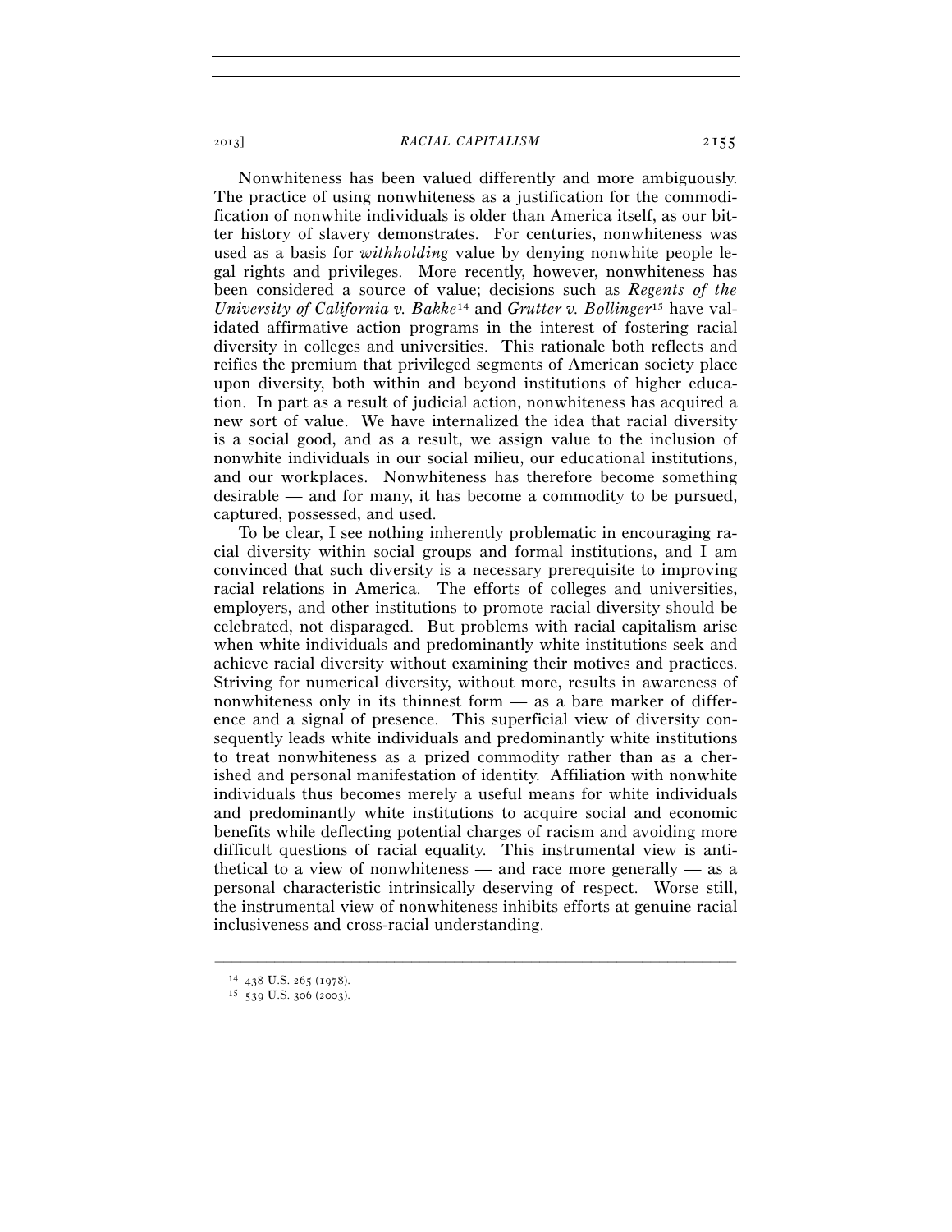Nonwhiteness has been valued differently and more ambiguously. The practice of using nonwhiteness as a justification for the commodification of nonwhite individuals is older than America itself, as our bitter history of slavery demonstrates. For centuries, nonwhiteness was used as a basis for *withholding* value by denying nonwhite people legal rights and privileges. More recently, however, nonwhiteness has been considered a source of value; decisions such as *Regents of the University of California v. Bakke*[14] and *Grutter v. Bollinger*[15] have validated affirmative action programs in the interest of fostering racial diversity in colleges and universities. This rationale both reflects and reifies the premium that privileged segments of American society place upon diversity, both within and beyond institutions of higher education. In part as a result of judicial action, nonwhiteness has acquired a new sort of value. We have internalized the idea that racial diversity is a social good, and as a result, we assign value to the inclusion of nonwhite individuals in our social milieu, our educational institutions, and our workplaces. Nonwhiteness has therefore become something desirable — and for many, it has become a commodity to be pursued, captured, possessed, and used.

To be clear, I see nothing inherently problematic in encouraging racial diversity within social groups and formal institutions, and I am convinced that such diversity is a necessary prerequisite to improving racial relations in America. The efforts of colleges and universities, employers, and other institutions to promote racial diversity should be celebrated, not disparaged. But problems with racial capitalism arise when white individuals and predominantly white institutions seek and achieve racial diversity without examining their motives and practices. Striving for numerical diversity, without more, results in awareness of nonwhiteness only in its thinnest form — as a bare marker of difference and a signal of presence. This superficial view of diversity consequently leads white individuals and predominantly white institutions to treat nonwhiteness as a prized commodity rather than as a cherished and personal manifestation of identity. Affiliation with nonwhite individuals thus becomes merely a useful means for white individuals and predominantly white institutions to acquire social and economic benefits while deflecting potential charges of racism and avoiding more difficult questions of racial equality. This instrumental view is antithetical to a view of nonwhiteness — and race more generally — as a personal characteristic intrinsically deserving of respect. Worse still, the instrumental view of nonwhiteness inhibits efforts at genuine racial inclusiveness and cross-racial understanding.

---

[14] 438 U.S. 265 (1978).

[15] 539 U.S. 306 (2003).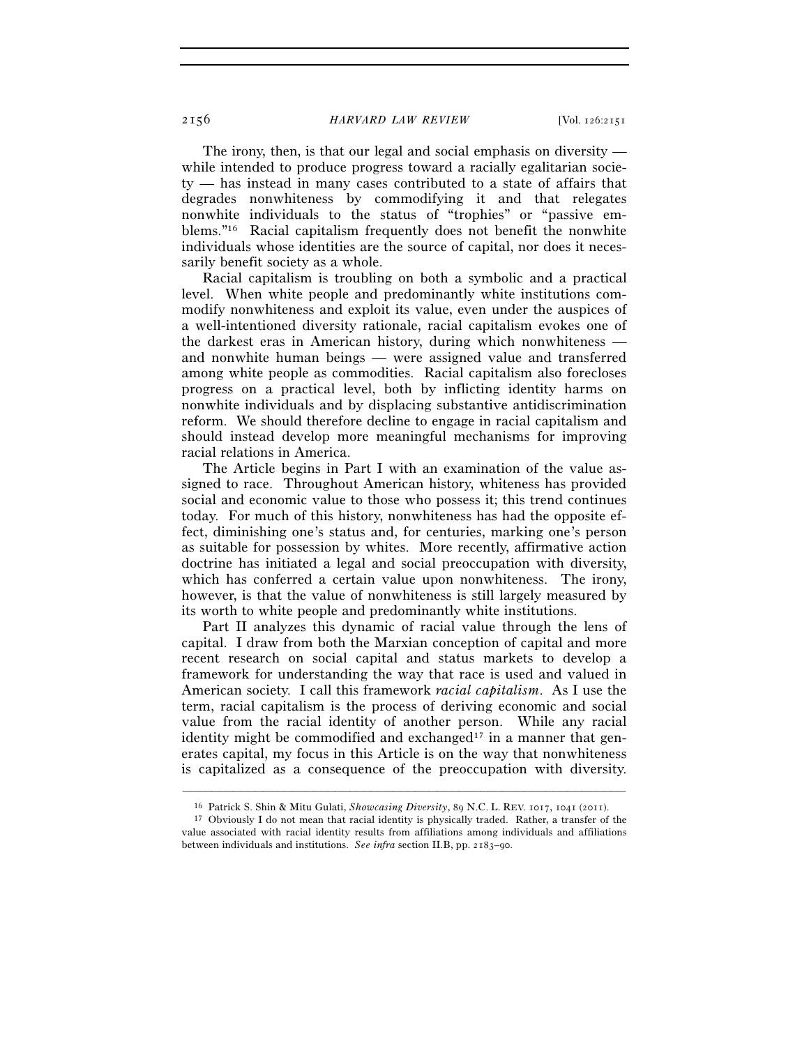The irony, then, is that our legal and social emphasis on diversity — while intended to produce progress toward a racially egalitarian society — has instead in many cases contributed to a state of affairs that degrades nonwhiteness by commodifying it and that relegates nonwhite individuals to the status of "trophies" or "passive emblems."[16] Racial capitalism frequently does not benefit the nonwhite individuals whose identities are the source of capital, nor does it necessarily benefit society as a whole.

Racial capitalism is troubling on both a symbolic and a practical level. When white people and predominantly white institutions commodify nonwhiteness and exploit its value, even under the auspices of a well-intentioned diversity rationale, racial capitalism evokes one of the darkest eras in American history, during which nonwhiteness — and nonwhite human beings — were assigned value and transferred among white people as commodities. Racial capitalism also forecloses progress on a practical level, both by inflicting identity harms on nonwhite individuals and by displacing substantive antidiscrimination reform. We should therefore decline to engage in racial capitalism and should instead develop more meaningful mechanisms for improving racial relations in America.

The Article begins in Part I with an examination of the value assigned to race. Throughout American history, whiteness has provided social and economic value to those who possess it; this trend continues today. For much of this history, nonwhiteness has had the opposite effect, diminishing one's status and, for centuries, marking one's person as suitable for possession by whites. More recently, affirmative action doctrine has initiated a legal and social preoccupation with diversity, which has conferred a certain value upon nonwhiteness. The irony, however, is that the value of nonwhiteness is still largely measured by its worth to white people and predominantly white institutions.

Part II analyzes this dynamic of racial value through the lens of capital. I draw from both the Marxian conception of capital and more recent research on social capital and status markets to develop a framework for understanding the way that race is used and valued in American society. I call this framework *racial capitalism*. As I use the term, racial capitalism is the process of deriving economic and social value from the racial identity of another person. While any racial identity might be commodified and exchanged[17] in a manner that generates capital, my focus in this Article is on the way that nonwhiteness is capitalized as a consequence of the preoccupation with diversity.

---

[16] Patrick S. Shin & Mitu Gulati, *Showcasing Diversity*, 89 N.C. L. REV. 1017, 1041 (2011).

[17] Obviously I do not mean that racial identity is physically traded. Rather, a transfer of the value associated with racial identity results from affiliations among individuals and affiliations between individuals and institutions. *See infra* section II.B, pp. 2183–90.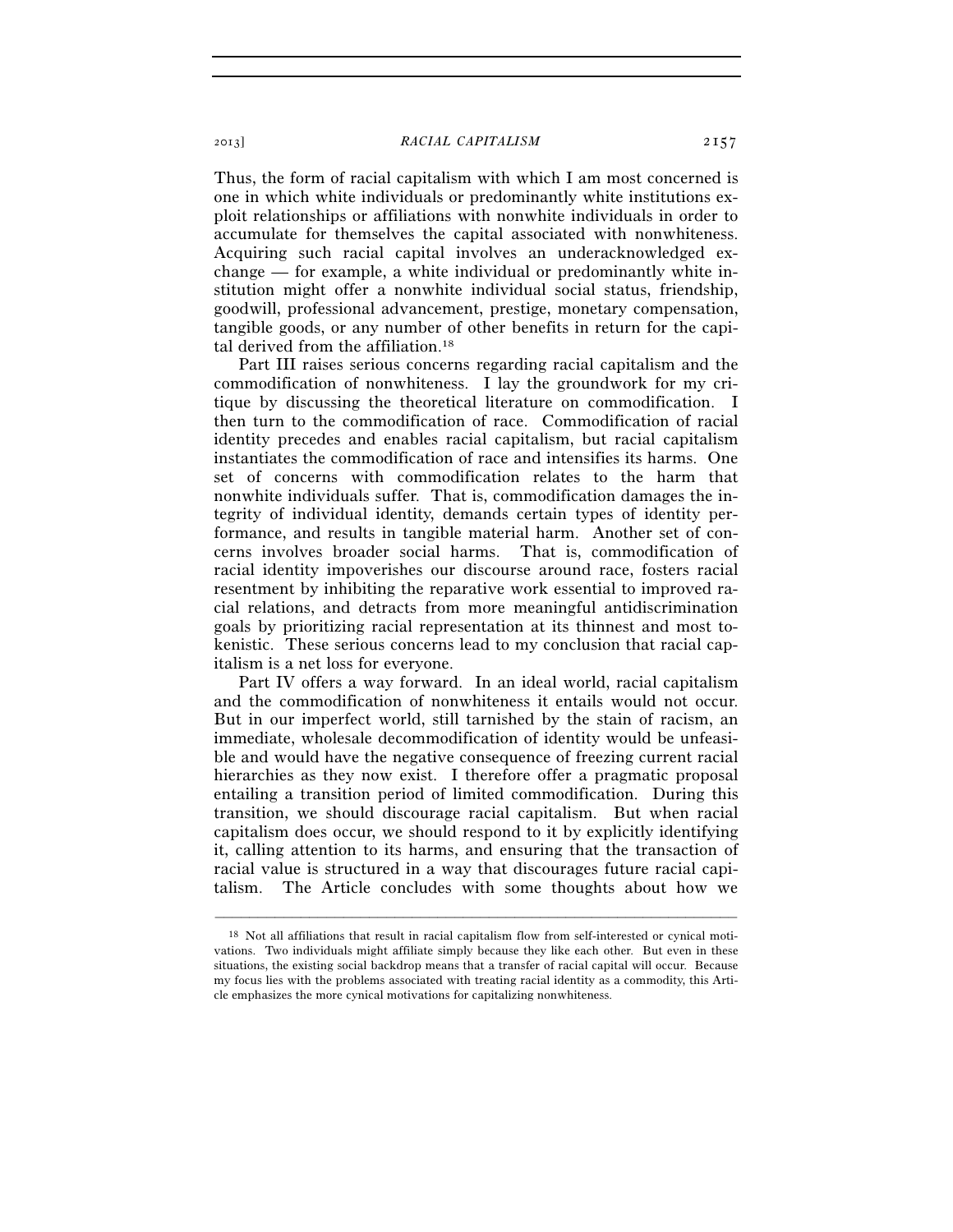Thus, the form of racial capitalism with which I am most concerned is one in which white individuals or predominantly white institutions exploit relationships or affiliations with nonwhite individuals in order to accumulate for themselves the capital associated with nonwhiteness. Acquiring such racial capital involves an underacknowledged exchange — for example, a white individual or predominantly white institution might offer a nonwhite individual social status, friendship, goodwill, professional advancement, prestige, monetary compensation, tangible goods, or any number of other benefits in return for the capital derived from the affiliation.[18]

Part III raises serious concerns regarding racial capitalism and the commodification of nonwhiteness. I lay the groundwork for my critique by discussing the theoretical literature on commodification. I then turn to the commodification of race. Commodification of racial identity precedes and enables racial capitalism, but racial capitalism instantiates the commodification of race and intensifies its harms. One set of concerns with commodification relates to the harm that nonwhite individuals suffer. That is, commodification damages the integrity of individual identity, demands certain types of identity performance, and results in tangible material harm. Another set of concerns involves broader social harms. That is, commodification of racial identity impoverishes our discourse around race, fosters racial resentment by inhibiting the reparative work essential to improved racial relations, and detracts from more meaningful antidiscrimination goals by prioritizing racial representation at its thinnest and most tokenistic. These serious concerns lead to my conclusion that racial capitalism is a net loss for everyone.

Part IV offers a way forward. In an ideal world, racial capitalism and the commodification of nonwhiteness it entails would not occur. But in our imperfect world, still tarnished by the stain of racism, an immediate, wholesale decommodification of identity would be unfeasible and would have the negative consequence of freezing current racial hierarchies as they now exist. I therefore offer a pragmatic proposal entailing a transition period of limited commodification. During this transition, we should discourage racial capitalism. But when racial capitalism does occur, we should respond to it by explicitly identifying it, calling attention to its harms, and ensuring that the transaction of racial value is structured in a way that discourages future racial capitalism. The Article concludes with some thoughts about how we

---

[18] Not all affiliations that result in racial capitalism flow from self-interested or cynical motivations. Two individuals might affiliate simply because they like each other. But even in these situations, the existing social backdrop means that a transfer of racial capital will occur. Because my focus lies with the problems associated with treating racial identity as a commodity, this Article emphasizes the more cynical motivations for capitalizing nonwhiteness.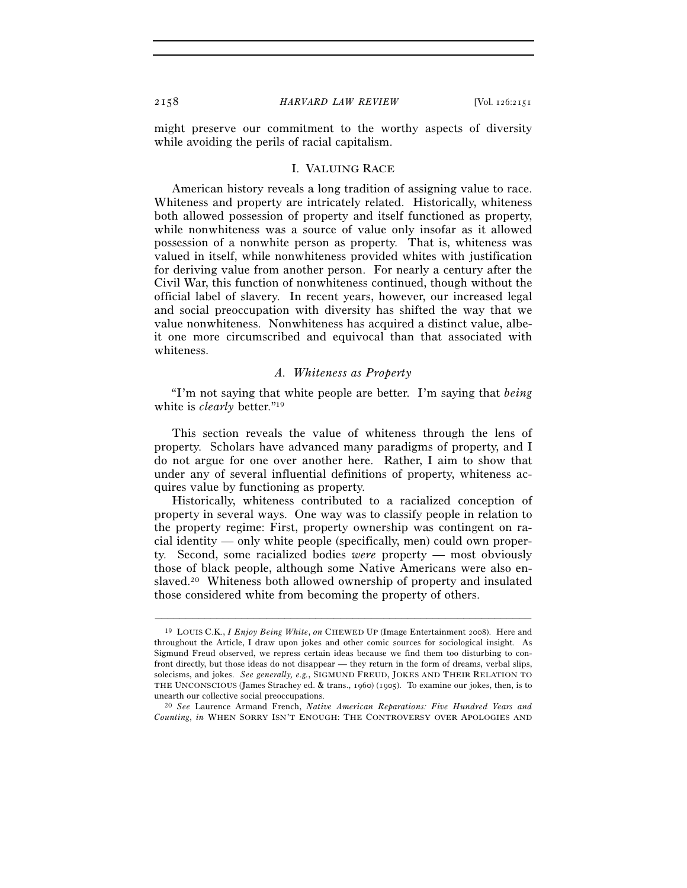might preserve our commitment to the worthy aspects of diversity while avoiding the perils of racial capitalism.

## I. VALUING RACE

American history reveals a long tradition of assigning value to race. Whiteness and property are intricately related. Historically, whiteness both allowed possession of property and itself functioned as property, while nonwhiteness was a source of value only insofar as it allowed possession of a nonwhite person as property. That is, whiteness was valued in itself, while nonwhiteness provided whites with justification for deriving value from another person. For nearly a century after the Civil War, this function of nonwhiteness continued, though without the official label of slavery. In recent years, however, our increased legal and social preoccupation with diversity has shifted the way that we value nonwhiteness. Nonwhiteness has acquired a distinct value, albeit one more circumscribed and equivocal than that associated with whiteness.

### *A. Whiteness as Property*

"I'm not saying that white people are better. I'm saying that *being* white is *clearly* better."[19]

This section reveals the value of whiteness through the lens of property. Scholars have advanced many paradigms of property, and I do not argue for one over another here. Rather, I aim to show that under any of several influential definitions of property, whiteness acquires value by functioning as property.

Historically, whiteness contributed to a racialized conception of property in several ways. One way was to classify people in relation to the property regime: First, property ownership was contingent on racial identity — only white people (specifically, men) could own property. Second, some racialized bodies *were* property — most obviously those of black people, although some Native Americans were also enslaved.[20] Whiteness both allowed ownership of property and insulated those considered white from becoming the property of others.

---

[19] LOUIS C.K., *I Enjoy Being White*, *on* CHEWED UP (Image Entertainment 2008). Here and throughout the Article, I draw upon jokes and other comic sources for sociological insight. As Sigmund Freud observed, we repress certain ideas because we find them too disturbing to confront directly, but those ideas do not disappear — they return in the form of dreams, verbal slips, solecisms, and jokes. *See generally, e.g.*, SIGMUND FREUD, JOKES AND THEIR RELATION TO THE UNCONSCIOUS (James Strachey ed. & trans., 1960) (1905). To examine our jokes, then, is to unearth our collective social preoccupations.

[20] *See* Laurence Armand French, *Native American Reparations: Five Hundred Years and Counting*, *in* WHEN SORRY ISN'T ENOUGH: THE CONTROVERSY OVER APOLOGIES AND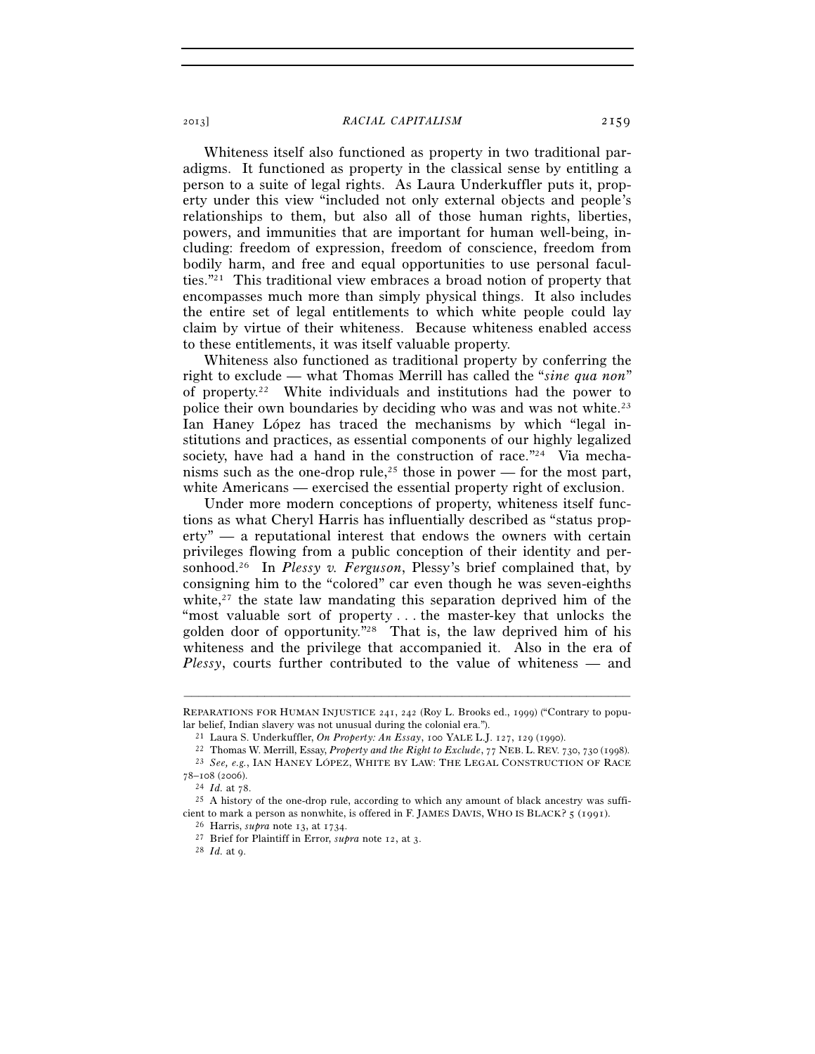Whiteness itself also functioned as property in two traditional paradigms. It functioned as property in the classical sense by entitling a person to a suite of legal rights. As Laura Underkuffler puts it, property under this view "included not only external objects and people's relationships to them, but also all of those human rights, liberties, powers, and immunities that are important for human well-being, including: freedom of expression, freedom of conscience, freedom from bodily harm, and free and equal opportunities to use personal faculties."[21] This traditional view embraces a broad notion of property that encompasses much more than simply physical things. It also includes the entire set of legal entitlements to which white people could lay claim by virtue of their whiteness. Because whiteness enabled access to these entitlements, it was itself valuable property.

Whiteness also functioned as traditional property by conferring the right to exclude — what Thomas Merrill has called the "*sine qua non*" of property.[22] White individuals and institutions had the power to police their own boundaries by deciding who was and was not white.[23] Ian Haney López has traced the mechanisms by which "legal institutions and practices, as essential components of our highly legalized society, have had a hand in the construction of race."[24] Via mechanisms such as the one-drop rule,[25] those in power — for the most part, white Americans — exercised the essential property right of exclusion.

Under more modern conceptions of property, whiteness itself functions as what Cheryl Harris has influentially described as "status property" — a reputational interest that endows the owners with certain privileges flowing from a public conception of their identity and personhood.[26] In *Plessy v. Ferguson*, Plessy's brief complained that, by consigning him to the "colored" car even though he was seven-eighths white,[27] the state law mandating this separation deprived him of the "most valuable sort of property . . . the master-key that unlocks the golden door of opportunity."[28] That is, the law deprived him of his whiteness and the privilege that accompanied it. Also in the era of *Plessy*, courts further contributed to the value of whiteness — and

---

REPARATIONS FOR HUMAN INJUSTICE 241, 242 (Roy L. Brooks ed., 1999) ("Contrary to popular belief, Indian slavery was not unusual during the colonial era.").

[21] Laura S. Underkuffler, *On Property: An Essay*, 100 YALE L.J. 127, 129 (1990).

[22] Thomas W. Merrill, Essay, *Property and the Right to Exclude*, 77 NEB. L. REV. 730, 730 (1998).

[23] *See, e.g.*, IAN HANEY LÓPEZ, WHITE BY LAW: THE LEGAL CONSTRUCTION OF RACE 78–108 (2006).

[24] *Id.* at 78.

[25] A history of the one-drop rule, according to which any amount of black ancestry was sufficient to mark a person as nonwhite, is offered in F. JAMES DAVIS, WHO IS BLACK? 5 (1991).

[26] Harris, *supra* note 13, at 1734.

[27] Brief for Plaintiff in Error, *supra* note 12, at 3.

[28] *Id.* at 9.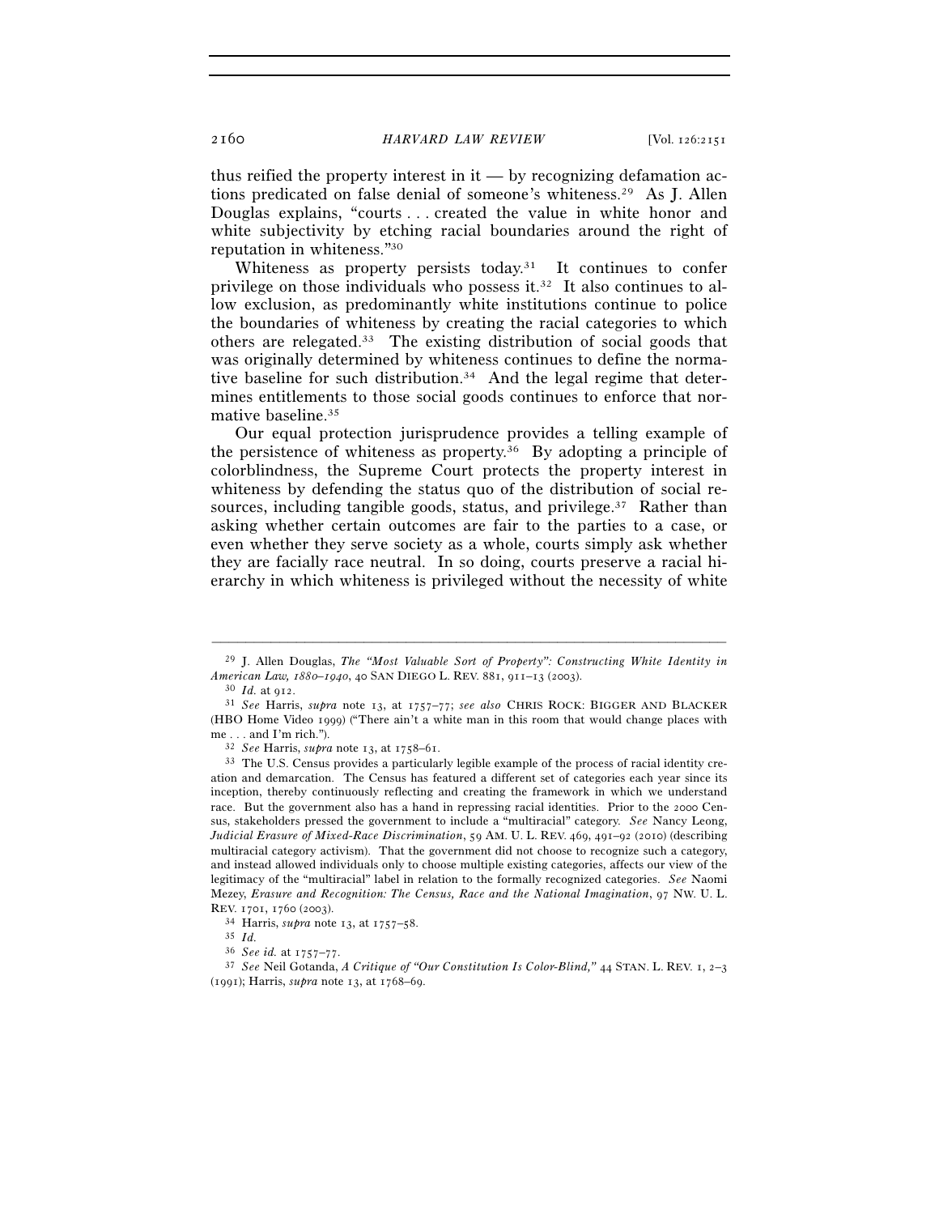thus reified the property interest in it — by recognizing defamation actions predicated on false denial of someone's whiteness.[29] As J. Allen Douglas explains, "courts . . . created the value in white honor and white subjectivity by etching racial boundaries around the right of reputation in whiteness."[30]

Whiteness as property persists today.[31] It continues to confer privilege on those individuals who possess it.[32] It also continues to allow exclusion, as predominantly white institutions continue to police the boundaries of whiteness by creating the racial categories to which others are relegated.[33] The existing distribution of social goods that was originally determined by whiteness continues to define the normative baseline for such distribution.[34] And the legal regime that determines entitlements to those social goods continues to enforce that normative baseline.[35]

Our equal protection jurisprudence provides a telling example of the persistence of whiteness as property.[36] By adopting a principle of colorblindness, the Supreme Court protects the property interest in whiteness by defending the status quo of the distribution of social resources, including tangible goods, status, and privilege.[37] Rather than asking whether certain outcomes are fair to the parties to a case, or even whether they serve society as a whole, courts simply ask whether they are facially race neutral. In so doing, courts preserve a racial hierarchy in which whiteness is privileged without the necessity of white

---

[29] J. Allen Douglas, *The "Most Valuable Sort of Property": Constructing White Identity in American Law, 1880–1940*, 40 SAN DIEGO L. REV. 881, 911–13 (2003).

[30] *Id.* at 912.

[31] *See* Harris, *supra* note 13, at 1757–77; *see also* CHRIS ROCK: BIGGER AND BLACKER (HBO Home Video 1999) ("There ain't a white man in this room that would change places with me . . . and I'm rich.").

[32] *See* Harris, *supra* note 13, at 1758–61.

[33] The U.S. Census provides a particularly legible example of the process of racial identity creation and demarcation. The Census has featured a different set of categories each year since its inception, thereby continuously reflecting and creating the framework in which we understand race. But the government also has a hand in repressing racial identities. Prior to the 2000 Census, stakeholders pressed the government to include a "multiracial" category. *See* Nancy Leong, *Judicial Erasure of Mixed-Race Discrimination*, 59 AM. U. L. REV. 469, 491–92 (2010) (describing multiracial category activism). That the government did not choose to recognize such a category, and instead allowed individuals only to choose multiple existing categories, affects our view of the legitimacy of the "multiracial" label in relation to the formally recognized categories. *See* Naomi Mezey, *Erasure and Recognition: The Census, Race and the National Imagination*, 97 NW. U. L. REV. 1701, 1760 (2003).

[34] Harris, *supra* note 13, at 1757–58.

[35] *Id.*

[36] *See id.* at 1757–77.

[37] *See* Neil Gotanda, *A Critique of "Our Constitution Is Color-Blind,"* 44 STAN. L. REV. 1, 2–3 (1991); Harris, *supra* note 13, at 1768–69.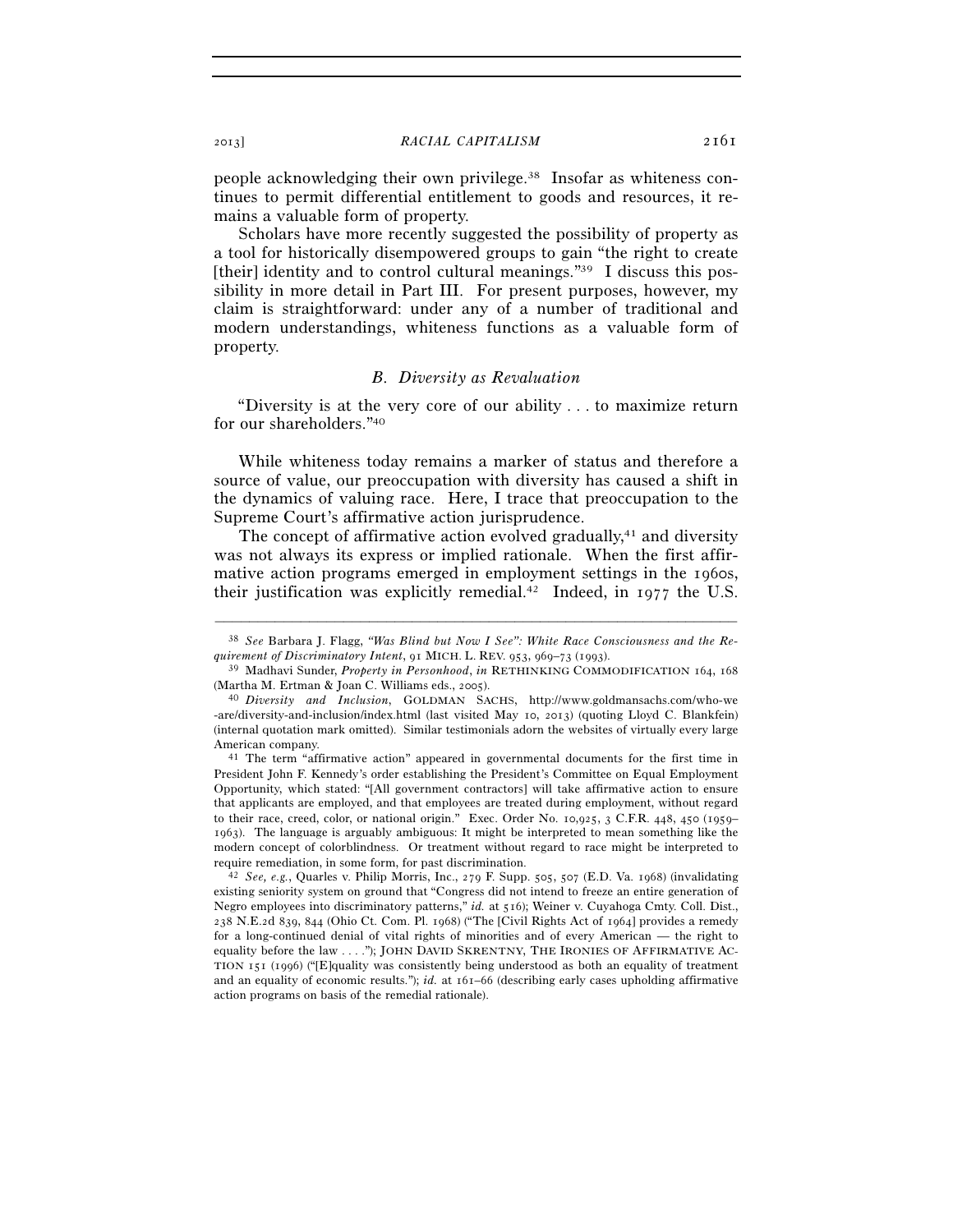people acknowledging their own privilege.[38] Insofar as whiteness continues to permit differential entitlement to goods and resources, it remains a valuable form of property.

Scholars have more recently suggested the possibility of property as a tool for historically disempowered groups to gain "the right to create [their] identity and to control cultural meanings."[39] I discuss this possibility in more detail in Part III. For present purposes, however, my claim is straightforward: under any of a number of traditional and modern understandings, whiteness functions as a valuable form of property.

### *B. Diversity as Revaluation*

"Diversity is at the very core of our ability . . . to maximize return for our shareholders."[40]

While whiteness today remains a marker of status and therefore a source of value, our preoccupation with diversity has caused a shift in the dynamics of valuing race. Here, I trace that preoccupation to the Supreme Court's affirmative action jurisprudence.

The concept of affirmative action evolved gradually,[41] and diversity was not always its express or implied rationale. When the first affirmative action programs emerged in employment settings in the 1960s, their justification was explicitly remedial.[42] Indeed, in 1977 the U.S.

---

[38] *See* Barbara J. Flagg, *"Was Blind but Now I See": White Race Consciousness and the Requirement of Discriminatory Intent*, 91 MICH. L. REV. 953, 969–73 (1993).

[39] Madhavi Sunder, *Property in Personhood*, *in* RETHINKING COMMODIFICATION 164, 168 (Martha M. Ertman & Joan C. Williams eds., 2005).

[40] *Diversity and Inclusion*, GOLDMAN SACHS, http://www.goldmansachs.com/who-we-are/diversity-and-inclusion/index.html (last visited May 10, 2013) (quoting Lloyd C. Blankfein) (internal quotation mark omitted). Similar testimonials adorn the websites of virtually every large American company.

[41] The term "affirmative action" appeared in governmental documents for the first time in President John F. Kennedy's order establishing the President's Committee on Equal Employment Opportunity, which stated: "[All government contractors] will take affirmative action to ensure that applicants are employed, and that employees are treated during employment, without regard to their race, creed, color, or national origin." Exec. Order No. 10,925, 3 C.F.R. 448, 450 (1959–1963). The language is arguably ambiguous: It might be interpreted to mean something like the modern concept of colorblindness. Or treatment without regard to race might be interpreted to require remediation, in some form, for past discrimination.

[42] *See, e.g.*, Quarles v. Philip Morris, Inc., 279 F. Supp. 505, 507 (E.D. Va. 1968) (invalidating existing seniority system on ground that "Congress did not intend to freeze an entire generation of Negro employees into discriminatory patterns," *id.* at 516); Weiner v. Cuyahoga Cmty. Coll. Dist., 238 N.E.2d 839, 844 (Ohio Ct. Com. Pl. 1968) ("The [Civil Rights Act of 1964] provides a remedy for a long-continued denial of vital rights of minorities and of every American — the right to equality before the law . . . ."); JOHN DAVID SKRENTNY, THE IRONIES OF AFFIRMATIVE ACTION 151 (1996) ("[E]quality was consistently being understood as both an equality of treatment and an equality of economic results."); *id.* at 161–66 (describing early cases upholding affirmative action programs on basis of the remedial rationale).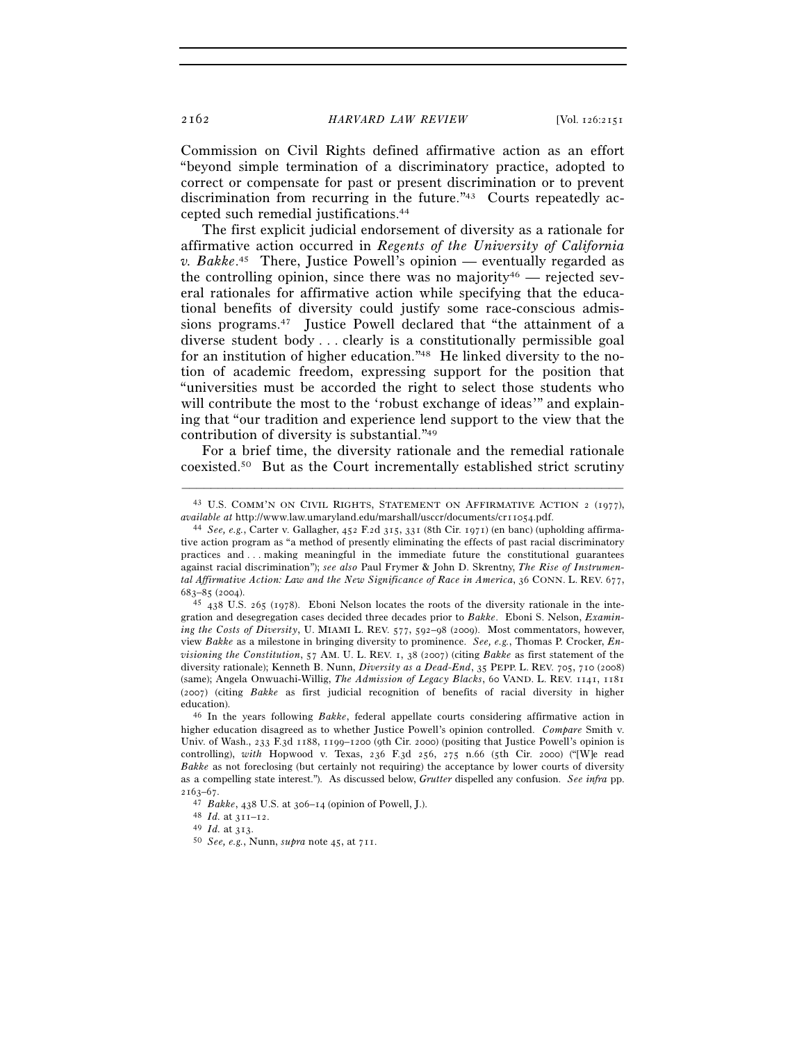Commission on Civil Rights defined affirmative action as an effort "beyond simple termination of a discriminatory practice, adopted to correct or compensate for past or present discrimination or to prevent discrimination from recurring in the future."[43] Courts repeatedly accepted such remedial justifications.[44]

The first explicit judicial endorsement of diversity as a rationale for affirmative action occurred in *Regents of the University of California v. Bakke*.[45] There, Justice Powell's opinion — eventually regarded as the controlling opinion, since there was no majority[46] — rejected several rationales for affirmative action while specifying that the educational benefits of diversity could justify some race-conscious admissions programs.[47] Justice Powell declared that "the attainment of a diverse student body . . . clearly is a constitutionally permissible goal for an institution of higher education."[48] He linked diversity to the notion of academic freedom, expressing support for the position that "universities must be accorded the right to select those students who will contribute the most to the 'robust exchange of ideas'" and explaining that "our tradition and experience lend support to the view that the contribution of diversity is substantial."[49]

For a brief time, the diversity rationale and the remedial rationale coexisted.[50] But as the Court incrementally established strict scrutiny

---

[43] U.S. COMM'N ON CIVIL RIGHTS, STATEMENT ON AFFIRMATIVE ACTION 2 (1977), *available at* http://www.law.umaryland.edu/marshall/usccr/documents/cr11054.pdf.

[44] *See, e.g.*, Carter v. Gallagher, 452 F.2d 315, 331 (8th Cir. 1971) (en banc) (upholding affirmative action program as "a method of presently eliminating the effects of past racial discriminatory practices and . . . making meaningful in the immediate future the constitutional guarantees against racial discrimination"); *see also* Paul Frymer & John D. Skrentny, *The Rise of Instrumental Affirmative Action: Law and the New Significance of Race in America*, 36 CONN. L. REV. 677, 683–85 (2004).

[45] 438 U.S. 265 (1978). Eboni Nelson locates the roots of the diversity rationale in the integration and desegregation cases decided three decades prior to *Bakke*. Eboni S. Nelson, *Examining the Costs of Diversity*, U. MIAMI L. REV. 577, 592–98 (2009). Most commentators, however, view *Bakke* as a milestone in bringing diversity to prominence. *See, e.g.*, Thomas P. Crocker, *Envisioning the Constitution*, 57 AM. U. L. REV. 1, 38 (2007) (citing *Bakke* as first statement of the diversity rationale); Kenneth B. Nunn, *Diversity as a Dead-End*, 35 PEPP. L. REV. 705, 710 (2008) (same); Angela Onwuachi-Willig, *The Admission of Legacy Blacks*, 60 VAND. L. REV. 1141, 1181 (2007) (citing *Bakke* as first judicial recognition of benefits of racial diversity in higher education).

[46] In the years following *Bakke*, federal appellate courts considering affirmative action in higher education disagreed as to whether Justice Powell's opinion controlled. *Compare* Smith v. Univ. of Wash., 233 F.3d 1188, 1199–1200 (9th Cir. 2000) (positing that Justice Powell's opinion is controlling), *with* Hopwood v. Texas, 236 F.3d 256, 275 n.66 (5th Cir. 2000) ("[W]e read *Bakke* as not foreclosing (but certainly not requiring) the acceptance by lower courts of diversity as a compelling state interest."). As discussed below, *Grutter* dispelled any confusion. *See infra* pp. 2163–67.

[47] *Bakke*, 438 U.S. at 306–14 (opinion of Powell, J.).

[48] *Id.* at 311–12.

[49] *Id.* at 313.

[50] *See, e.g.*, Nunn, *supra* note 45, at 711.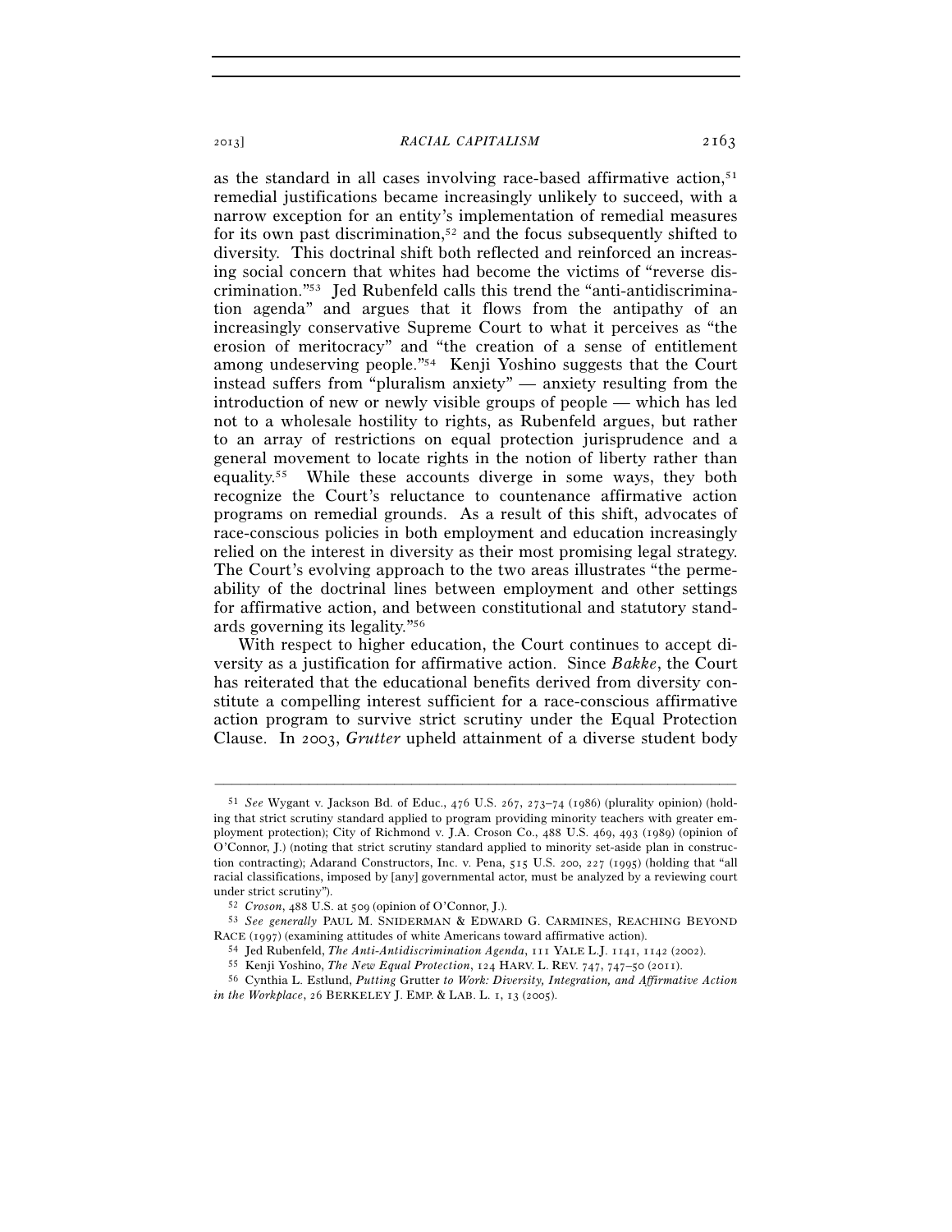as the standard in all cases involving race-based affirmative action,[51] remedial justifications became increasingly unlikely to succeed, with a narrow exception for an entity's implementation of remedial measures for its own past discrimination,[52] and the focus subsequently shifted to diversity. This doctrinal shift both reflected and reinforced an increasing social concern that whites had become the victims of "reverse discrimination."[53] Jed Rubenfeld calls this trend the "anti-antidiscrimination agenda" and argues that it flows from the antipathy of an increasingly conservative Supreme Court to what it perceives as "the erosion of meritocracy" and "the creation of a sense of entitlement among undeserving people."[54] Kenji Yoshino suggests that the Court instead suffers from "pluralism anxiety" — anxiety resulting from the introduction of new or newly visible groups of people — which has led not to a wholesale hostility to rights, as Rubenfeld argues, but rather to an array of restrictions on equal protection jurisprudence and a general movement to locate rights in the notion of liberty rather than equality.[55] While these accounts diverge in some ways, they both recognize the Court's reluctance to countenance affirmative action programs on remedial grounds. As a result of this shift, advocates of race-conscious policies in both employment and education increasingly relied on the interest in diversity as their most promising legal strategy. The Court's evolving approach to the two areas illustrates "the permeability of the doctrinal lines between employment and other settings for affirmative action, and between constitutional and statutory standards governing its legality."[56]

With respect to higher education, the Court continues to accept diversity as a justification for affirmative action. Since *Bakke*, the Court has reiterated that the educational benefits derived from diversity constitute a compelling interest sufficient for a race-conscious affirmative action program to survive strict scrutiny under the Equal Protection Clause. In 2003, *Grutter* upheld attainment of a diverse student body

---

[51] *See* Wygant v. Jackson Bd. of Educ., 476 U.S. 267, 273–74 (1986) (plurality opinion) (holding that strict scrutiny standard applied to program providing minority teachers with greater employment protection); City of Richmond v. J.A. Croson Co., 488 U.S. 469, 493 (1989) (opinion of O'Connor, J.) (noting that strict scrutiny standard applied to minority set-aside plan in construction contracting); Adarand Constructors, Inc. v. Pena, 515 U.S. 200, 227 (1995) (holding that "all racial classifications, imposed by [any] governmental actor, must be analyzed by a reviewing court under strict scrutiny").

[52] *Croson*, 488 U.S. at 509 (opinion of O'Connor, J.).

[53] *See generally* PAUL M. SNIDERMAN & EDWARD G. CARMINES, REACHING BEYOND RACE (1997) (examining attitudes of white Americans toward affirmative action).

[54] Jed Rubenfeld, *The Anti-Antidiscrimination Agenda*, 111 YALE L.J. 1141, 1142 (2002).

[55] Kenji Yoshino, *The New Equal Protection*, 124 HARV. L. REV. 747, 747–50 (2011).

[56] Cynthia L. Estlund, *Putting* Grutter *to Work: Diversity, Integration, and Affirmative Action in the Workplace*, 26 BERKELEY J. EMP. & LAB. L. 1, 13 (2005).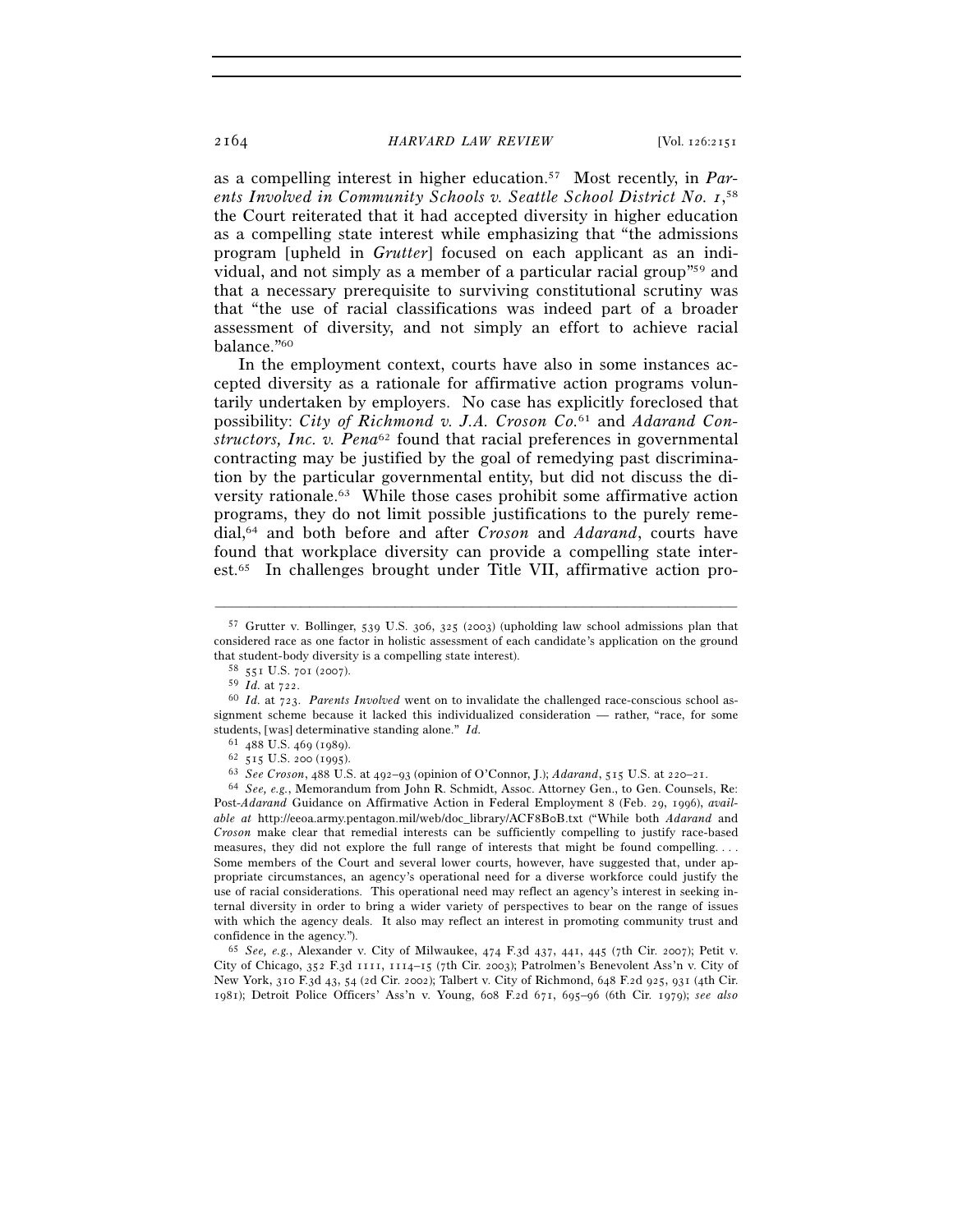as a compelling interest in higher education.[57] Most recently, in *Parents Involved in Community Schools v. Seattle School District No. 1*,[58] the Court reiterated that it had accepted diversity in higher education as a compelling state interest while emphasizing that "the admissions program [upheld in *Grutter*] focused on each applicant as an individual, and not simply as a member of a particular racial group"[59] and that a necessary prerequisite to surviving constitutional scrutiny was that "the use of racial classifications was indeed part of a broader assessment of diversity, and not simply an effort to achieve racial balance."[60]

In the employment context, courts have also in some instances accepted diversity as a rationale for affirmative action programs voluntarily undertaken by employers. No case has explicitly foreclosed that possibility: *City of Richmond v. J.A. Croson Co.*[61] and *Adarand Constructors, Inc. v. Pena*[62] found that racial preferences in governmental contracting may be justified by the goal of remedying past discrimination by the particular governmental entity, but did not discuss the diversity rationale.[63] While those cases prohibit some affirmative action programs, they do not limit possible justifications to the purely remedial,[64] and both before and after *Croson* and *Adarand*, courts have found that workplace diversity can provide a compelling state interest.[65] In challenges brought under Title VII, affirmative action pro-

---

[57] Grutter v. Bollinger, 539 U.S. 306, 325 (2003) (upholding law school admissions plan that considered race as one factor in holistic assessment of each candidate's application on the ground that student-body diversity is a compelling state interest).

[58] 551 U.S. 701 (2007).

[59] *Id.* at 722.

[60] *Id.* at 723. *Parents Involved* went on to invalidate the challenged race-conscious school assignment scheme because it lacked this individualized consideration — rather, "race, for some students, [was] determinative standing alone." *Id.*

[61] 488 U.S. 469 (1989).

[62] 515 U.S. 200 (1995).

[63] *See Croson*, 488 U.S. at 492–93 (opinion of O'Connor, J.); *Adarand*, 515 U.S. at 220–21.

[64] *See, e.g.*, Memorandum from John R. Schmidt, Assoc. Attorney Gen., to Gen. Counsels, Re: Post-*Adarand* Guidance on Affirmative Action in Federal Employment 8 (Feb. 29, 1996), *available at* http://eeoa.army.pentagon.mil/web/doc_library/ACF8B0B.txt ("While both *Adarand* and *Croson* make clear that remedial interests can be sufficiently compelling to justify race-based measures, they did not explore the full range of interests that might be found compelling. . . . Some members of the Court and several lower courts, however, have suggested that, under appropriate circumstances, an agency's operational need for a diverse workforce could justify the use of racial considerations. This operational need may reflect an agency's interest in seeking internal diversity in order to bring a wider variety of perspectives to bear on the range of issues with which the agency deals. It also may reflect an interest in promoting community trust and confidence in the agency.").

[65] *See, e.g.*, Alexander v. City of Milwaukee, 474 F.3d 437, 441, 445 (7th Cir. 2007); Petit v. City of Chicago, 352 F.3d 1111, 1114–15 (7th Cir. 2003); Patrolmen's Benevolent Ass'n v. City of New York, 310 F.3d 43, 54 (2d Cir. 2002); Talbert v. City of Richmond, 648 F.2d 925, 931 (4th Cir. 1981); Detroit Police Officers' Ass'n v. Young, 608 F.2d 671, 695–96 (6th Cir. 1979); *see also*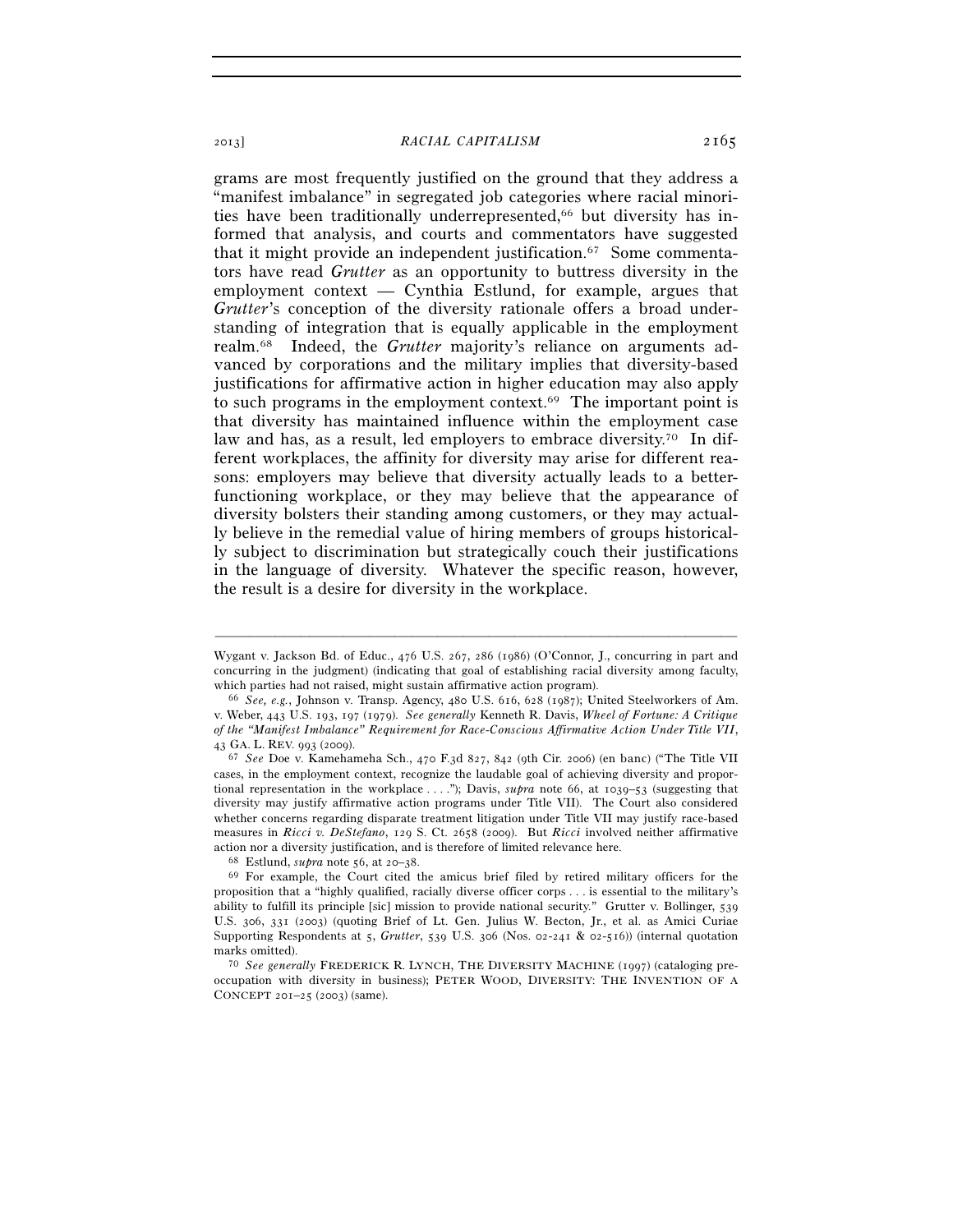grams are most frequently justified on the ground that they address a "manifest imbalance" in segregated job categories where racial minorities have been traditionally underrepresented,[66] but diversity has informed that analysis, and courts and commentators have suggested that it might provide an independent justification.[67] Some commentators have read *Grutter* as an opportunity to buttress diversity in the employment context — Cynthia Estlund, for example, argues that *Grutter*'s conception of the diversity rationale offers a broad understanding of integration that is equally applicable in the employment realm.[68] Indeed, the *Grutter* majority's reliance on arguments advanced by corporations and the military implies that diversity-based justifications for affirmative action in higher education may also apply to such programs in the employment context.[69] The important point is that diversity has maintained influence within the employment case law and has, as a result, led employers to embrace diversity.[70] In different workplaces, the affinity for diversity may arise for different reasons: employers may believe that diversity actually leads to a better-functioning workplace, or they may believe that the appearance of diversity bolsters their standing among customers, or they may actually believe in the remedial value of hiring members of groups historically subject to discrimination but strategically couch their justifications in the language of diversity. Whatever the specific reason, however, the result is a desire for diversity in the workplace.

---

Wygant v. Jackson Bd. of Educ., 476 U.S. 267, 286 (1986) (O'Connor, J., concurring in part and concurring in the judgment) (indicating that goal of establishing racial diversity among faculty, which parties had not raised, might sustain affirmative action program).

[66] *See, e.g.*, Johnson v. Transp. Agency, 480 U.S. 616, 628 (1987); United Steelworkers of Am. v. Weber, 443 U.S. 193, 197 (1979). *See generally* Kenneth R. Davis, *Wheel of Fortune: A Critique of the "Manifest Imbalance" Requirement for Race-Conscious Affirmative Action Under Title VII*, 43 GA. L. REV. 993 (2009).

[67] *See* Doe v. Kamehameha Sch., 470 F.3d 827, 842 (9th Cir. 2006) (en banc) ("The Title VII cases, in the employment context, recognize the laudable goal of achieving diversity and proportional representation in the workplace . . . ."); Davis, *supra* note 66, at 1039–53 (suggesting that diversity may justify affirmative action programs under Title VII). The Court also considered whether concerns regarding disparate treatment litigation under Title VII may justify race-based measures in *Ricci v. DeStefano*, 129 S. Ct. 2658 (2009). But *Ricci* involved neither affirmative action nor a diversity justification, and is therefore of limited relevance here.

[68] Estlund, *supra* note 56, at 20–38.

[69] For example, the Court cited the amicus brief filed by retired military officers for the proposition that a "highly qualified, racially diverse officer corps . . . is essential to the military's ability to fulfill its principle [sic] mission to provide national security." Grutter v. Bollinger, 539 U.S. 306, 331 (2003) (quoting Brief of Lt. Gen. Julius W. Becton, Jr., et al. as Amici Curiae Supporting Respondents at 5, *Grutter*, 539 U.S. 306 (Nos. 02-241 & 02-516)) (internal quotation marks omitted).

[70] *See generally* FREDERICK R. LYNCH, THE DIVERSITY MACHINE (1997) (cataloging preoccupation with diversity in business); PETER WOOD, DIVERSITY: THE INVENTION OF A CONCEPT 201–25 (2003) (same).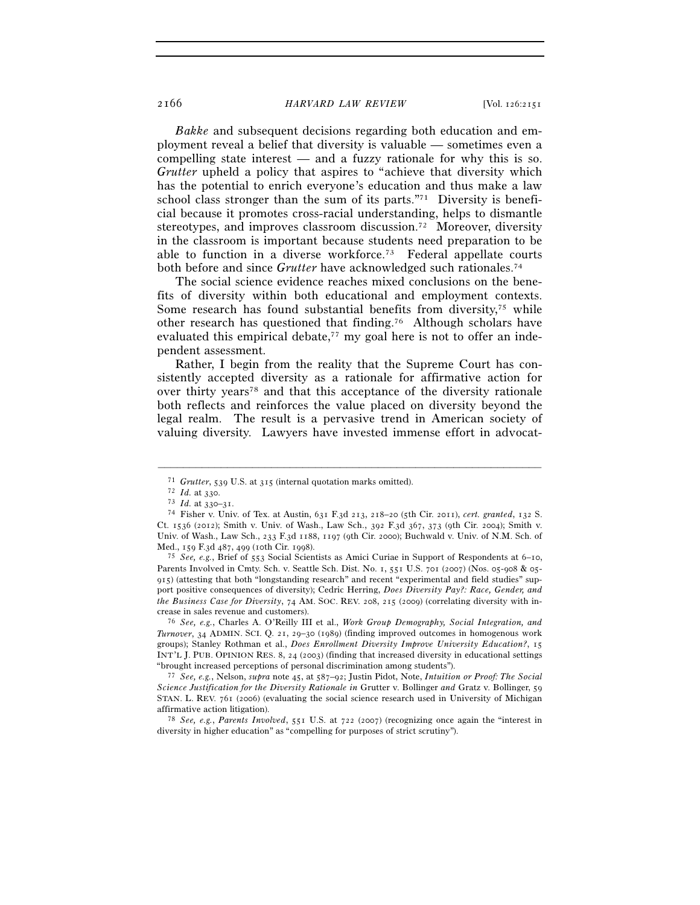*Bakke* and subsequent decisions regarding both education and employment reveal a belief that diversity is valuable — sometimes even a compelling state interest — and a fuzzy rationale for why this is so. *Grutter* upheld a policy that aspires to "achieve that diversity which has the potential to enrich everyone's education and thus make a law school class stronger than the sum of its parts."[71] Diversity is beneficial because it promotes cross-racial understanding, helps to dismantle stereotypes, and improves classroom discussion.[72] Moreover, diversity in the classroom is important because students need preparation to be able to function in a diverse workforce.[73] Federal appellate courts both before and since *Grutter* have acknowledged such rationales.[74]

The social science evidence reaches mixed conclusions on the benefits of diversity within both educational and employment contexts. Some research has found substantial benefits from diversity,[75] while other research has questioned that finding.[76] Although scholars have evaluated this empirical debate,[77] my goal here is not to offer an independent assessment.

Rather, I begin from the reality that the Supreme Court has consistently accepted diversity as a rationale for affirmative action for over thirty years[78] and that this acceptance of the diversity rationale both reflects and reinforces the value placed on diversity beyond the legal realm. The result is a pervasive trend in American society of valuing diversity. Lawyers have invested immense effort in advocat-

---

[71] *Grutter*, 539 U.S. at 315 (internal quotation marks omitted).

[72] *Id.* at 330.

[73] *Id.* at 330–31.

[74] Fisher v. Univ. of Tex. at Austin, 631 F.3d 213, 218–20 (5th Cir. 2011), *cert. granted*, 132 S. Ct. 1536 (2012); Smith v. Univ. of Wash., Law Sch., 392 F.3d 367, 373 (9th Cir. 2004); Smith v. Univ. of Wash., Law Sch., 233 F.3d 1188, 1197 (9th Cir. 2000); Buchwald v. Univ. of N.M. Sch. of Med., 159 F.3d 487, 499 (10th Cir. 1998).

[75] *See, e.g.*, Brief of 553 Social Scientists as Amici Curiae in Support of Respondents at 6–10, Parents Involved in Cmty. Sch. v. Seattle Sch. Dist. No. 1, 551 U.S. 701 (2007) (Nos. 05-908 & 05-915) (attesting that both "longstanding research" and recent "experimental and field studies" support positive consequences of diversity); Cedric Herring, *Does Diversity Pay?: Race, Gender, and the Business Case for Diversity*, 74 AM. SOC. REV. 208, 215 (2009) (correlating diversity with increase in sales revenue and customers).

[76] *See, e.g.*, Charles A. O'Reilly III et al., *Work Group Demography, Social Integration, and Turnover*, 34 ADMIN. SCI. Q. 21, 29–30 (1989) (finding improved outcomes in homogenous work groups); Stanley Rothman et al., *Does Enrollment Diversity Improve University Education?*, 15 INT'L J. PUB. OPINION RES. 8, 24 (2003) (finding that increased diversity in educational settings "brought increased perceptions of personal discrimination among students").

[77] *See, e.g.*, Nelson, *supra* note 45, at 587–92; Justin Pidot, Note, *Intuition or Proof: The Social Science Justification for the Diversity Rationale in* Grutter v. Bollinger *and* Gratz v. Bollinger, 59 STAN. L. REV. 761 (2006) (evaluating the social science research used in University of Michigan affirmative action litigation).

[78] *See, e.g.*, *Parents Involved*, 551 U.S. at 722 (2007) (recognizing once again the "interest in diversity in higher education" as "compelling for purposes of strict scrutiny").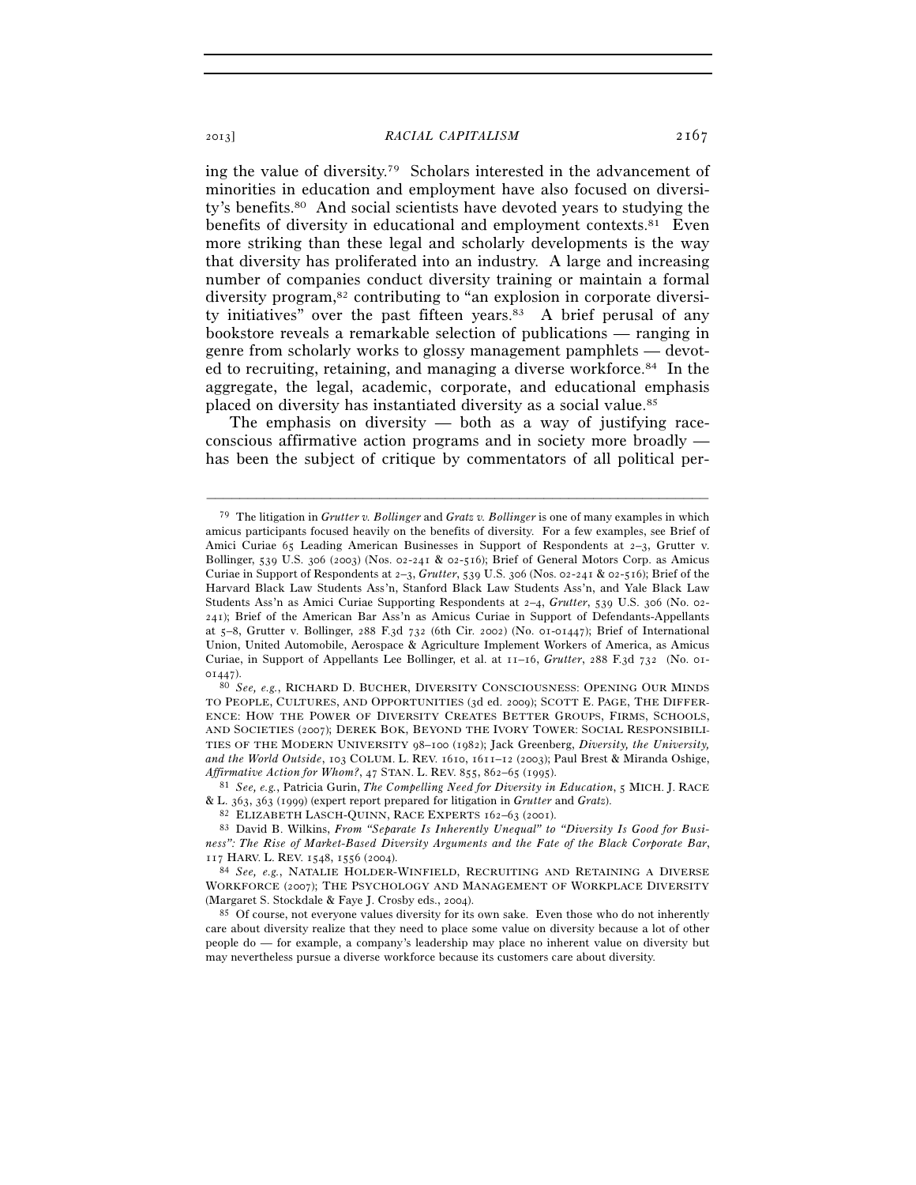ing the value of diversity.[79] Scholars interested in the advancement of minorities in education and employment have also focused on diversity's benefits.[80] And social scientists have devoted years to studying the benefits of diversity in educational and employment contexts.[81] Even more striking than these legal and scholarly developments is the way that diversity has proliferated into an industry. A large and increasing number of companies conduct diversity training or maintain a formal diversity program,[82] contributing to "an explosion in corporate diversity initiatives" over the past fifteen years.[83] A brief perusal of any bookstore reveals a remarkable selection of publications — ranging in genre from scholarly works to glossy management pamphlets — devoted to recruiting, retaining, and managing a diverse workforce.[84] In the aggregate, the legal, academic, corporate, and educational emphasis placed on diversity has instantiated diversity as a social value.[85]

The emphasis on diversity — both as a way of justifying race-conscious affirmative action programs and in society more broadly — has been the subject of critique by commentators of all political per-

---

[79] The litigation in *Grutter v. Bollinger* and *Gratz v. Bollinger* is one of many examples in which amicus participants focused heavily on the benefits of diversity. For a few examples, see Brief of Amici Curiae 65 Leading American Businesses in Support of Respondents at 2–3, Grutter v. Bollinger, 539 U.S. 306 (2003) (Nos. 02-241 & 02-516); Brief of General Motors Corp. as Amicus Curiae in Support of Respondents at 2–3, *Grutter*, 539 U.S. 306 (Nos. 02-241 & 02-516); Brief of the Harvard Black Law Students Ass'n, Stanford Black Law Students Ass'n, and Yale Black Law Students Ass'n as Amici Curiae Supporting Respondents at 2–4, *Grutter*, 539 U.S. 306 (No. 02-241); Brief of the American Bar Ass'n as Amicus Curiae in Support of Defendants-Appellants at 5–8, Grutter v. Bollinger, 288 F.3d 732 (6th Cir. 2002) (No. 01-01447); Brief of International Union, United Automobile, Aerospace & Agriculture Implement Workers of America, as Amicus Curiae, in Support of Appellants Lee Bollinger, et al. at 11–16, *Grutter*, 288 F.3d 732 (No. 01-01447).

[80] *See, e.g.*, RICHARD D. BUCHER, DIVERSITY CONSCIOUSNESS: OPENING OUR MINDS TO PEOPLE, CULTURES, AND OPPORTUNITIES (3d ed. 2009); SCOTT E. PAGE, THE DIFFERENCE: HOW THE POWER OF DIVERSITY CREATES BETTER GROUPS, FIRMS, SCHOOLS, AND SOCIETIES (2007); DEREK BOK, BEYOND THE IVORY TOWER: SOCIAL RESPONSIBILITIES OF THE MODERN UNIVERSITY 98–100 (1982); Jack Greenberg, *Diversity, the University, and the World Outside*, 103 COLUM. L. REV. 1610, 1611–12 (2003); Paul Brest & Miranda Oshige, *Affirmative Action for Whom?*, 47 STAN. L. REV. 855, 862–65 (1995).

[81] *See, e.g.*, Patricia Gurin, *The Compelling Need for Diversity in Education*, 5 MICH. J. RACE & L. 363, 363 (1999) (expert report prepared for litigation in *Grutter* and *Gratz*).

[82] ELIZABETH LASCH-QUINN, RACE EXPERTS 162–63 (2001).

[83] David B. Wilkins, *From "Separate Is Inherently Unequal" to "Diversity Is Good for Business": The Rise of Market-Based Diversity Arguments and the Fate of the Black Corporate Bar*, 117 HARV. L. REV. 1548, 1556 (2004).

[84] *See, e.g.*, NATALIE HOLDER-WINFIELD, RECRUITING AND RETAINING A DIVERSE WORKFORCE (2007); THE PSYCHOLOGY AND MANAGEMENT OF WORKPLACE DIVERSITY (Margaret S. Stockdale & Faye J. Crosby eds., 2004).

[85] Of course, not everyone values diversity for its own sake. Even those who do not inherently care about diversity realize that they need to place some value on diversity because a lot of other people do — for example, a company's leadership may place no inherent value on diversity but may nevertheless pursue a diverse workforce because its customers care about diversity.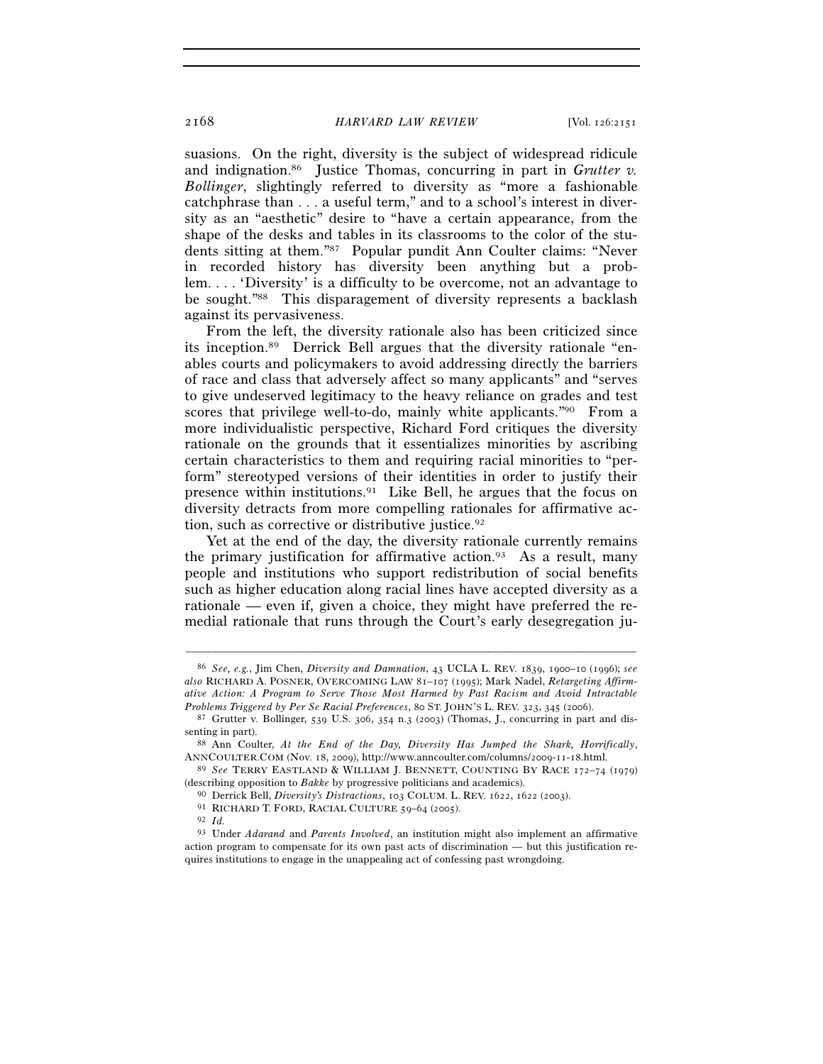suasions. On the right, diversity is the subject of widespread ridicule and indignation.[86] Justice Thomas, concurring in part in *Grutter v. Bollinger*, slightingly referred to diversity as "more a fashionable catchphrase than . . . a useful term," and to a school's interest in diversity as an "aesthetic" desire to "have a certain appearance, from the shape of the desks and tables in its classrooms to the color of the students sitting at them."[87] Popular pundit Ann Coulter claims: "Never in recorded history has diversity been anything but a problem. . . . 'Diversity' is a difficulty to be overcome, not an advantage to be sought."[88] This disparagement of diversity represents a backlash against its pervasiveness.

From the left, the diversity rationale also has been criticized since its inception.[89] Derrick Bell argues that the diversity rationale "enables courts and policymakers to avoid addressing directly the barriers of race and class that adversely affect so many applicants" and "serves to give undeserved legitimacy to the heavy reliance on grades and test scores that privilege well-to-do, mainly white applicants."[90] From a more individualistic perspective, Richard Ford critiques the diversity rationale on the grounds that it essentializes minorities by ascribing certain characteristics to them and requiring racial minorities to "perform" stereotyped versions of their identities in order to justify their presence within institutions.[91] Like Bell, he argues that the focus on diversity detracts from more compelling rationales for affirmative action, such as corrective or distributive justice.[92]

Yet at the end of the day, the diversity rationale currently remains the primary justification for affirmative action.[93] As a result, many people and institutions who support redistribution of social benefits such as higher education along racial lines have accepted diversity as a rationale — even if, given a choice, they might have preferred the remedial rationale that runs through the Court's early desegregation ju-

---

[86] *See, e.g.*, Jim Chen, *Diversity and Damnation*, 43 UCLA L. REV. 1839, 1900–10 (1996); *see also* RICHARD A. POSNER, OVERCOMING LAW 81–107 (1995); Mark Nadel, *Retargeting Affirmative Action: A Program to Serve Those Most Harmed by Past Racism and Avoid Intractable Problems Triggered by Per Se Racial Preferences*, 80 ST. JOHN'S L. REV. 323, 345 (2006).

[87] Grutter v. Bollinger, 539 U.S. 306, 354 n.3 (2003) (Thomas, J., concurring in part and dissenting in part).

[88] Ann Coulter, *At the End of the Day, Diversity Has Jumped the Shark, Horrifically*, ANNCOULTER.COM (Nov. 18, 2009), http://www.anncoulter.com/columns/2009-11-18.html.

[89] *See* TERRY EASTLAND & WILLIAM J. BENNETT, COUNTING BY RACE 172–74 (1979) (describing opposition to *Bakke* by progressive politicians and academics).

[90] Derrick Bell, *Diversity's Distractions*, 103 COLUM. L. REV. 1622, 1622 (2003).

[91] RICHARD T. FORD, RACIAL CULTURE 59–64 (2005).

[92] *Id.*

[93] Under *Adarand* and *Parents Involved*, an institution might also implement an affirmative action program to compensate for its own past acts of discrimination — but this justification requires institutions to engage in the unappealing act of confessing past wrongdoing.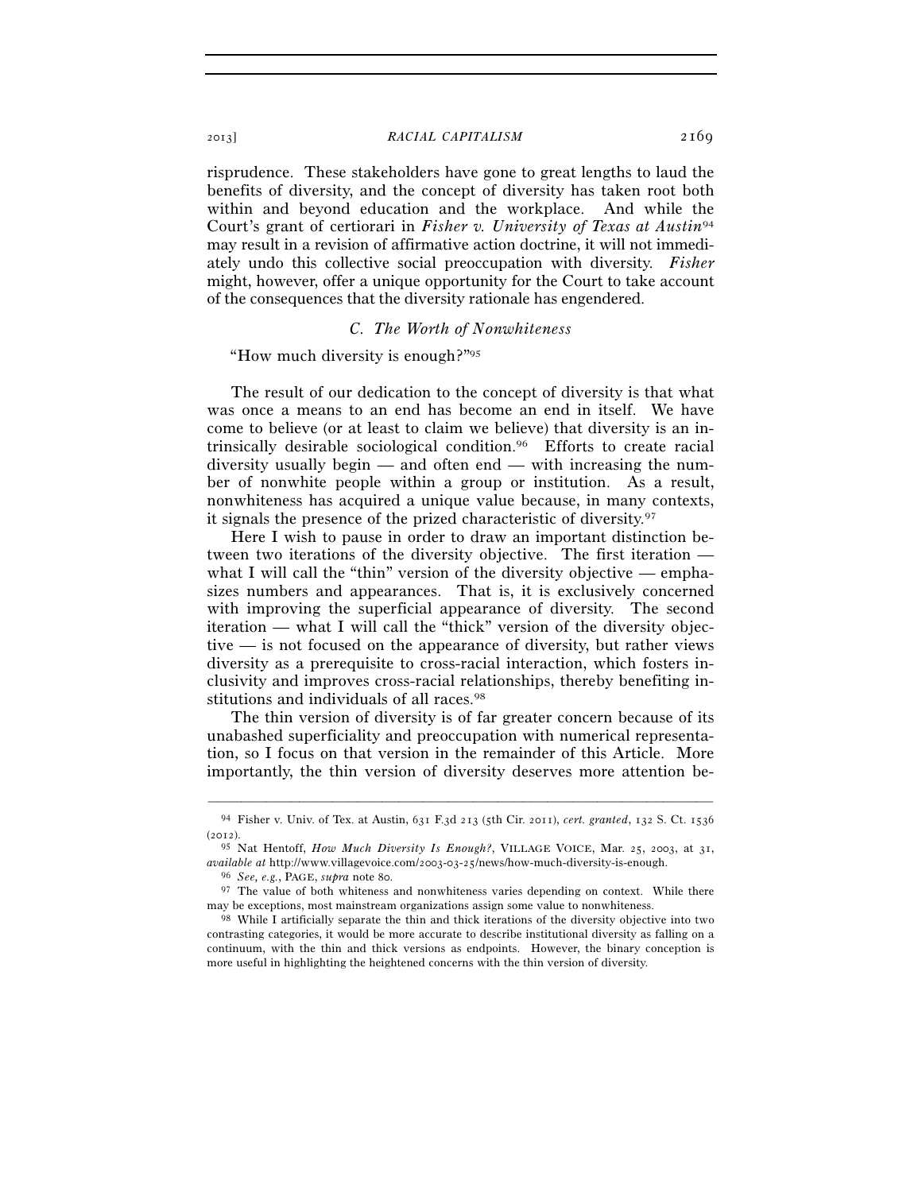risprudence. These stakeholders have gone to great lengths to laud the benefits of diversity, and the concept of diversity has taken root both within and beyond education and the workplace. And while the Court's grant of certiorari in *Fisher v. University of Texas at Austin*[94] may result in a revision of affirmative action doctrine, it will not immediately undo this collective social preoccupation with diversity. *Fisher* might, however, offer a unique opportunity for the Court to take account of the consequences that the diversity rationale has engendered.

### *C. The Worth of Nonwhiteness*

"How much diversity is enough?"[95]

The result of our dedication to the concept of diversity is that what was once a means to an end has become an end in itself. We have come to believe (or at least to claim we believe) that diversity is an intrinsically desirable sociological condition.[96] Efforts to create racial diversity usually begin — and often end — with increasing the number of nonwhite people within a group or institution. As a result, nonwhiteness has acquired a unique value because, in many contexts, it signals the presence of the prized characteristic of diversity.[97]

Here I wish to pause in order to draw an important distinction between two iterations of the diversity objective. The first iteration — what I will call the "thin" version of the diversity objective — emphasizes numbers and appearances. That is, it is exclusively concerned with improving the superficial appearance of diversity. The second iteration — what I will call the "thick" version of the diversity objective — is not focused on the appearance of diversity, but rather views diversity as a prerequisite to cross-racial interaction, which fosters inclusivity and improves cross-racial relationships, thereby benefiting institutions and individuals of all races.[98]

The thin version of diversity is of far greater concern because of its unabashed superficiality and preoccupation with numerical representation, so I focus on that version in the remainder of this Article. More importantly, the thin version of diversity deserves more attention be-

---

[94] Fisher v. Univ. of Tex. at Austin, 631 F.3d 213 (5th Cir. 2011), *cert. granted*, 132 S. Ct. 1536 (2012).

[95] Nat Hentoff, *How Much Diversity Is Enough?*, VILLAGE VOICE, Mar. 25, 2003, at 31, *available at* http://www.villagevoice.com/2003-03-25/news/how-much-diversity-is-enough.

[96] *See, e.g.*, PAGE, *supra* note 80.

[97] The value of both whiteness and nonwhiteness varies depending on context. While there may be exceptions, most mainstream organizations assign some value to nonwhiteness.

[98] While I artificially separate the thin and thick iterations of the diversity objective into two contrasting categories, it would be more accurate to describe institutional diversity as falling on a continuum, with the thin and thick versions as endpoints. However, the binary conception is more useful in highlighting the heightened concerns with the thin version of diversity.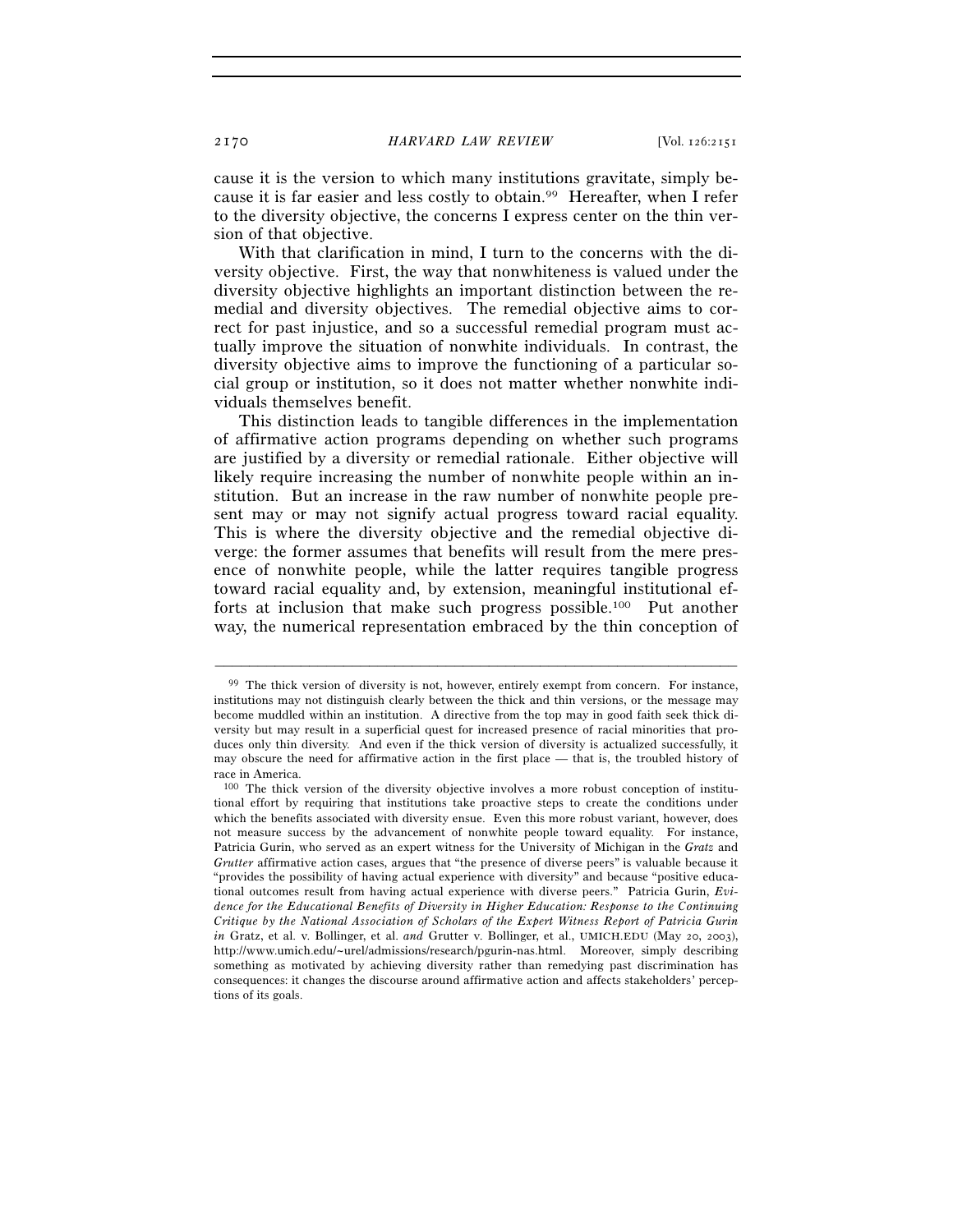cause it is the version to which many institutions gravitate, simply because it is far easier and less costly to obtain.[99] Hereafter, when I refer to the diversity objective, the concerns I express center on the thin version of that objective.

With that clarification in mind, I turn to the concerns with the diversity objective. First, the way that nonwhiteness is valued under the diversity objective highlights an important distinction between the remedial and diversity objectives. The remedial objective aims to correct for past injustice, and so a successful remedial program must actually improve the situation of nonwhite individuals. In contrast, the diversity objective aims to improve the functioning of a particular social group or institution, so it does not matter whether nonwhite individuals themselves benefit.

This distinction leads to tangible differences in the implementation of affirmative action programs depending on whether such programs are justified by a diversity or remedial rationale. Either objective will likely require increasing the number of nonwhite people within an institution. But an increase in the raw number of nonwhite people present may or may not signify actual progress toward racial equality. This is where the diversity objective and the remedial objective diverge: the former assumes that benefits will result from the mere presence of nonwhite people, while the latter requires tangible progress toward racial equality and, by extension, meaningful institutional efforts at inclusion that make such progress possible.[100] Put another way, the numerical representation embraced by the thin conception of

---

[99] The thick version of diversity is not, however, entirely exempt from concern. For instance, institutions may not distinguish clearly between the thick and thin versions, or the message may become muddled within an institution. A directive from the top may in good faith seek thick diversity but may result in a superficial quest for increased presence of racial minorities that produces only thin diversity. And even if the thick version of diversity is actualized successfully, it may obscure the need for affirmative action in the first place — that is, the troubled history of race in America.

[100] The thick version of the diversity objective involves a more robust conception of institutional effort by requiring that institutions take proactive steps to create the conditions under which the benefits associated with diversity ensue. Even this more robust variant, however, does not measure success by the advancement of nonwhite people toward equality. For instance, Patricia Gurin, who served as an expert witness for the University of Michigan in the *Gratz* and *Grutter* affirmative action cases, argues that "the presence of diverse peers" is valuable because it "provides the possibility of having actual experience with diversity" and because "positive educational outcomes result from having actual experience with diverse peers." Patricia Gurin, *Evidence for the Educational Benefits of Diversity in Higher Education: Response to the Continuing Critique by the National Association of Scholars of the Expert Witness Report of Patricia Gurin in* Gratz, et al. v. Bollinger, et al. *and* Grutter v. Bollinger, et al., UMICH.EDU (May 20, 2003), http://www.umich.edu/~urel/admissions/research/pgurin-nas.html. Moreover, simply describing something as motivated by achieving diversity rather than remedying past discrimination has consequences: it changes the discourse around affirmative action and affects stakeholders' perceptions of its goals.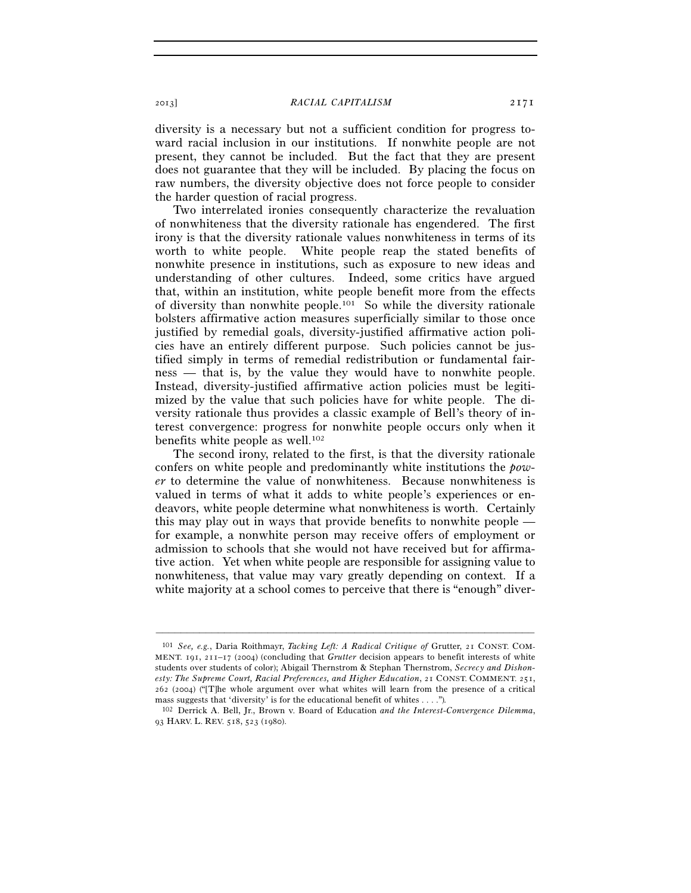diversity is a necessary but not a sufficient condition for progress toward racial inclusion in our institutions. If nonwhite people are not present, they cannot be included. But the fact that they are present does not guarantee that they will be included. By placing the focus on raw numbers, the diversity objective does not force people to consider the harder question of racial progress.

Two interrelated ironies consequently characterize the revaluation of nonwhiteness that the diversity rationale has engendered. The first irony is that the diversity rationale values nonwhiteness in terms of its worth to white people. White people reap the stated benefits of nonwhite presence in institutions, such as exposure to new ideas and understanding of other cultures. Indeed, some critics have argued that, within an institution, white people benefit more from the effects of diversity than nonwhite people.[101] So while the diversity rationale bolsters affirmative action measures superficially similar to those once justified by remedial goals, diversity-justified affirmative action policies have an entirely different purpose. Such policies cannot be justified simply in terms of remedial redistribution or fundamental fairness — that is, by the value they would have to nonwhite people. Instead, diversity-justified affirmative action policies must be legitimized by the value that such policies have for white people. The diversity rationale thus provides a classic example of Bell's theory of interest convergence: progress for nonwhite people occurs only when it benefits white people as well.[102]

The second irony, related to the first, is that the diversity rationale confers on white people and predominantly white institutions the *power* to determine the value of nonwhiteness. Because nonwhiteness is valued in terms of what it adds to white people's experiences or endeavors, white people determine what nonwhiteness is worth. Certainly this may play out in ways that provide benefits to nonwhite people — for example, a nonwhite person may receive offers of employment or admission to schools that she would not have received but for affirmative action. Yet when white people are responsible for assigning value to nonwhiteness, that value may vary greatly depending on context. If a white majority at a school comes to perceive that there is "enough" diver-

---

[101] *See, e.g.*, Daria Roithmayr, *Tacking Left: A Radical Critique of* Grutter, 21 CONST. COMMENT. 191, 211–17 (2004) (concluding that *Grutter* decision appears to benefit interests of white students over students of color); Abigail Thernstrom & Stephan Thernstrom, *Secrecy and Dishonesty: The Supreme Court, Racial Preferences, and Higher Education*, 21 CONST. COMMENT. 251, 262 (2004) ("[T]he whole argument over what whites will learn from the presence of a critical mass suggests that 'diversity' is for the educational benefit of whites . . . .").

[102] Derrick A. Bell, Jr., Brown v. Board of Education *and the Interest-Convergence Dilemma*, 93 HARV. L. REV. 518, 523 (1980).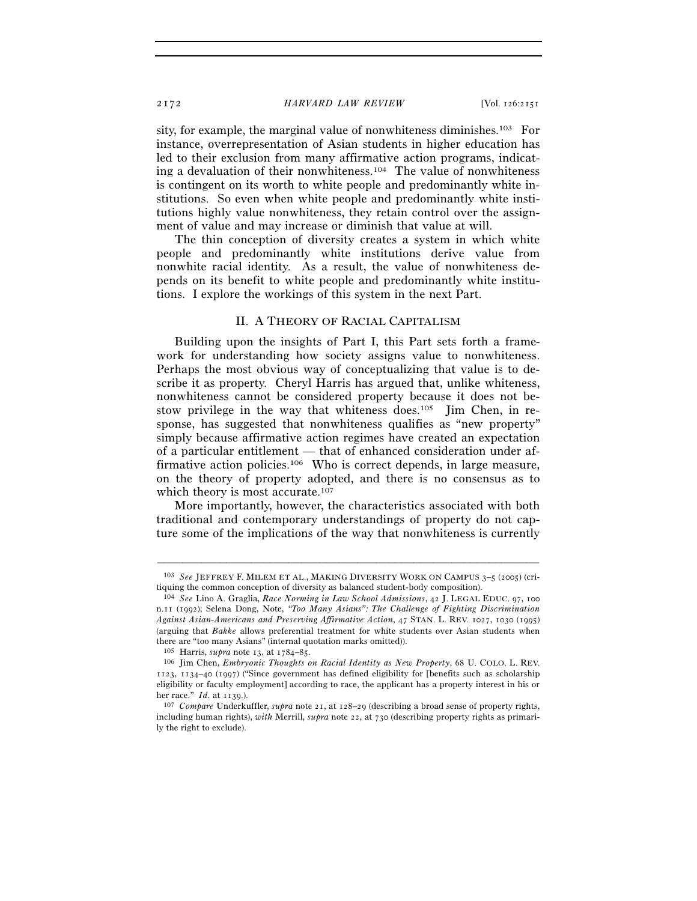sity, for example, the marginal value of nonwhiteness diminishes.[103] For instance, overrepresentation of Asian students in higher education has led to their exclusion from many affirmative action programs, indicating a devaluation of their nonwhiteness.[104] The value of nonwhiteness is contingent on its worth to white people and predominantly white institutions. So even when white people and predominantly white institutions highly value nonwhiteness, they retain control over the assignment of value and may increase or diminish that value at will.

The thin conception of diversity creates a system in which white people and predominantly white institutions derive value from nonwhite racial identity. As a result, the value of nonwhiteness depends on its benefit to white people and predominantly white institutions. I explore the workings of this system in the next Part.

## II. A THEORY OF RACIAL CAPITALISM

Building upon the insights of Part I, this Part sets forth a framework for understanding how society assigns value to nonwhiteness. Perhaps the most obvious way of conceptualizing that value is to describe it as property. Cheryl Harris has argued that, unlike whiteness, nonwhiteness cannot be considered property because it does not bestow privilege in the way that whiteness does.[105] Jim Chen, in response, has suggested that nonwhiteness qualifies as "new property" simply because affirmative action regimes have created an expectation of a particular entitlement — that of enhanced consideration under affirmative action policies.[106] Who is correct depends, in large measure, on the theory of property adopted, and there is no consensus as to which theory is most accurate.[107]

More importantly, however, the characteristics associated with both traditional and contemporary understandings of property do not capture some of the implications of the way that nonwhiteness is currently

---

[103] *See* JEFFREY F. MILEM ET AL., MAKING DIVERSITY WORK ON CAMPUS 3–5 (2005) (critiquing the common conception of diversity as balanced student-body composition).

[104] *See* Lino A. Graglia, *Race Norming in Law School Admissions*, 42 J. LEGAL EDUC. 97, 100 n.11 (1992); Selena Dong, Note, *"Too Many Asians": The Challenge of Fighting Discrimination Against Asian-Americans and Preserving Affirmative Action*, 47 STAN. L. REV. 1027, 1030 (1995) (arguing that *Bakke* allows preferential treatment for white students over Asian students when there are "too many Asians" (internal quotation marks omitted)).

[105] Harris, *supra* note 13, at 1784–85.

[106] Jim Chen, *Embryonic Thoughts on Racial Identity as New Property*, 68 U. COLO. L. REV. 1123, 1134–40 (1997) ("Since government has defined eligibility for [benefits such as scholarship eligibility or faculty employment] according to race, the applicant has a property interest in his or her race." *Id.* at 1139.).

[107] *Compare* Underkuffler, *supra* note 21, at 128–29 (describing a broad sense of property rights, including human rights), *with* Merrill, *supra* note 22, at 730 (describing property rights as primarily the right to exclude).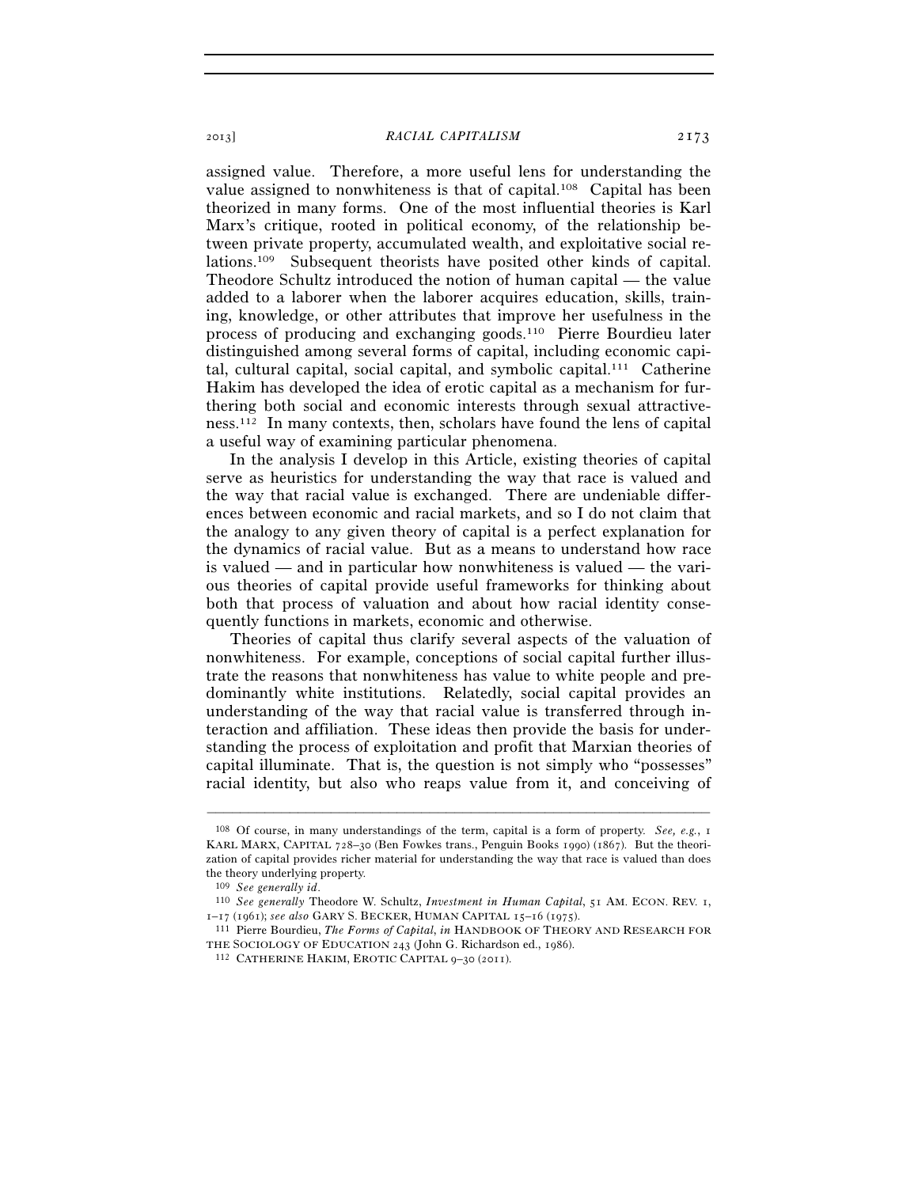assigned value. Therefore, a more useful lens for understanding the value assigned to nonwhiteness is that of capital.[108] Capital has been theorized in many forms. One of the most influential theories is Karl Marx's critique, rooted in political economy, of the relationship between private property, accumulated wealth, and exploitative social relations.[109] Subsequent theorists have posited other kinds of capital. Theodore Schultz introduced the notion of human capital — the value added to a laborer when the laborer acquires education, skills, training, knowledge, or other attributes that improve her usefulness in the process of producing and exchanging goods.[110] Pierre Bourdieu later distinguished among several forms of capital, including economic capital, cultural capital, social capital, and symbolic capital.[111] Catherine Hakim has developed the idea of erotic capital as a mechanism for furthering both social and economic interests through sexual attractiveness.[112] In many contexts, then, scholars have found the lens of capital a useful way of examining particular phenomena.

In the analysis I develop in this Article, existing theories of capital serve as heuristics for understanding the way that race is valued and the way that racial value is exchanged. There are undeniable differences between economic and racial markets, and so I do not claim that the analogy to any given theory of capital is a perfect explanation for the dynamics of racial value. But as a means to understand how race is valued — and in particular how nonwhiteness is valued — the various theories of capital provide useful frameworks for thinking about both that process of valuation and about how racial identity consequently functions in markets, economic and otherwise.

Theories of capital thus clarify several aspects of the valuation of nonwhiteness. For example, conceptions of social capital further illustrate the reasons that nonwhiteness has value to white people and predominantly white institutions. Relatedly, social capital provides an understanding of the way that racial value is transferred through interaction and affiliation. These ideas then provide the basis for understanding the process of exploitation and profit that Marxian theories of capital illuminate. That is, the question is not simply who "possesses" racial identity, but also who reaps value from it, and conceiving of

---

108 Of course, in many understandings of the term, capital is a form of property. *See, e.g.*, 1 KARL MARX, CAPITAL 728–30 (Ben Fowkes trans., Penguin Books 1990) (1867). But the theorization of capital provides richer material for understanding the way that race is valued than does the theory underlying property.

109 *See generally id.*

110 *See generally* Theodore W. Schultz, *Investment in Human Capital*, 51 AM. ECON. REV. 1, 1–17 (1961); *see also* GARY S. BECKER, HUMAN CAPITAL 15–16 (1975).

111 Pierre Bourdieu, *The Forms of Capital*, *in* HANDBOOK OF THEORY AND RESEARCH FOR THE SOCIOLOGY OF EDUCATION 243 (John G. Richardson ed., 1986).

112 CATHERINE HAKIM, EROTIC CAPITAL 9–30 (2011).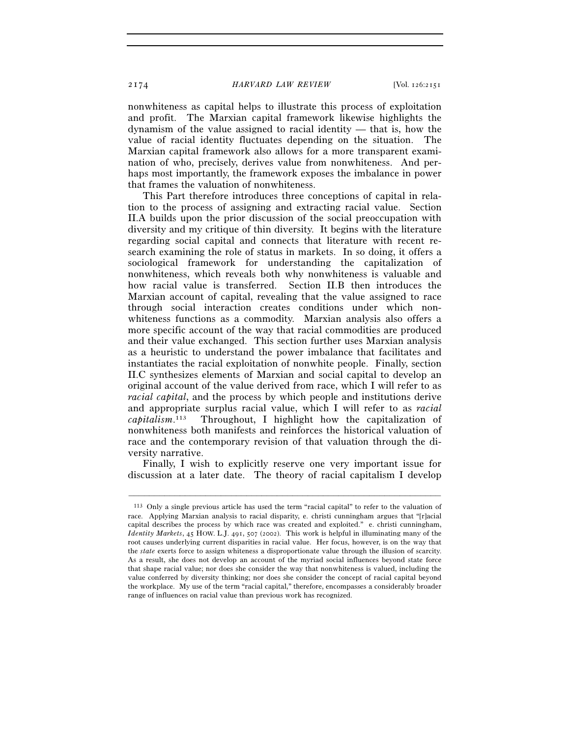nonwhiteness as capital helps to illustrate this process of exploitation and profit. The Marxian capital framework likewise highlights the dynamism of the value assigned to racial identity — that is, how the value of racial identity fluctuates depending on the situation. The Marxian capital framework also allows for a more transparent examination of who, precisely, derives value from nonwhiteness. And perhaps most importantly, the framework exposes the imbalance in power that frames the valuation of nonwhiteness.

This Part therefore introduces three conceptions of capital in relation to the process of assigning and extracting racial value. Section II.A builds upon the prior discussion of the social preoccupation with diversity and my critique of thin diversity. It begins with the literature regarding social capital and connects that literature with recent research examining the role of status in markets. In so doing, it offers a sociological framework for understanding the capitalization of nonwhiteness, which reveals both why nonwhiteness is valuable and how racial value is transferred. Section II.B then introduces the Marxian account of capital, revealing that the value assigned to race through social interaction creates conditions under which nonwhiteness functions as a commodity. Marxian analysis also offers a more specific account of the way that racial commodities are produced and their value exchanged. This section further uses Marxian analysis as a heuristic to understand the power imbalance that facilitates and instantiates the racial exploitation of nonwhite people. Finally, section II.C synthesizes elements of Marxian and social capital to develop an original account of the value derived from race, which I will refer to as *racial capital*, and the process by which people and institutions derive and appropriate surplus racial value, which I will refer to as *racial capitalism*.[113] Throughout, I highlight how the capitalization of nonwhiteness both manifests and reinforces the historical valuation of race and the contemporary revision of that valuation through the diversity narrative.

Finally, I wish to explicitly reserve one very important issue for discussion at a later date. The theory of racial capitalism I develop

---

[113] Only a single previous article has used the term "racial capital" to refer to the valuation of race. Applying Marxian analysis to racial disparity, e. christi cunningham argues that "[r]acial capital describes the process by which race was created and exploited." e. christi cunningham, *Identity Markets*, 45 HOW. L.J. 491, 507 (2002). This work is helpful in illuminating many of the root causes underlying current disparities in racial value. Her focus, however, is on the way that the *state* exerts force to assign whiteness a disproportionate value through the illusion of scarcity. As a result, she does not develop an account of the myriad social influences beyond state force that shape racial value; nor does she consider the way that nonwhiteness is valued, including the value conferred by diversity thinking; nor does she consider the concept of racial capital beyond the workplace. My use of the term "racial capital," therefore, encompasses a considerably broader range of influences on racial value than previous work has recognized.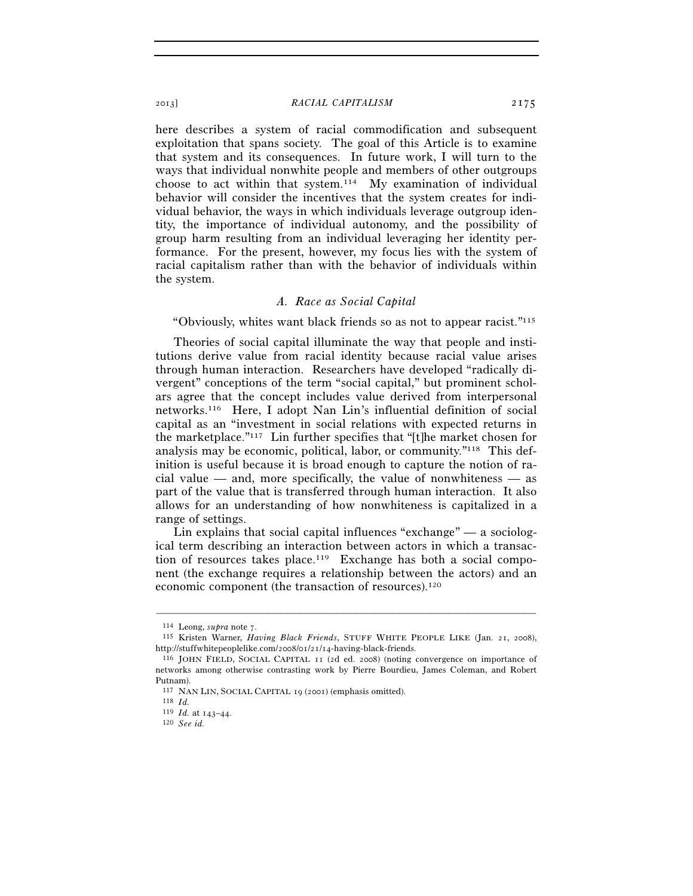here describes a system of racial commodification and subsequent exploitation that spans society. The goal of this Article is to examine that system and its consequences. In future work, I will turn to the ways that individual nonwhite people and members of other outgroups choose to act within that system.[114] My examination of individual behavior will consider the incentives that the system creates for individual behavior, the ways in which individuals leverage outgroup identity, the importance of individual autonomy, and the possibility of group harm resulting from an individual leveraging her identity performance. For the present, however, my focus lies with the system of racial capitalism rather than with the behavior of individuals within the system.

### *A. Race as Social Capital*

"Obviously, whites want black friends so as not to appear racist."[115]

Theories of social capital illuminate the way that people and institutions derive value from racial identity because racial value arises through human interaction. Researchers have developed "radically divergent" conceptions of the term "social capital," but prominent scholars agree that the concept includes value derived from interpersonal networks.[116] Here, I adopt Nan Lin's influential definition of social capital as an "investment in social relations with expected returns in the marketplace."[117] Lin further specifies that "[t]he market chosen for analysis may be economic, political, labor, or community."[118] This definition is useful because it is broad enough to capture the notion of racial value — and, more specifically, the value of nonwhiteness — as part of the value that is transferred through human interaction. It also allows for an understanding of how nonwhiteness is capitalized in a range of settings.

Lin explains that social capital influences "exchange" — a sociological term describing an interaction between actors in which a transaction of resources takes place.[119] Exchange has both a social component (the exchange requires a relationship between the actors) and an economic component (the transaction of resources).[120]

---

[114] Leong, *supra* note 7.

[115] Kristen Warner, *Having Black Friends*, STUFF WHITE PEOPLE LIKE (Jan. 21, 2008), http://stuffwhitepeoplelike.com/2008/01/21/14-having-black-friends.

[116] JOHN FIELD, SOCIAL CAPITAL 11 (2d ed. 2008) (noting convergence on importance of networks among otherwise contrasting work by Pierre Bourdieu, James Coleman, and Robert Putnam).

[117] NAN LIN, SOCIAL CAPITAL 19 (2001) (emphasis omitted).

[118] *Id.*

[119] *Id.* at 143–44.

[120] *See id.*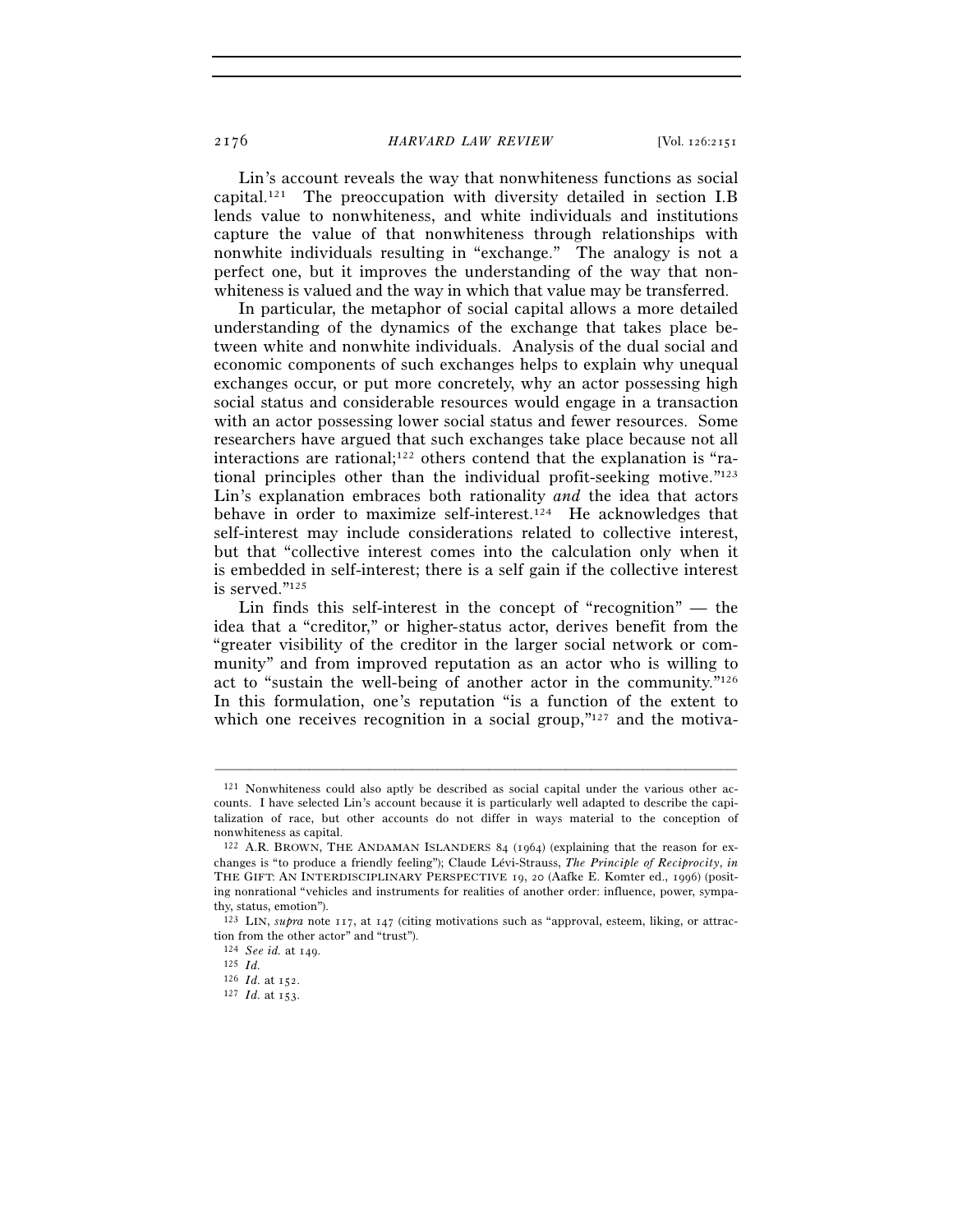Lin's account reveals the way that nonwhiteness functions as social capital.[121] The preoccupation with diversity detailed in section I.B lends value to nonwhiteness, and white individuals and institutions capture the value of that nonwhiteness through relationships with nonwhite individuals resulting in "exchange." The analogy is not a perfect one, but it improves the understanding of the way that nonwhiteness is valued and the way in which that value may be transferred.

In particular, the metaphor of social capital allows a more detailed understanding of the dynamics of the exchange that takes place between white and nonwhite individuals. Analysis of the dual social and economic components of such exchanges helps to explain why unequal exchanges occur, or put more concretely, why an actor possessing high social status and considerable resources would engage in a transaction with an actor possessing lower social status and fewer resources. Some researchers have argued that such exchanges take place because not all interactions are rational;[122] others contend that the explanation is "rational principles other than the individual profit-seeking motive."[123] Lin's explanation embraces both rationality *and* the idea that actors behave in order to maximize self-interest.[124] He acknowledges that self-interest may include considerations related to collective interest, but that "collective interest comes into the calculation only when it is embedded in self-interest; there is a self gain if the collective interest is served."[125]

Lin finds this self-interest in the concept of "recognition" — the idea that a "creditor," or higher-status actor, derives benefit from the "greater visibility of the creditor in the larger social network or community" and from improved reputation as an actor who is willing to act to "sustain the well-being of another actor in the community."[126] In this formulation, one's reputation "is a function of the extent to which one receives recognition in a social group,"[127] and the motiva-

---

[121] Nonwhiteness could also aptly be described as social capital under the various other accounts. I have selected Lin's account because it is particularly well adapted to describe the capitalization of race, but other accounts do not differ in ways material to the conception of nonwhiteness as capital.

[122] A.R. BROWN, THE ANDAMAN ISLANDERS 84 (1964) (explaining that the reason for exchanges is "to produce a friendly feeling"); Claude Lévi-Strauss, *The Principle of Reciprocity*, *in* THE GIFT: AN INTERDISCIPLINARY PERSPECTIVE 19, 20 (Aafke E. Komter ed., 1996) (positing nonrational "vehicles and instruments for realities of another order: influence, power, sympathy, status, emotion").

[123] LIN, *supra* note 117, at 147 (citing motivations such as "approval, esteem, liking, or attraction from the other actor" and "trust").

[124] *See id.* at 149.

[125] *Id.*

[126] *Id.* at 152.

[127] *Id.* at 153.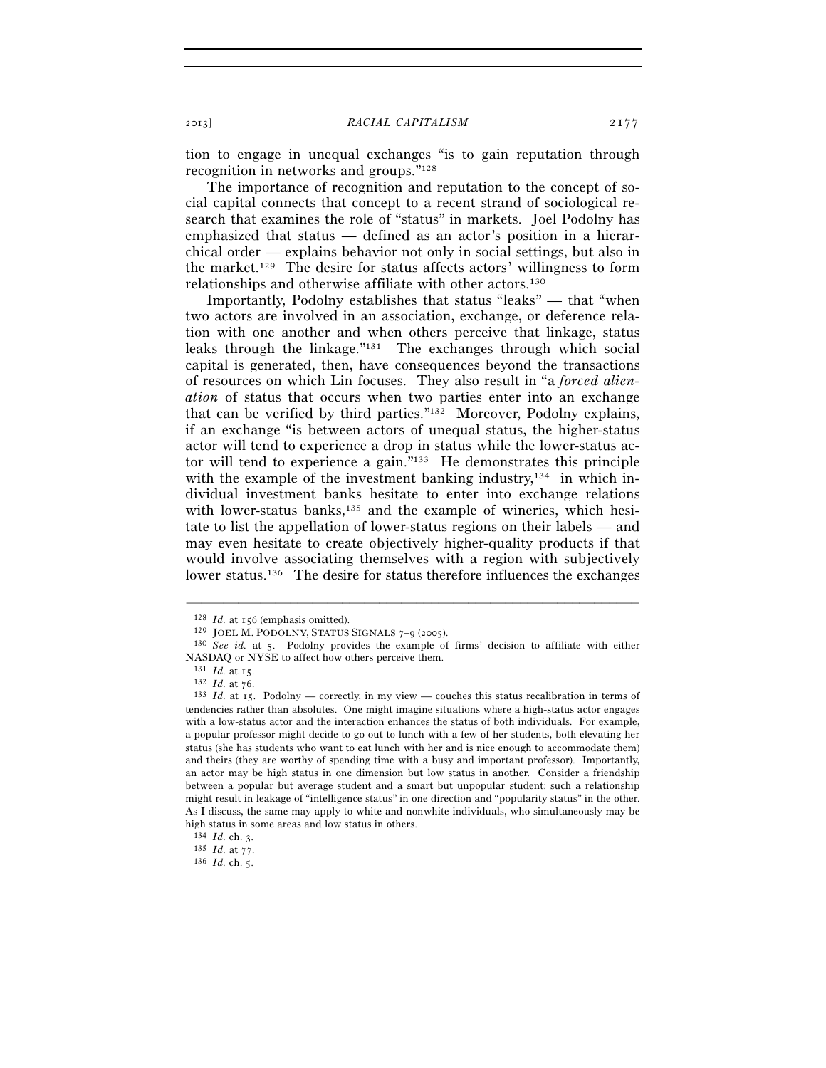tion to engage in unequal exchanges "is to gain reputation through recognition in networks and groups."[128]

The importance of recognition and reputation to the concept of social capital connects that concept to a recent strand of sociological research that examines the role of "status" in markets. Joel Podolny has emphasized that status — defined as an actor's position in a hierarchical order — explains behavior not only in social settings, but also in the market.[129] The desire for status affects actors' willingness to form relationships and otherwise affiliate with other actors.[130]

Importantly, Podolny establishes that status "leaks" — that "when two actors are involved in an association, exchange, or deference relation with one another and when others perceive that linkage, status leaks through the linkage."[131] The exchanges through which social capital is generated, then, have consequences beyond the transactions of resources on which Lin focuses. They also result in "a *forced alienation* of status that occurs when two parties enter into an exchange that can be verified by third parties."[132] Moreover, Podolny explains, if an exchange "is between actors of unequal status, the higher-status actor will tend to experience a drop in status while the lower-status actor will tend to experience a gain."[133] He demonstrates this principle with the example of the investment banking industry,[134] in which individual investment banks hesitate to enter into exchange relations with lower-status banks,[135] and the example of wineries, which hesitate to list the appellation of lower-status regions on their labels — and may even hesitate to create objectively higher-quality products if that would involve associating themselves with a region with subjectively lower status.[136] The desire for status therefore influences the exchanges

---

[128] *Id.* at 156 (emphasis omitted).

[129] JOEL M. PODOLNY, STATUS SIGNALS 7–9 (2005).

[130] *See id.* at 5. Podolny provides the example of firms' decision to affiliate with either NASDAQ or NYSE to affect how others perceive them.

[131] *Id.* at 15.

[132] *Id.* at 76.

[133] *Id.* at 15. Podolny — correctly, in my view — couches this status recalibration in terms of tendencies rather than absolutes. One might imagine situations where a high-status actor engages with a low-status actor and the interaction enhances the status of both individuals. For example, a popular professor might decide to go out to lunch with a few of her students, both elevating her status (she has students who want to eat lunch with her and is nice enough to accommodate them) and theirs (they are worthy of spending time with a busy and important professor). Importantly, an actor may be high status in one dimension but low status in another. Consider a friendship between a popular but average student and a smart but unpopular student: such a relationship might result in leakage of "intelligence status" in one direction and "popularity status" in the other. As I discuss, the same may apply to white and nonwhite individuals, who simultaneously may be high status in some areas and low status in others.

[134] *Id.* ch. 3.

[135] *Id.* at 77.

[136] *Id.* ch. 5.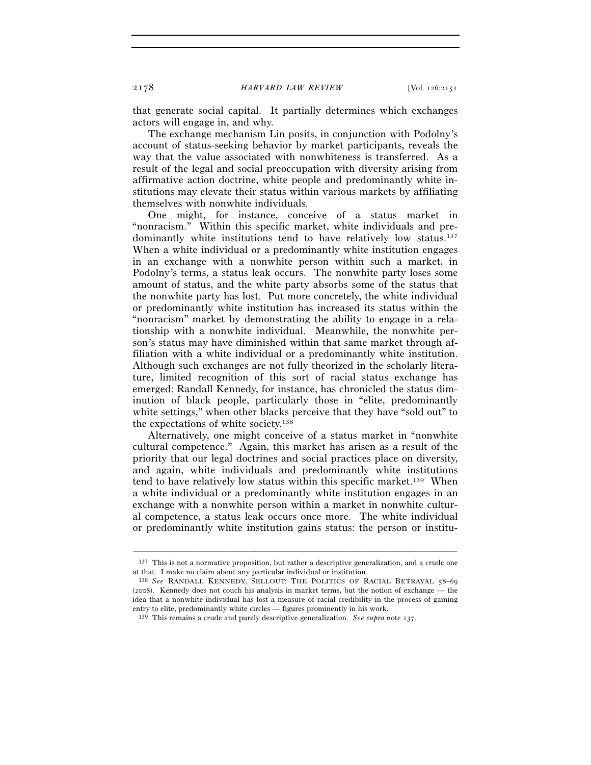that generate social capital. It partially determines which exchanges actors will engage in, and why.

The exchange mechanism Lin posits, in conjunction with Podolny's account of status-seeking behavior by market participants, reveals the way that the value associated with nonwhiteness is transferred. As a result of the legal and social preoccupation with diversity arising from affirmative action doctrine, white people and predominantly white institutions may elevate their status within various markets by affiliating themselves with nonwhite individuals.

One might, for instance, conceive of a status market in "nonracism." Within this specific market, white individuals and predominantly white institutions tend to have relatively low status.[137] When a white individual or a predominantly white institution engages in an exchange with a nonwhite person within such a market, in Podolny's terms, a status leak occurs. The nonwhite party loses some amount of status, and the white party absorbs some of the status that the nonwhite party has lost. Put more concretely, the white individual or predominantly white institution has increased its status within the "nonracism" market by demonstrating the ability to engage in a relationship with a nonwhite individual. Meanwhile, the nonwhite person's status may have diminished within that same market through affiliation with a white individual or a predominantly white institution. Although such exchanges are not fully theorized in the scholarly literature, limited recognition of this sort of racial status exchange has emerged: Randall Kennedy, for instance, has chronicled the status diminution of black people, particularly those in "elite, predominantly white settings," when other blacks perceive that they have "sold out" to the expectations of white society.[138]

Alternatively, one might conceive of a status market in "nonwhite cultural competence." Again, this market has arisen as a result of the priority that our legal doctrines and social practices place on diversity, and again, white individuals and predominantly white institutions tend to have relatively low status within this specific market.[139] When a white individual or a predominantly white institution engages in an exchange with a nonwhite person within a market in nonwhite cultural competence, a status leak occurs once more. The white individual or predominantly white institution gains status: the person or institu-

---

[137] This is not a normative proposition, but rather a descriptive generalization, and a crude one at that. I make no claim about any particular individual or institution.

[138] *See* RANDALL KENNEDY, SELLOUT: THE POLITICS OF RACIAL BETRAYAL 58–69 (2008). Kennedy does not couch his analysis in market terms, but the notion of exchange — the idea that a nonwhite individual has lost a measure of racial credibility in the process of gaining entry to elite, predominantly white circles — figures prominently in his work.

[139] This remains a crude and purely descriptive generalization. *See supra* note 137.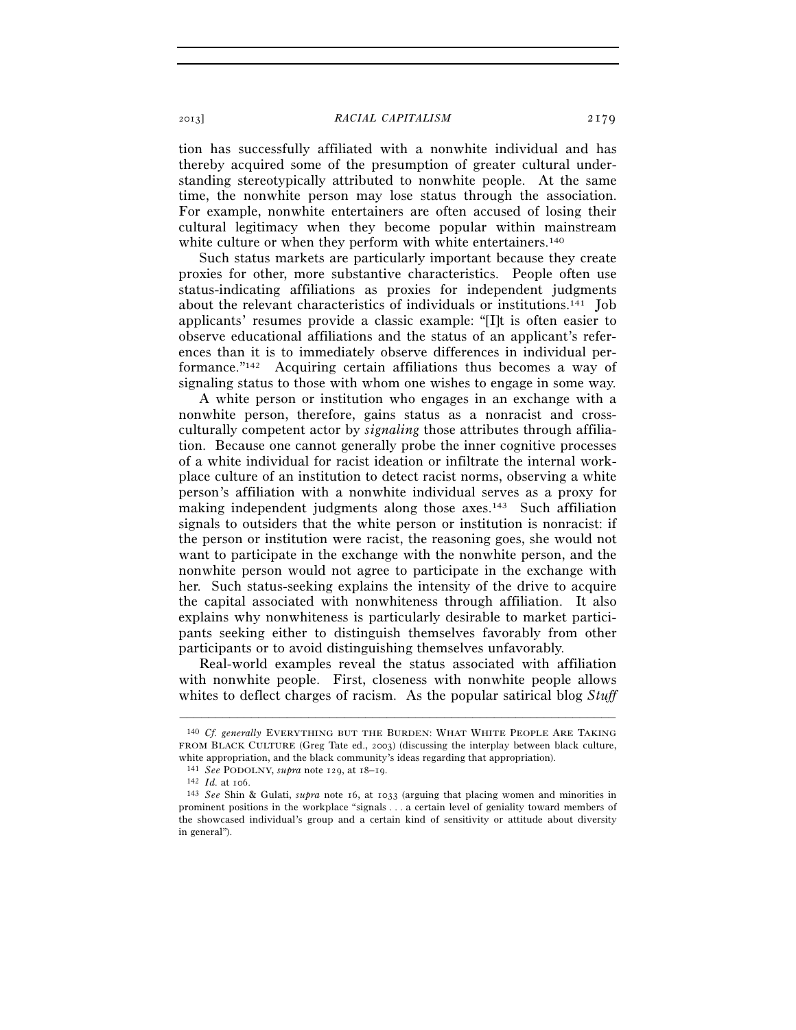tion has successfully affiliated with a nonwhite individual and has thereby acquired some of the presumption of greater cultural understanding stereotypically attributed to nonwhite people. At the same time, the nonwhite person may lose status through the association. For example, nonwhite entertainers are often accused of losing their cultural legitimacy when they become popular within mainstream white culture or when they perform with white entertainers.[140]

Such status markets are particularly important because they create proxies for other, more substantive characteristics. People often use status-indicating affiliations as proxies for independent judgments about the relevant characteristics of individuals or institutions.[141] Job applicants' resumes provide a classic example: "[I]t is often easier to observe educational affiliations and the status of an applicant's references than it is to immediately observe differences in individual performance."[142] Acquiring certain affiliations thus becomes a way of signaling status to those with whom one wishes to engage in some way.

A white person or institution who engages in an exchange with a nonwhite person, therefore, gains status as a nonracist and cross-culturally competent actor by *signaling* those attributes through affiliation. Because one cannot generally probe the inner cognitive processes of a white individual for racist ideation or infiltrate the internal workplace culture of an institution to detect racist norms, observing a white person's affiliation with a nonwhite individual serves as a proxy for making independent judgments along those axes.[143] Such affiliation signals to outsiders that the white person or institution is nonracist: if the person or institution were racist, the reasoning goes, she would not want to participate in the exchange with the nonwhite person, and the nonwhite person would not agree to participate in the exchange with her. Such status-seeking explains the intensity of the drive to acquire the capital associated with nonwhiteness through affiliation. It also explains why nonwhiteness is particularly desirable to market participants seeking either to distinguish themselves favorably from other participants or to avoid distinguishing themselves unfavorably.

Real-world examples reveal the status associated with affiliation with nonwhite people. First, closeness with nonwhite people allows whites to deflect charges of racism. As the popular satirical blog *Stuff*

---

[140] *Cf. generally* EVERYTHING BUT THE BURDEN: WHAT WHITE PEOPLE ARE TAKING FROM BLACK CULTURE (Greg Tate ed., 2003) (discussing the interplay between black culture, white appropriation, and the black community's ideas regarding that appropriation).

[141] *See* PODOLNY, *supra* note 129, at 18–19.

[142] *Id.* at 106.

[143] *See* Shin & Gulati, *supra* note 16, at 1033 (arguing that placing women and minorities in prominent positions in the workplace "signals . . . a certain level of geniality toward members of the showcased individual's group and a certain kind of sensitivity or attitude about diversity in general").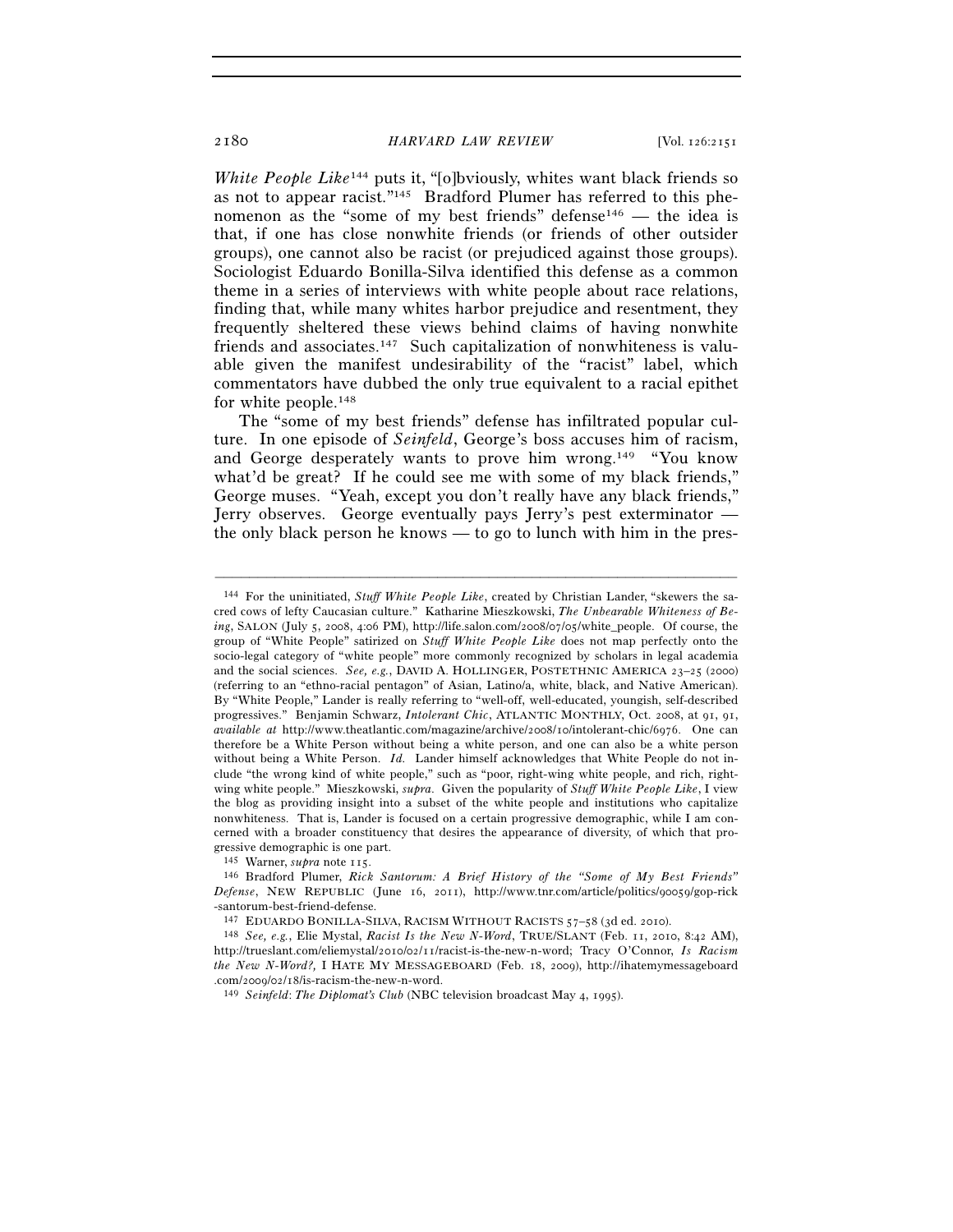*White People Like*[144] puts it, "[o]bviously, whites want black friends so as not to appear racist."[145] Bradford Plumer has referred to this phenomenon as the "some of my best friends" defense[146] — the idea is that, if one has close nonwhite friends (or friends of other outsider groups), one cannot also be racist (or prejudiced against those groups). Sociologist Eduardo Bonilla-Silva identified this defense as a common theme in a series of interviews with white people about race relations, finding that, while many whites harbor prejudice and resentment, they frequently sheltered these views behind claims of having nonwhite friends and associates.[147] Such capitalization of nonwhiteness is valuable given the manifest undesirability of the "racist" label, which commentators have dubbed the only true equivalent to a racial epithet for white people.[148]

The "some of my best friends" defense has infiltrated popular culture. In one episode of *Seinfeld*, George's boss accuses him of racism, and George desperately wants to prove him wrong.[149] "You know what'd be great? If he could see me with some of my black friends," George muses. "Yeah, except you don't really have any black friends," Jerry observes. George eventually pays Jerry's pest exterminator — the only black person he knows — to go to lunch with him in the pres-

---

[144] For the uninitiated, *Stuff White People Like*, created by Christian Lander, "skewers the sacred cows of lefty Caucasian culture." Katharine Mieszkowski, *The Unbearable Whiteness of Being*, SALON (July 5, 2008, 4:06 PM), http://life.salon.com/2008/07/05/white_people. Of course, the group of "White People" satirized on *Stuff White People Like* does not map perfectly onto the socio-legal category of "white people" more commonly recognized by scholars in legal academia and the social sciences. *See, e.g.*, DAVID A. HOLLINGER, POSTETHNIC AMERICA 23–25 (2000) (referring to an "ethno-racial pentagon" of Asian, Latino/a, white, black, and Native American). By "White People," Lander is really referring to "well-off, well-educated, youngish, self-described progressives." Benjamin Schwarz, *Intolerant Chic*, ATLANTIC MONTHLY, Oct. 2008, at 91, 91, *available at* http://www.theatlantic.com/magazine/archive/2008/10/intolerant-chic/6976. One can therefore be a White Person without being a white person, and one can also be a white person without being a White Person. *Id.* Lander himself acknowledges that White People do not include "the wrong kind of white people," such as "poor, right-wing white people, and rich, right-wing white people." Mieszkowski, *supra*. Given the popularity of *Stuff White People Like*, I view the blog as providing insight into a subset of the white people and institutions who capitalize nonwhiteness. That is, Lander is focused on a certain progressive demographic, while I am concerned with a broader constituency that desires the appearance of diversity, of which that progressive demographic is one part.

[145] Warner, *supra* note 115.

[146] Bradford Plumer, *Rick Santorum: A Brief History of the "Some of My Best Friends" Defense*, NEW REPUBLIC (June 16, 2011), http://www.tnr.com/article/politics/90059/gop-rick-santorum-best-friend-defense.

[147] EDUARDO BONILLA-SILVA, RACISM WITHOUT RACISTS 57–58 (3d ed. 2010).

[148] *See, e.g.*, Elie Mystal, *Racist Is the New N-Word*, TRUE/SLANT (Feb. 11, 2010, 8:42 AM), http://trueslant.com/eliemystal/2010/02/11/racist-is-the-new-n-word; Tracy O'Connor, *Is Racism the New N-Word?,* I HATE MY MESSAGEBOARD (Feb. 18, 2009), http://ihatemymessageboard.com/2009/02/18/is-racism-the-new-n-word.

[149] *Seinfeld*: *The Diplomat's Club* (NBC television broadcast May 4, 1995).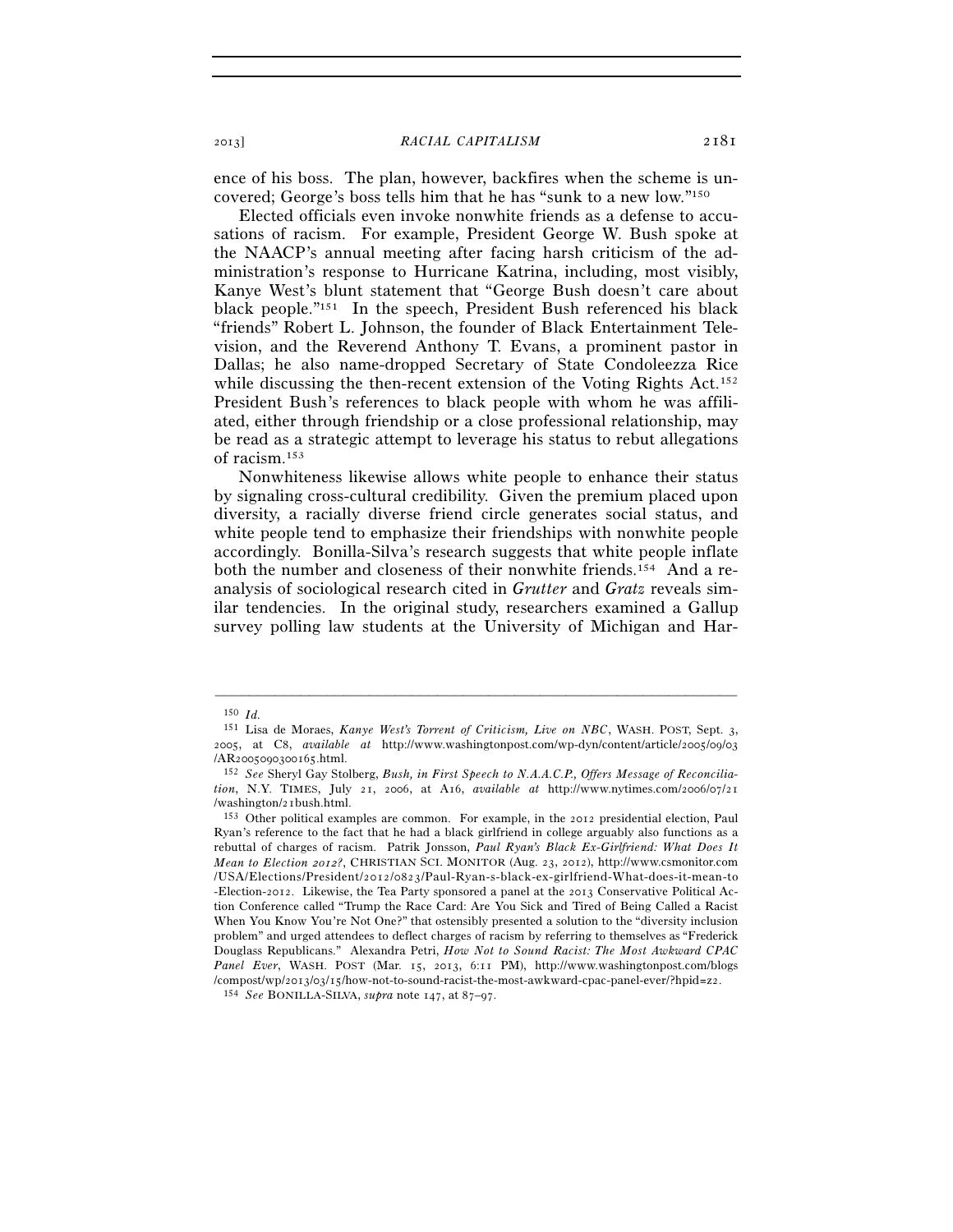ence of his boss. The plan, however, backfires when the scheme is uncovered; George's boss tells him that he has "sunk to a new low."[150]

Elected officials even invoke nonwhite friends as a defense to accusations of racism. For example, President George W. Bush spoke at the NAACP's annual meeting after facing harsh criticism of the administration's response to Hurricane Katrina, including, most visibly, Kanye West's blunt statement that "George Bush doesn't care about black people."[151] In the speech, President Bush referenced his black "friends" Robert L. Johnson, the founder of Black Entertainment Television, and the Reverend Anthony T. Evans, a prominent pastor in Dallas; he also name-dropped Secretary of State Condoleezza Rice while discussing the then-recent extension of the Voting Rights Act.[152] President Bush's references to black people with whom he was affiliated, either through friendship or a close professional relationship, may be read as a strategic attempt to leverage his status to rebut allegations of racism.[153]

Nonwhiteness likewise allows white people to enhance their status by signaling cross-cultural credibility. Given the premium placed upon diversity, a racially diverse friend circle generates social status, and white people tend to emphasize their friendships with nonwhite people accordingly. Bonilla-Silva's research suggests that white people inflate both the number and closeness of their nonwhite friends.[154] And a reanalysis of sociological research cited in *Grutter* and *Gratz* reveals similar tendencies. In the original study, researchers examined a Gallup survey polling law students at the University of Michigan and Har-

---

[150] *Id.*

[151] Lisa de Moraes, *Kanye West's Torrent of Criticism, Live on NBC*, WASH. POST, Sept. 3, 2005, at C8, *available at* http://www.washingtonpost.com/wp-dyn/content/article/2005/09/03/AR2005090300165.html.

[152] *See* Sheryl Gay Stolberg, *Bush, in First Speech to N.A.A.C.P., Offers Message of Reconciliation*, N.Y. TIMES, July 21, 2006, at A16, *available at* http://www.nytimes.com/2006/07/21/washington/21bush.html.

[153] Other political examples are common. For example, in the 2012 presidential election, Paul Ryan's reference to the fact that he had a black girlfriend in college arguably also functions as a rebuttal of charges of racism. Patrik Jonsson, *Paul Ryan's Black Ex-Girlfriend: What Does It Mean to Election 2012?*, CHRISTIAN SCI. MONITOR (Aug. 23, 2012), http://www.csmonitor.com/USA/Elections/President/2012/0823/Paul-Ryan-s-black-ex-girlfriend-What-does-it-mean-to-Election-2012. Likewise, the Tea Party sponsored a panel at the 2013 Conservative Political Action Conference called "Trump the Race Card: Are You Sick and Tired of Being Called a Racist When You Know You're Not One?" that ostensibly presented a solution to the "diversity inclusion problem" and urged attendees to deflect charges of racism by referring to themselves as "Frederick Douglass Republicans." Alexandra Petri, *How Not to Sound Racist: The Most Awkward CPAC Panel Ever*, WASH. POST (Mar. 15, 2013, 6:11 PM), http://www.washingtonpost.com/blogs/compost/wp/2013/03/15/how-not-to-sound-racist-the-most-awkward-cpac-panel-ever/?hpid=z2.

[154] *See* BONILLA-SILVA, *supra* note 147, at 87–97.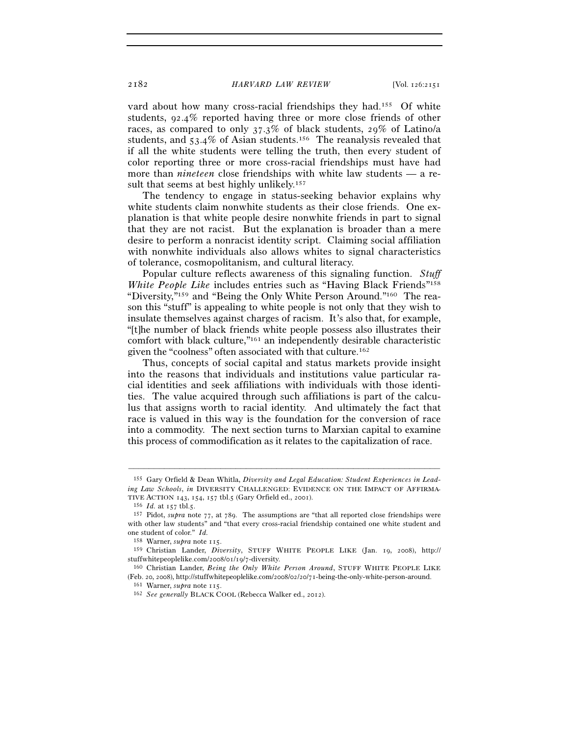vard about how many cross-racial friendships they had.[155] Of white students, 92.4% reported having three or more close friends of other races, as compared to only 37.3% of black students, 29% of Latino/a students, and 53.4% of Asian students.[156] The reanalysis revealed that if all the white students were telling the truth, then every student of color reporting three or more cross-racial friendships must have had more than *nineteen* close friendships with white law students — a result that seems at best highly unlikely.[157]

The tendency to engage in status-seeking behavior explains why white students claim nonwhite students as their close friends. One explanation is that white people desire nonwhite friends in part to signal that they are not racist. But the explanation is broader than a mere desire to perform a nonracist identity script. Claiming social affiliation with nonwhite individuals also allows whites to signal characteristics of tolerance, cosmopolitanism, and cultural literacy.

Popular culture reflects awareness of this signaling function. *Stuff White People Like* includes entries such as "Having Black Friends"[158] "Diversity,"[159] and "Being the Only White Person Around."[160] The reason this "stuff" is appealing to white people is not only that they wish to insulate themselves against charges of racism. It's also that, for example, "[t]he number of black friends white people possess also illustrates their comfort with black culture,"[161] an independently desirable characteristic given the "coolness" often associated with that culture.[162]

Thus, concepts of social capital and status markets provide insight into the reasons that individuals and institutions value particular racial identities and seek affiliations with individuals with those identities. The value acquired through such affiliations is part of the calculus that assigns worth to racial identity. And ultimately the fact that race is valued in this way is the foundation for the conversion of race into a commodity. The next section turns to Marxian capital to examine this process of commodification as it relates to the capitalization of race.

---

[155] Gary Orfield & Dean Whitla, *Diversity and Legal Education: Student Experiences in Leading Law Schools*, *in* DIVERSITY CHALLENGED: EVIDENCE ON THE IMPACT OF AFFIRMATIVE ACTION 143, 154, 157 tbl.5 (Gary Orfield ed., 2001).

[156] *Id.* at 157 tbl.5.

[157] Pidot, *supra* note 77, at 789. The assumptions are "that all reported close friendships were with other law students" and "that every cross-racial friendship contained one white student and one student of color." *Id.*

[158] Warner, *supra* note 115.

[159] Christian Lander, *Diversity*, STUFF WHITE PEOPLE LIKE (Jan. 19, 2008), http://stuffwhitepeoplelike.com/2008/01/19/7-diversity.

[160] Christian Lander, *Being the Only White Person Around*, STUFF WHITE PEOPLE LIKE (Feb. 20, 2008), http://stuffwhitepeoplelike.com/2008/02/20/71-being-the-only-white-person-around.

[161] Warner, *supra* note 115.

[162] *See generally* BLACK COOL (Rebecca Walker ed., 2012).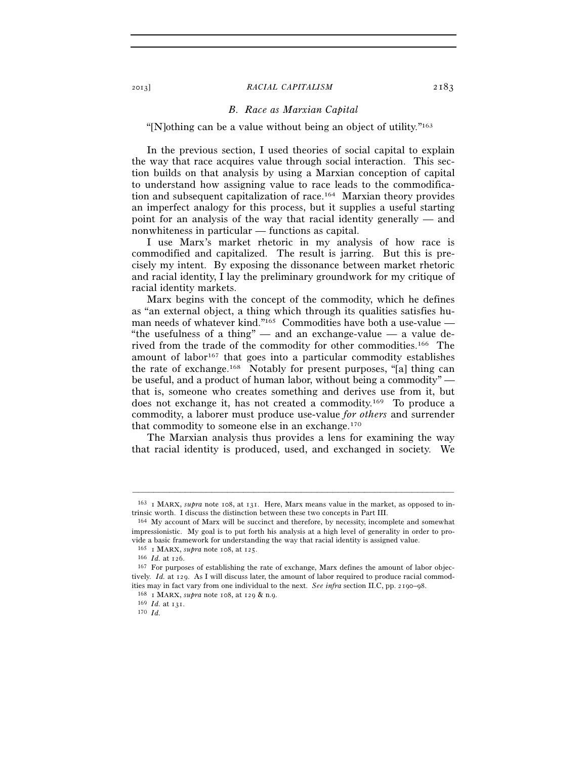### *B. Race as Marxian Capital*

"[N]othing can be a value without being an object of utility."[163]

In the previous section, I used theories of social capital to explain the way that race acquires value through social interaction. This section builds on that analysis by using a Marxian conception of capital to understand how assigning value to race leads to the commodification and subsequent capitalization of race.[164] Marxian theory provides an imperfect analogy for this process, but it supplies a useful starting point for an analysis of the way that racial identity generally — and nonwhiteness in particular — functions as capital.

I use Marx's market rhetoric in my analysis of how race is commodified and capitalized. The result is jarring. But this is precisely my intent. By exposing the dissonance between market rhetoric and racial identity, I lay the preliminary groundwork for my critique of racial identity markets.

Marx begins with the concept of the commodity, which he defines as "an external object, a thing which through its qualities satisfies human needs of whatever kind."[165] Commodities have both a use-value — "the usefulness of a thing" — and an exchange-value — a value derived from the trade of the commodity for other commodities.[166] The amount of labor[167] that goes into a particular commodity establishes the rate of exchange.[168] Notably for present purposes, "[a] thing can be useful, and a product of human labor, without being a commodity" — that is, someone who creates something and derives use from it, but does not exchange it, has not created a commodity.[169] To produce a commodity, a laborer must produce use-value *for others* and surrender that commodity to someone else in an exchange.[170]

The Marxian analysis thus provides a lens for examining the way that racial identity is produced, used, and exchanged in society. We

---

[163] 1 MARX, *supra* note 108, at 131. Here, Marx means value in the market, as opposed to intrinsic worth. I discuss the distinction between these two concepts in Part III.

[164] My account of Marx will be succinct and therefore, by necessity, incomplete and somewhat impressionistic. My goal is to put forth his analysis at a high level of generality in order to provide a basic framework for understanding the way that racial identity is assigned value.

[165] 1 MARX, *supra* note 108, at 125.

[166] *Id.* at 126.

[167] For purposes of establishing the rate of exchange, Marx defines the amount of labor objectively. *Id.* at 129. As I will discuss later, the amount of labor required to produce racial commodities may in fact vary from one individual to the next. *See infra* section II.C, pp. 2190–98.

[168] 1 MARX, *supra* note 108, at 129 & n.9.

[169] *Id.* at 131.

[170] *Id.*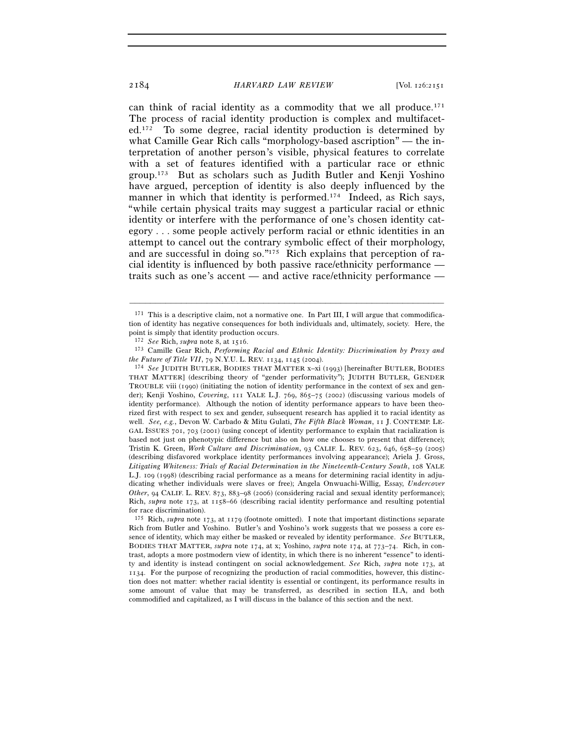can think of racial identity as a commodity that we all produce.[171] The process of racial identity production is complex and multifaceted.[172] To some degree, racial identity production is determined by what Camille Gear Rich calls "morphology-based ascription" — the interpretation of another person's visible, physical features to correlate with a set of features identified with a particular race or ethnic group.[173] But as scholars such as Judith Butler and Kenji Yoshino have argued, perception of identity is also deeply influenced by the manner in which that identity is performed.[174] Indeed, as Rich says, "while certain physical traits may suggest a particular racial or ethnic identity or interfere with the performance of one's chosen identity category . . . some people actively perform racial or ethnic identities in an attempt to cancel out the contrary symbolic effect of their morphology, and are successful in doing so."[175] Rich explains that perception of racial identity is influenced by both passive race/ethnicity performance — traits such as one's accent — and active race/ethnicity performance —

---

[171] This is a descriptive claim, not a normative one. In Part III, I will argue that commodification of identity has negative consequences for both individuals and, ultimately, society. Here, the point is simply that identity production occurs.

[172] *See* Rich, *supra* note 8, at 1516.

[173] Camille Gear Rich, *Performing Racial and Ethnic Identity: Discrimination by Proxy and the Future of Title VII*, 79 N.Y.U. L. REV. 1134, 1145 (2004).

[174] *See* JUDITH BUTLER, BODIES THAT MATTER x–xi (1993) [hereinafter BUTLER, BODIES THAT MATTER] (describing theory of "gender performativity"); JUDITH BUTLER, GENDER TROUBLE viii (1990) (initiating the notion of identity performance in the context of sex and gender); Kenji Yoshino, *Covering*, 111 YALE L.J. 769, 865–75 (2002) (discussing various models of identity performance). Although the notion of identity performance appears to have been theorized first with respect to sex and gender, subsequent research has applied it to racial identity as well. *See, e.g.*, Devon W. Carbado & Mitu Gulati, *The Fifth Black Woman*, 11 J. CONTEMP. LEGAL ISSUES 701, 703 (2001) (using concept of identity performance to explain that racialization is based not just on phenotypic difference but also on how one chooses to present that difference); Tristin K. Green, *Work Culture and Discrimination*, 93 CALIF. L. REV. 623, 646, 658–59 (2005) (describing disfavored workplace identity performances involving appearance); Ariela J. Gross, *Litigating Whiteness: Trials of Racial Determination in the Nineteenth-Century South*, 108 YALE L.J. 109 (1998) (describing racial performance as a means for determining racial identity in adjudicating whether individuals were slaves or free); Angela Onwuachi-Willig, Essay, *Undercover Other*, 94 CALIF. L. REV. 873, 883–98 (2006) (considering racial and sexual identity performance); Rich, *supra* note 173, at 1158–66 (describing racial identity performance and resulting potential for race discrimination).

[175] Rich, *supra* note 173, at 1179 (footnote omitted). I note that important distinctions separate Rich from Butler and Yoshino. Butler's and Yoshino's work suggests that we possess a core essence of identity, which may either be masked or revealed by identity performance. *See* BUTLER, BODIES THAT MATTER, *supra* note 174, at x; Yoshino, *supra* note 174, at 773–74. Rich, in contrast, adopts a more postmodern view of identity, in which there is no inherent "essence" to identity and identity is instead contingent on social acknowledgement. *See* Rich, *supra* note 173, at 1134. For the purpose of recognizing the production of racial commodities, however, this distinction does not matter: whether racial identity is essential or contingent, its performance results in some amount of value that may be transferred, as described in section II.A, and both commodified and capitalized, as I will discuss in the balance of this section and the next.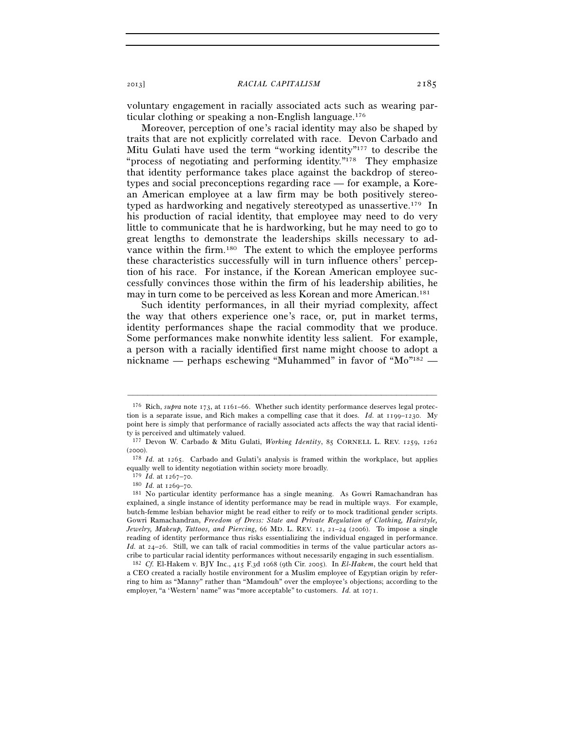voluntary engagement in racially associated acts such as wearing particular clothing or speaking a non-English language.[176]

Moreover, perception of one's racial identity may also be shaped by traits that are not explicitly correlated with race. Devon Carbado and Mitu Gulati have used the term "working identity"[177] to describe the "process of negotiating and performing identity."[178] They emphasize that identity performance takes place against the backdrop of stereotypes and social preconceptions regarding race — for example, a Korean American employee at a law firm may be both positively stereotyped as hardworking and negatively stereotyped as unassertive.[179] In his production of racial identity, that employee may need to do very little to communicate that he is hardworking, but he may need to go to great lengths to demonstrate the leaderships skills necessary to advance within the firm.[180] The extent to which the employee performs these characteristics successfully will in turn influence others' perception of his race. For instance, if the Korean American employee successfully convinces those within the firm of his leadership abilities, he may in turn come to be perceived as less Korean and more American.[181]

Such identity performances, in all their myriad complexity, affect the way that others experience one's race, or, put in market terms, identity performances shape the racial commodity that we produce. Some performances make nonwhite identity less salient. For example, a person with a racially identified first name might choose to adopt a nickname — perhaps eschewing "Muhammed" in favor of "Mo"[182] —

---

[176] Rich, *supra* note 173, at 1161–66. Whether such identity performance deserves legal protection is a separate issue, and Rich makes a compelling case that it does. *Id.* at 1199–1230. My point here is simply that performance of racially associated acts affects the way that racial identity is perceived and ultimately valued.

[177] Devon W. Carbado & Mitu Gulati, *Working Identity*, 85 CORNELL L. REV. 1259, 1262 (2000).

[178] *Id.* at 1265. Carbado and Gulati's analysis is framed within the workplace, but applies equally well to identity negotiation within society more broadly.

[179] *Id.* at 1267–70.

[180] *Id.* at 1269–70.

[181] No particular identity performance has a single meaning. As Gowri Ramachandran has explained, a single instance of identity performance may be read in multiple ways. For example, butch-femme lesbian behavior might be read either to reify or to mock traditional gender scripts. Gowri Ramachandran, *Freedom of Dress: State and Private Regulation of Clothing, Hairstyle, Jewelry, Makeup, Tattoos, and Piercing*, 66 MD. L. REV. 11, 21–24 (2006). To impose a single reading of identity performance thus risks essentializing the individual engaged in performance. *Id.* at 24–26. Still, we can talk of racial commodities in terms of the value particular actors ascribe to particular racial identity performances without necessarily engaging in such essentialism.

[182] *Cf.* El-Hakem v. BJY Inc., 415 F.3d 1068 (9th Cir. 2005). In *El-Hakem*, the court held that a CEO created a racially hostile environment for a Muslim employee of Egyptian origin by referring to him as "Manny" rather than "Mamdouh" over the employee's objections; according to the employer, "a 'Western' name" was "more acceptable" to customers. *Id.* at 1071.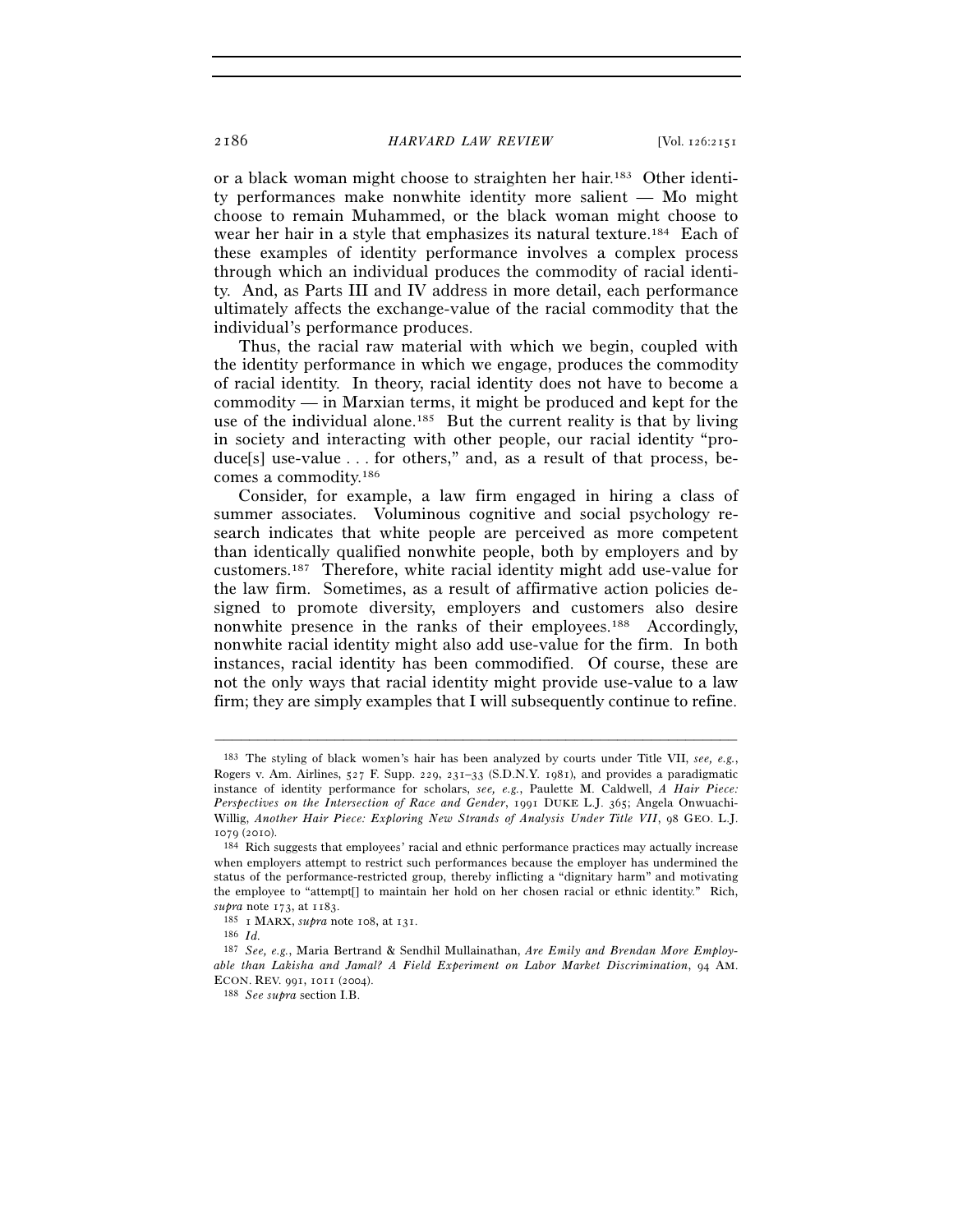or a black woman might choose to straighten her hair.[183] Other identity performances make nonwhite identity more salient — Mo might choose to remain Muhammed, or the black woman might choose to wear her hair in a style that emphasizes its natural texture.[184] Each of these examples of identity performance involves a complex process through which an individual produces the commodity of racial identity. And, as Parts III and IV address in more detail, each performance ultimately affects the exchange-value of the racial commodity that the individual's performance produces.

Thus, the racial raw material with which we begin, coupled with the identity performance in which we engage, produces the commodity of racial identity. In theory, racial identity does not have to become a commodity — in Marxian terms, it might be produced and kept for the use of the individual alone.[185] But the current reality is that by living in society and interacting with other people, our racial identity "produce[s] use-value . . . for others," and, as a result of that process, becomes a commodity.[186]

Consider, for example, a law firm engaged in hiring a class of summer associates. Voluminous cognitive and social psychology research indicates that white people are perceived as more competent than identically qualified nonwhite people, both by employers and by customers.[187] Therefore, white racial identity might add use-value for the law firm. Sometimes, as a result of affirmative action policies designed to promote diversity, employers and customers also desire nonwhite presence in the ranks of their employees.[188] Accordingly, nonwhite racial identity might also add use-value for the firm. In both instances, racial identity has been commodified. Of course, these are not the only ways that racial identity might provide use-value to a law firm; they are simply examples that I will subsequently continue to refine.

---

[183] The styling of black women's hair has been analyzed by courts under Title VII, *see, e.g.*, Rogers v. Am. Airlines, 527 F. Supp. 229, 231–33 (S.D.N.Y. 1981), and provides a paradigmatic instance of identity performance for scholars, *see, e.g.*, Paulette M. Caldwell, *A Hair Piece: Perspectives on the Intersection of Race and Gender*, 1991 DUKE L.J. 365; Angela Onwuachi-Willig, *Another Hair Piece: Exploring New Strands of Analysis Under Title VII*, 98 GEO. L.J. 1079 (2010).

[184] Rich suggests that employees' racial and ethnic performance practices may actually increase when employers attempt to restrict such performances because the employer has undermined the status of the performance-restricted group, thereby inflicting a "dignitary harm" and motivating the employee to "attempt[] to maintain her hold on her chosen racial or ethnic identity." Rich, *supra* note 173, at 1183.

[185] 1 MARX, *supra* note 108, at 131.

[186] *Id.*

[187] *See, e.g.*, Maria Bertrand & Sendhil Mullainathan, *Are Emily and Brendan More Employable than Lakisha and Jamal? A Field Experiment on Labor Market Discrimination*, 94 AM. ECON. REV. 991, 1011 (2004).

[188] *See supra* section I.B.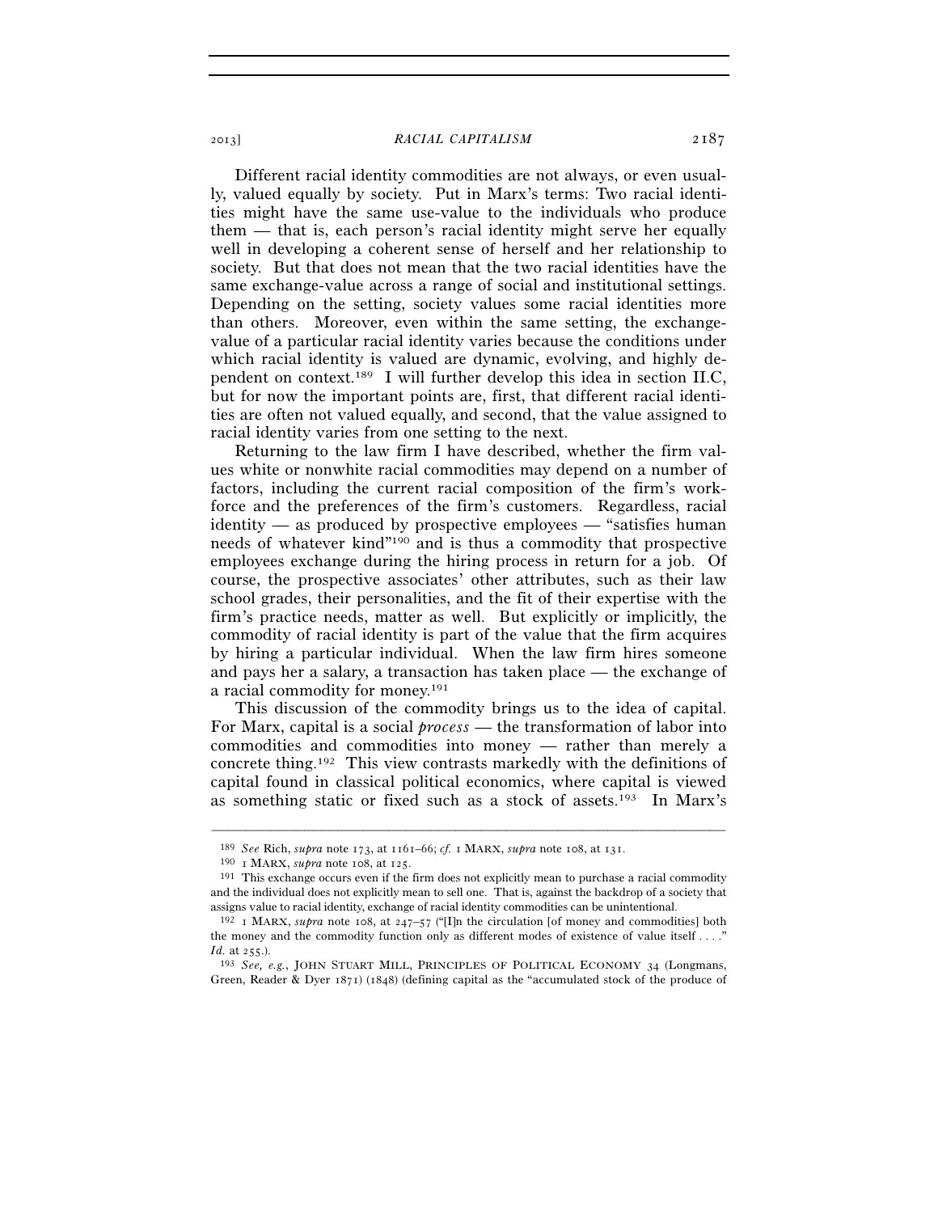Different racial identity commodities are not always, or even usually, valued equally by society. Put in Marx's terms: Two racial identities might have the same use-value to the individuals who produce them — that is, each person's racial identity might serve her equally well in developing a coherent sense of herself and her relationship to society. But that does not mean that the two racial identities have the same exchange-value across a range of social and institutional settings. Depending on the setting, society values some racial identities more than others. Moreover, even within the same setting, the exchange-value of a particular racial identity varies because the conditions under which racial identity is valued are dynamic, evolving, and highly dependent on context.[189] I will further develop this idea in section II.C, but for now the important points are, first, that different racial identities are often not valued equally, and second, that the value assigned to racial identity varies from one setting to the next.

Returning to the law firm I have described, whether the firm values white or nonwhite racial commodities may depend on a number of factors, including the current racial composition of the firm's workforce and the preferences of the firm's customers. Regardless, racial identity — as produced by prospective employees — "satisfies human needs of whatever kind"[190] and is thus a commodity that prospective employees exchange during the hiring process in return for a job. Of course, the prospective associates' other attributes, such as their law school grades, their personalities, and the fit of their expertise with the firm's practice needs, matter as well. But explicitly or implicitly, the commodity of racial identity is part of the value that the firm acquires by hiring a particular individual. When the law firm hires someone and pays her a salary, a transaction has taken place — the exchange of a racial commodity for money.[191]

This discussion of the commodity brings us to the idea of capital. For Marx, capital is a social *process* — the transformation of labor into commodities and commodities into money — rather than merely a concrete thing.[192] This view contrasts markedly with the definitions of capital found in classical political economics, where capital is viewed as something static or fixed such as a stock of assets.[193] In Marx's

---

[189] *See* Rich, *supra* note 173, at 1161–66; *cf.* 1 MARX, *supra* note 108, at 131.

[190] 1 MARX, *supra* note 108, at 125.

[191] This exchange occurs even if the firm does not explicitly mean to purchase a racial commodity and the individual does not explicitly mean to sell one. That is, against the backdrop of a society that assigns value to racial identity, exchange of racial identity commodities can be unintentional.

[192] 1 MARX, *supra* note 108, at 247–57 ("[I]n the circulation [of money and commodities] both the money and the commodity function only as different modes of existence of value itself . . . ." *Id.* at 255.).

[193] *See, e.g.*, JOHN STUART MILL, PRINCIPLES OF POLITICAL ECONOMY 34 (Longmans, Green, Reader & Dyer 1871) (1848) (defining capital as the "accumulated stock of the produce of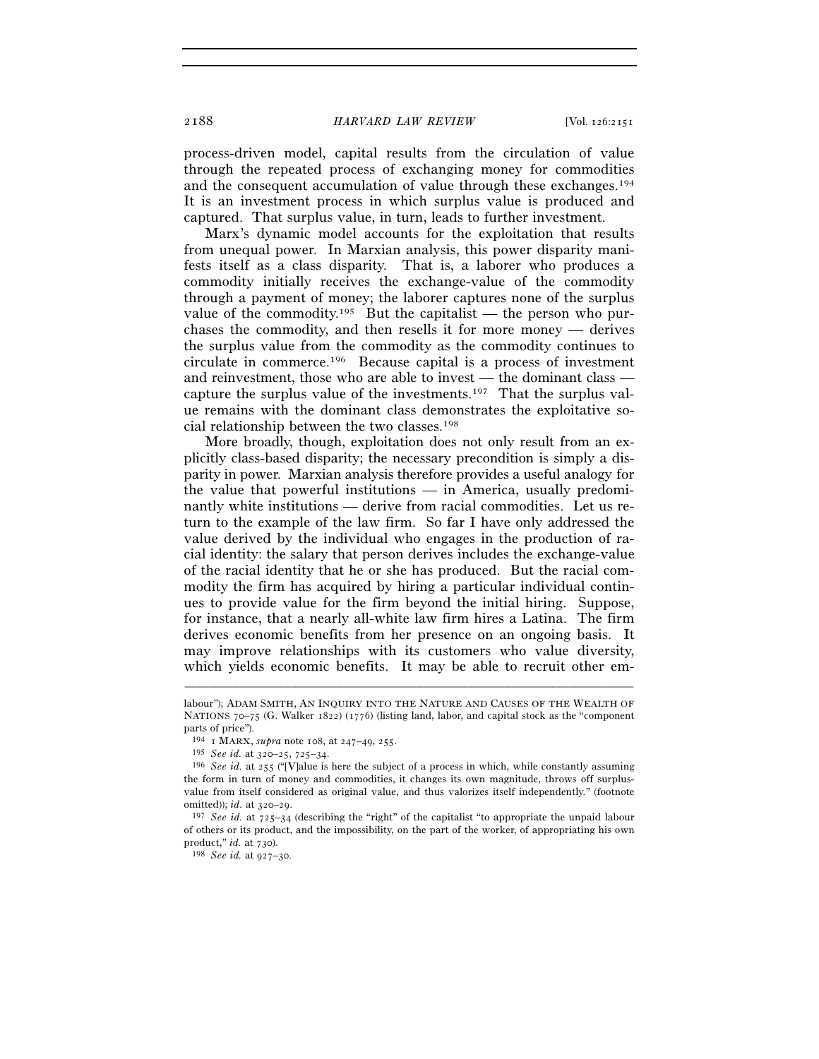process-driven model, capital results from the circulation of value through the repeated process of exchanging money for commodities and the consequent accumulation of value through these exchanges.[194] It is an investment process in which surplus value is produced and captured. That surplus value, in turn, leads to further investment.

Marx's dynamic model accounts for the exploitation that results from unequal power. In Marxian analysis, this power disparity manifests itself as a class disparity. That is, a laborer who produces a commodity initially receives the exchange-value of the commodity through a payment of money; the laborer captures none of the surplus value of the commodity.[195] But the capitalist — the person who purchases the commodity, and then resells it for more money — derives the surplus value from the commodity as the commodity continues to circulate in commerce.[196] Because capital is a process of investment and reinvestment, those who are able to invest — the dominant class — capture the surplus value of the investments.[197] That the surplus value remains with the dominant class demonstrates the exploitative social relationship between the two classes.[198]

More broadly, though, exploitation does not only result from an explicitly class-based disparity; the necessary precondition is simply a disparity in power. Marxian analysis therefore provides a useful analogy for the value that powerful institutions — in America, usually predominantly white institutions — derive from racial commodities. Let us return to the example of the law firm. So far I have only addressed the value derived by the individual who engages in the production of racial identity: the salary that person derives includes the exchange-value of the racial identity that he or she has produced. But the racial commodity the firm has acquired by hiring a particular individual continues to provide value for the firm beyond the initial hiring. Suppose, for instance, that a nearly all-white law firm hires a Latina. The firm derives economic benefits from her presence on an ongoing basis. It may improve relationships with its customers who value diversity, which yields economic benefits. It may be able to recruit other em-

---

labour"); ADAM SMITH, AN INQUIRY INTO THE NATURE AND CAUSES OF THE WEALTH OF NATIONS 70–75 (G. Walker 1822) (1776) (listing land, labor, and capital stock as the "component parts of price").

[194] 1 MARX, *supra* note 108, at 247–49, 255.

[195] *See id.* at 320–25, 725–34.

[196] *See id.* at 255 ("[V]alue is here the subject of a process in which, while constantly assuming the form in turn of money and commodities, it changes its own magnitude, throws off surplus-value from itself considered as original value, and thus valorizes itself independently." (footnote omitted)); *id.* at 320–29.

[197] *See id.* at 725–34 (describing the "right" of the capitalist "to appropriate the unpaid labour of others or its product, and the impossibility, on the part of the worker, of appropriating his own product," *id.* at 730).

[198] *See id.* at 927–30.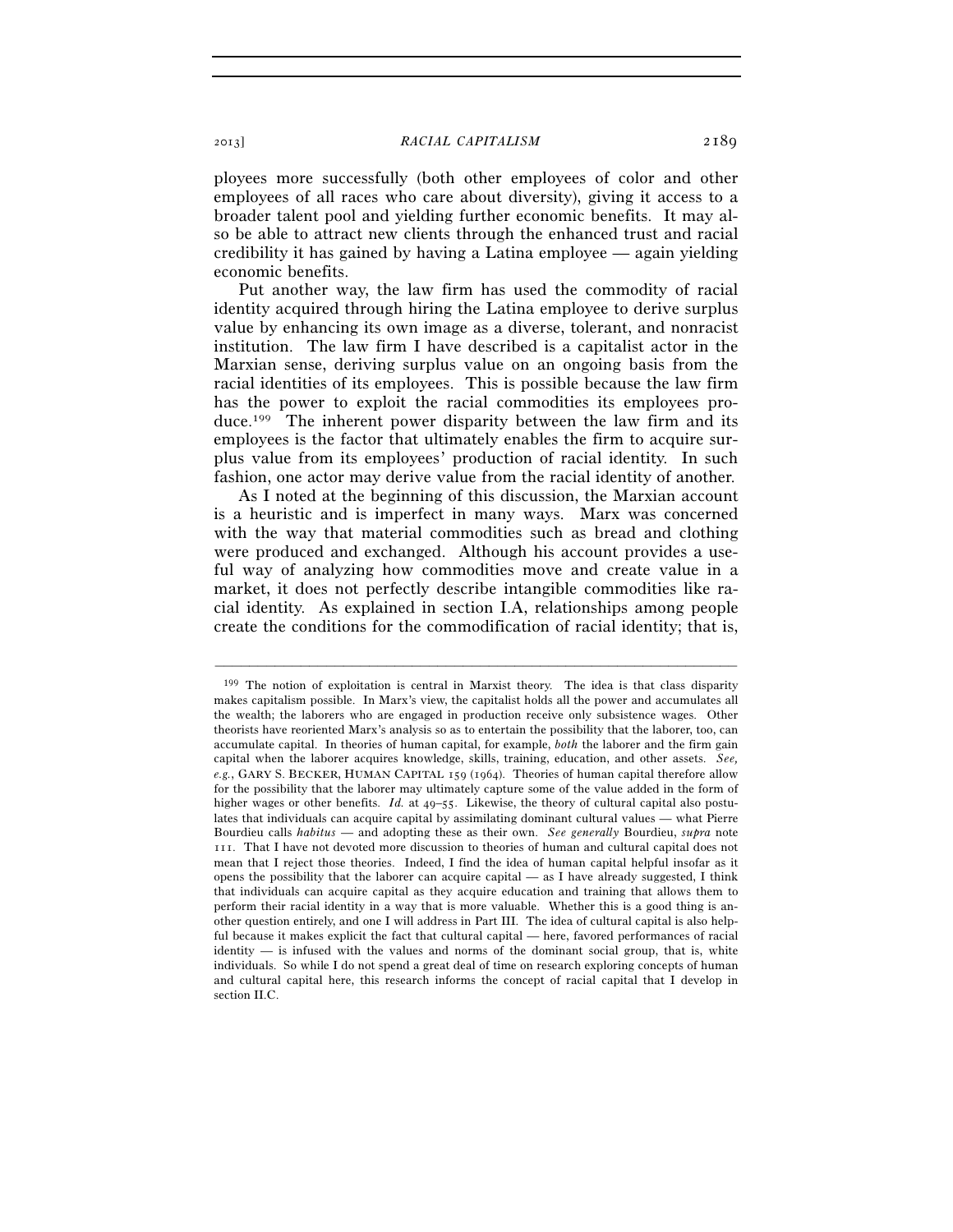ployees more successfully (both other employees of color and other employees of all races who care about diversity), giving it access to a broader talent pool and yielding further economic benefits. It may also be able to attract new clients through the enhanced trust and racial credibility it has gained by having a Latina employee — again yielding economic benefits.

Put another way, the law firm has used the commodity of racial identity acquired through hiring the Latina employee to derive surplus value by enhancing its own image as a diverse, tolerant, and nonracist institution. The law firm I have described is a capitalist actor in the Marxian sense, deriving surplus value on an ongoing basis from the racial identities of its employees. This is possible because the law firm has the power to exploit the racial commodities its employees produce.[199] The inherent power disparity between the law firm and its employees is the factor that ultimately enables the firm to acquire surplus value from its employees' production of racial identity. In such fashion, one actor may derive value from the racial identity of another.

As I noted at the beginning of this discussion, the Marxian account is a heuristic and is imperfect in many ways. Marx was concerned with the way that material commodities such as bread and clothing were produced and exchanged. Although his account provides a useful way of analyzing how commodities move and create value in a market, it does not perfectly describe intangible commodities like racial identity. As explained in section I.A, relationships among people create the conditions for the commodification of racial identity; that is,

---

[199] The notion of exploitation is central in Marxist theory. The idea is that class disparity makes capitalism possible. In Marx's view, the capitalist holds all the power and accumulates all the wealth; the laborers who are engaged in production receive only subsistence wages. Other theorists have reoriented Marx's analysis so as to entertain the possibility that the laborer, too, can accumulate capital. In theories of human capital, for example, *both* the laborer and the firm gain capital when the laborer acquires knowledge, skills, training, education, and other assets. *See, e.g.*, GARY S. BECKER, HUMAN CAPITAL 159 (1964). Theories of human capital therefore allow for the possibility that the laborer may ultimately capture some of the value added in the form of higher wages or other benefits. *Id.* at 49–55. Likewise, the theory of cultural capital also postulates that individuals can acquire capital by assimilating dominant cultural values — what Pierre Bourdieu calls *habitus* — and adopting these as their own. *See generally* Bourdieu, *supra* note 111. That I have not devoted more discussion to theories of human and cultural capital does not mean that I reject those theories. Indeed, I find the idea of human capital helpful insofar as it opens the possibility that the laborer can acquire capital — as I have already suggested, I think that individuals can acquire capital as they acquire education and training that allows them to perform their racial identity in a way that is more valuable. Whether this is a good thing is another question entirely, and one I will address in Part III. The idea of cultural capital is also helpful because it makes explicit the fact that cultural capital — here, favored performances of racial identity — is infused with the values and norms of the dominant social group, that is, white individuals. So while I do not spend a great deal of time on research exploring concepts of human and cultural capital here, this research informs the concept of racial capital that I develop in section II.C.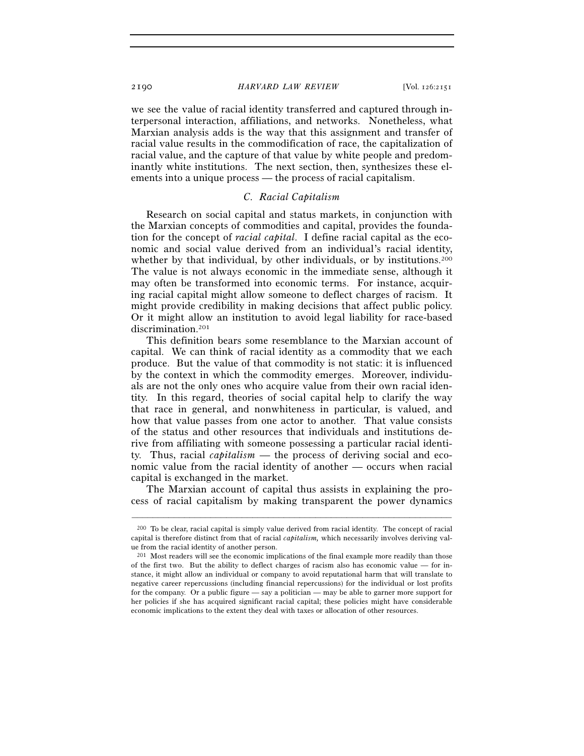we see the value of racial identity transferred and captured through interpersonal interaction, affiliations, and networks. Nonetheless, what Marxian analysis adds is the way that this assignment and transfer of racial value results in the commodification of race, the capitalization of racial value, and the capture of that value by white people and predominantly white institutions. The next section, then, synthesizes these elements into a unique process — the process of racial capitalism.

### C. Racial Capitalism

Research on social capital and status markets, in conjunction with the Marxian concepts of commodities and capital, provides the foundation for the concept of *racial capital*. I define racial capital as the economic and social value derived from an individual's racial identity, whether by that individual, by other individuals, or by institutions.[200] The value is not always economic in the immediate sense, although it may often be transformed into economic terms. For instance, acquiring racial capital might allow someone to deflect charges of racism. It might provide credibility in making decisions that affect public policy. Or it might allow an institution to avoid legal liability for race-based discrimination.[201]

This definition bears some resemblance to the Marxian account of capital. We can think of racial identity as a commodity that we each produce. But the value of that commodity is not static: it is influenced by the context in which the commodity emerges. Moreover, individuals are not the only ones who acquire value from their own racial identity. In this regard, theories of social capital help to clarify the way that race in general, and nonwhiteness in particular, is valued, and how that value passes from one actor to another. That value consists of the status and other resources that individuals and institutions derive from affiliating with someone possessing a particular racial identity. Thus, racial *capitalism* — the process of deriving social and economic value from the racial identity of another — occurs when racial capital is exchanged in the market.

The Marxian account of capital thus assists in explaining the process of racial capitalism by making transparent the power dynamics

---

[200] To be clear, racial capital is simply value derived from racial identity. The concept of racial capital is therefore distinct from that of racial *capitalism,* which necessarily involves deriving value from the racial identity of another person.

[201] Most readers will see the economic implications of the final example more readily than those of the first two. But the ability to deflect charges of racism also has economic value — for instance, it might allow an individual or company to avoid reputational harm that will translate to negative career repercussions (including financial repercussions) for the individual or lost profits for the company. Or a public figure — say a politician — may be able to garner more support for her policies if she has acquired significant racial capital; these policies might have considerable economic implications to the extent they deal with taxes or allocation of other resources.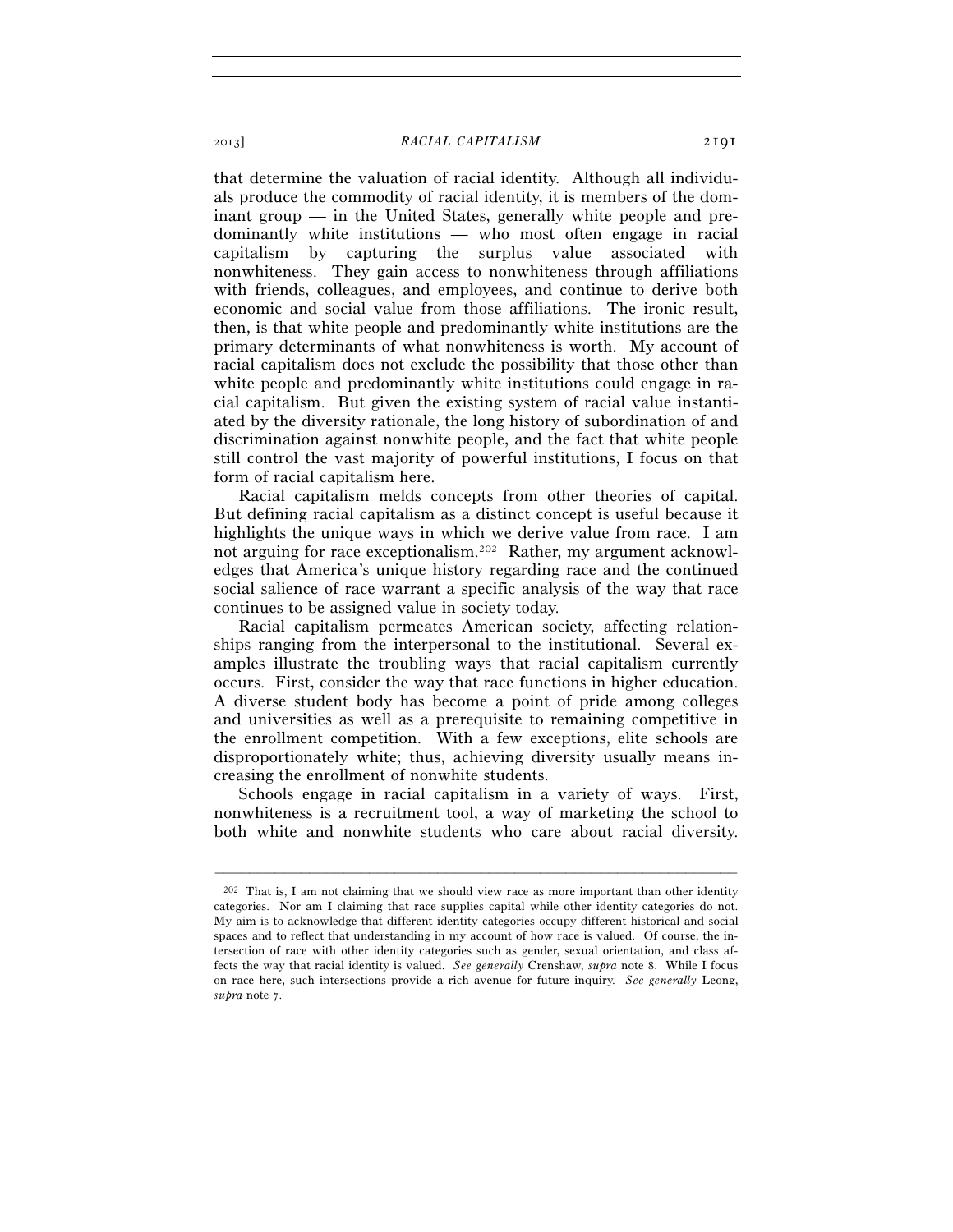that determine the valuation of racial identity. Although all individuals produce the commodity of racial identity, it is members of the dominant group — in the United States, generally white people and predominantly white institutions — who most often engage in racial capitalism by capturing the surplus value associated with nonwhiteness. They gain access to nonwhiteness through affiliations with friends, colleagues, and employees, and continue to derive both economic and social value from those affiliations. The ironic result, then, is that white people and predominantly white institutions are the primary determinants of what nonwhiteness is worth. My account of racial capitalism does not exclude the possibility that those other than white people and predominantly white institutions could engage in racial capitalism. But given the existing system of racial value instantiated by the diversity rationale, the long history of subordination of and discrimination against nonwhite people, and the fact that white people still control the vast majority of powerful institutions, I focus on that form of racial capitalism here.

Racial capitalism melds concepts from other theories of capital. But defining racial capitalism as a distinct concept is useful because it highlights the unique ways in which we derive value from race. I am not arguing for race exceptionalism.[202] Rather, my argument acknowledges that America's unique history regarding race and the continued social salience of race warrant a specific analysis of the way that race continues to be assigned value in society today.

Racial capitalism permeates American society, affecting relationships ranging from the interpersonal to the institutional. Several examples illustrate the troubling ways that racial capitalism currently occurs. First, consider the way that race functions in higher education. A diverse student body has become a point of pride among colleges and universities as well as a prerequisite to remaining competitive in the enrollment competition. With a few exceptions, elite schools are disproportionately white; thus, achieving diversity usually means increasing the enrollment of nonwhite students.

Schools engage in racial capitalism in a variety of ways. First, nonwhiteness is a recruitment tool, a way of marketing the school to both white and nonwhite students who care about racial diversity.

---

[202] That is, I am not claiming that we should view race as more important than other identity categories. Nor am I claiming that race supplies capital while other identity categories do not. My aim is to acknowledge that different identity categories occupy different historical and social spaces and to reflect that understanding in my account of how race is valued. Of course, the intersection of race with other identity categories such as gender, sexual orientation, and class affects the way that racial identity is valued. *See generally* Crenshaw, *supra* note 8. While I focus on race here, such intersections provide a rich avenue for future inquiry. *See generally* Leong, *supra* note 7.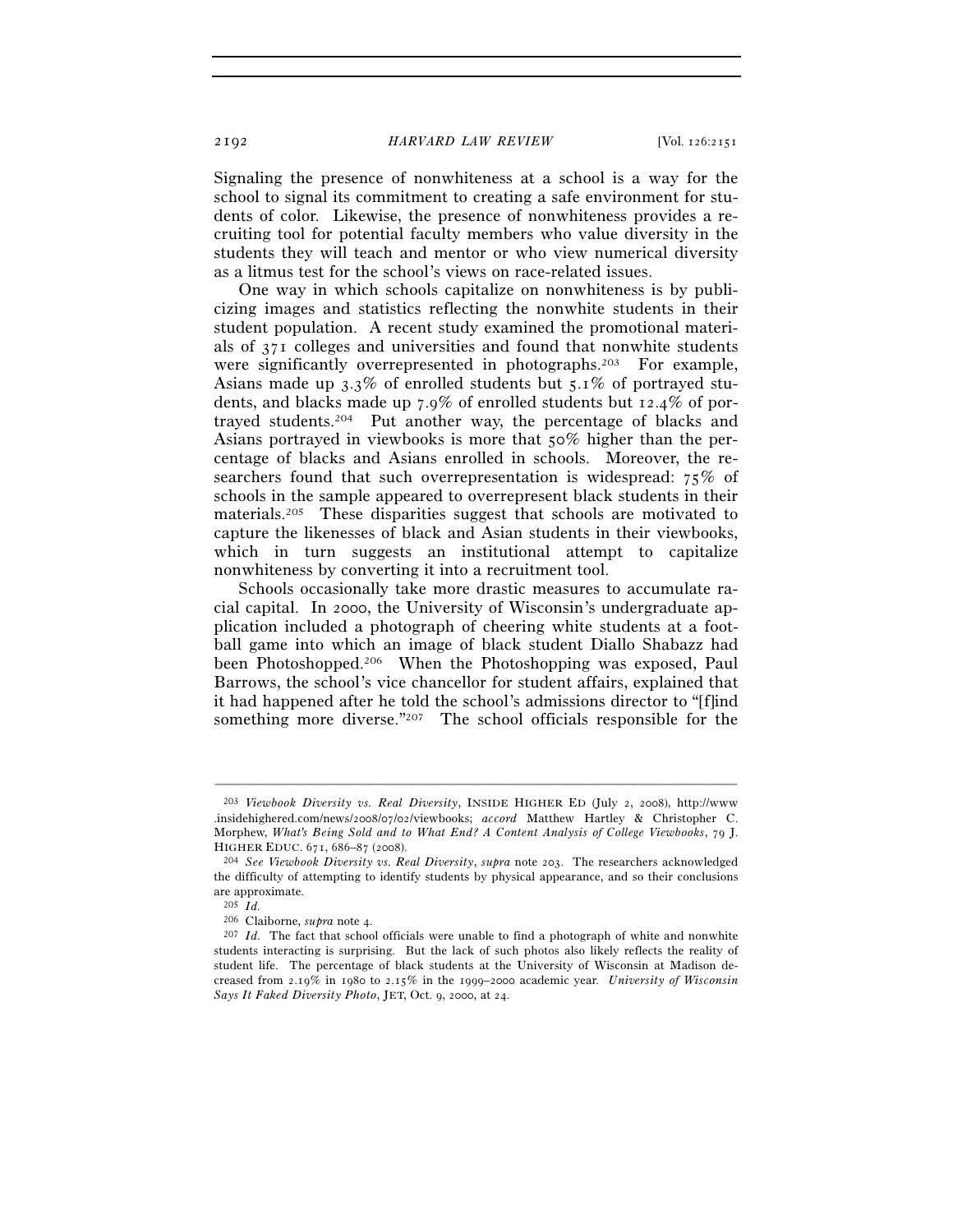Signaling the presence of nonwhiteness at a school is a way for the school to signal its commitment to creating a safe environment for students of color. Likewise, the presence of nonwhiteness provides a recruiting tool for potential faculty members who value diversity in the students they will teach and mentor or who view numerical diversity as a litmus test for the school's views on race-related issues.

One way in which schools capitalize on nonwhiteness is by publicizing images and statistics reflecting the nonwhite students in their student population. A recent study examined the promotional materials of 371 colleges and universities and found that nonwhite students were significantly overrepresented in photographs.[203] For example, Asians made up 3.3% of enrolled students but 5.1% of portrayed students, and blacks made up 7.9% of enrolled students but 12.4% of portrayed students.[204] Put another way, the percentage of blacks and Asians portrayed in viewbooks is more that 50% higher than the percentage of blacks and Asians enrolled in schools. Moreover, the researchers found that such overrepresentation is widespread: 75% of schools in the sample appeared to overrepresent black students in their materials.[205] These disparities suggest that schools are motivated to capture the likenesses of black and Asian students in their viewbooks, which in turn suggests an institutional attempt to capitalize nonwhiteness by converting it into a recruitment tool.

Schools occasionally take more drastic measures to accumulate racial capital. In 2000, the University of Wisconsin's undergraduate application included a photograph of cheering white students at a football game into which an image of black student Diallo Shabazz had been Photoshopped.[206] When the Photoshopping was exposed, Paul Barrows, the school's vice chancellor for student affairs, explained that it had happened after he told the school's admissions director to "[f]ind something more diverse."[207] The school officials responsible for the

---

[203] *Viewbook Diversity vs. Real Diversity*, INSIDE HIGHER ED (July 2, 2008), http://www.insidehighered.com/news/2008/07/02/viewbooks; *accord* Matthew Hartley & Christopher C. Morphew, *What's Being Sold and to What End? A Content Analysis of College Viewbooks*, 79 J. HIGHER EDUC. 671, 686–87 (2008).

[204] *See Viewbook Diversity vs. Real Diversity*, *supra* note 203. The researchers acknowledged the difficulty of attempting to identify students by physical appearance, and so their conclusions are approximate.

[205] *Id.*

[206] Claiborne, *supra* note 4.

[207] *Id.* The fact that school officials were unable to find a photograph of white and nonwhite students interacting is surprising. But the lack of such photos also likely reflects the reality of student life. The percentage of black students at the University of Wisconsin at Madison decreased from 2.19% in 1980 to 2.15% in the 1999–2000 academic year. *University of Wisconsin Says It Faked Diversity Photo*, JET, Oct. 9, 2000, at 24.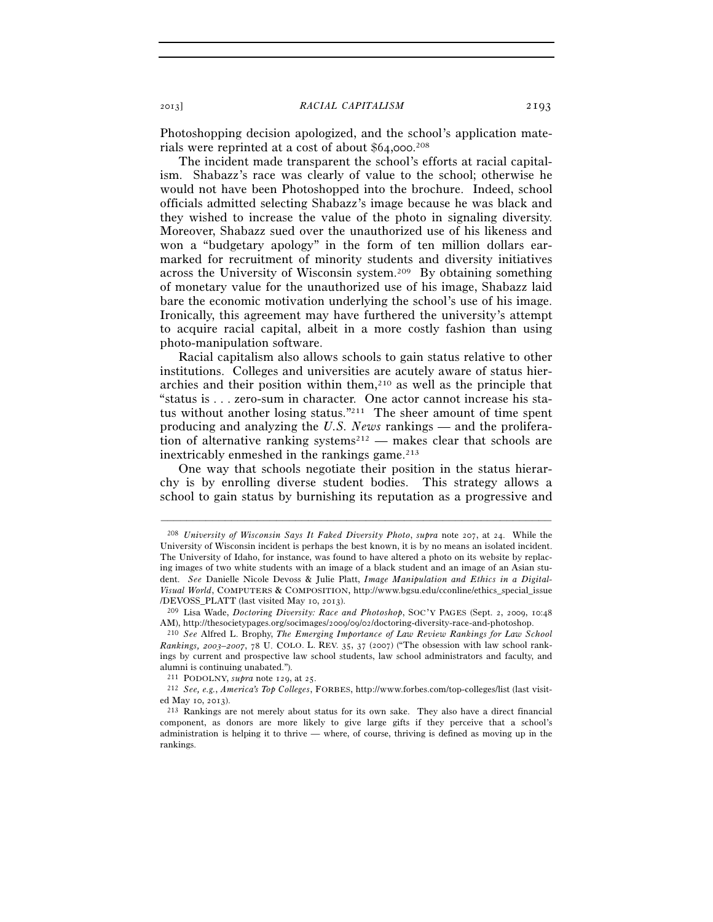Photoshopping decision apologized, and the school's application materials were reprinted at a cost of about $64,000.[208]

The incident made transparent the school's efforts at racial capitalism. Shabazz's race was clearly of value to the school; otherwise he would not have been Photoshopped into the brochure. Indeed, school officials admitted selecting Shabazz's image because he was black and they wished to increase the value of the photo in signaling diversity. Moreover, Shabazz sued over the unauthorized use of his likeness and won a "budgetary apology" in the form of ten million dollars earmarked for recruitment of minority students and diversity initiatives across the University of Wisconsin system.[209] By obtaining something of monetary value for the unauthorized use of his image, Shabazz laid bare the economic motivation underlying the school's use of his image. Ironically, this agreement may have furthered the university's attempt to acquire racial capital, albeit in a more costly fashion than using photo-manipulation software.

Racial capitalism also allows schools to gain status relative to other institutions. Colleges and universities are acutely aware of status hierarchies and their position within them,[210] as well as the principle that "status is . . . zero-sum in character. One actor cannot increase his status without another losing status."[211] The sheer amount of time spent producing and analyzing the *U.S. News* rankings — and the proliferation of alternative ranking systems[212] — makes clear that schools are inextricably enmeshed in the rankings game.[213]

One way that schools negotiate their position in the status hierarchy is by enrolling diverse student bodies. This strategy allows a school to gain status by burnishing its reputation as a progressive and

---

[208] *University of Wisconsin Says It Faked Diversity Photo*, *supra* note 207, at 24. While the University of Wisconsin incident is perhaps the best known, it is by no means an isolated incident. The University of Idaho, for instance, was found to have altered a photo on its website by replacing images of two white students with an image of a black student and an image of an Asian student. *See* Danielle Nicole Devoss & Julie Platt, *Image Manipulation and Ethics in a Digital-Visual World*, COMPUTERS & COMPOSITION, http://www.bgsu.edu/cconline/ethics_special_issue/DEVOSS_PLATT (last visited May 10, 2013).

[209] Lisa Wade, *Doctoring Diversity: Race and Photoshop*, SOC'Y PAGES (Sept. 2, 2009, 10:48 AM), http://thesocietypages.org/socimages/2009/09/02/doctoring-diversity-race-and-photoshop.

[210] *See* Alfred L. Brophy, *The Emerging Importance of Law Review Rankings for Law School Rankings, 2003–2007*, 78 U. COLO. L. REV. 35, 37 (2007) ("The obsession with law school rankings by current and prospective law school students, law school administrators and faculty, and alumni is continuing unabated.").

[211] PODOLNY, *supra* note 129, at 25.

[212] *See, e.g.*, *America's Top Colleges*, FORBES, http://www.forbes.com/top-colleges/list (last visited May 10, 2013).

[213] Rankings are not merely about status for its own sake. They also have a direct financial component, as donors are more likely to give large gifts if they perceive that a school's administration is helping it to thrive — where, of course, thriving is defined as moving up in the rankings.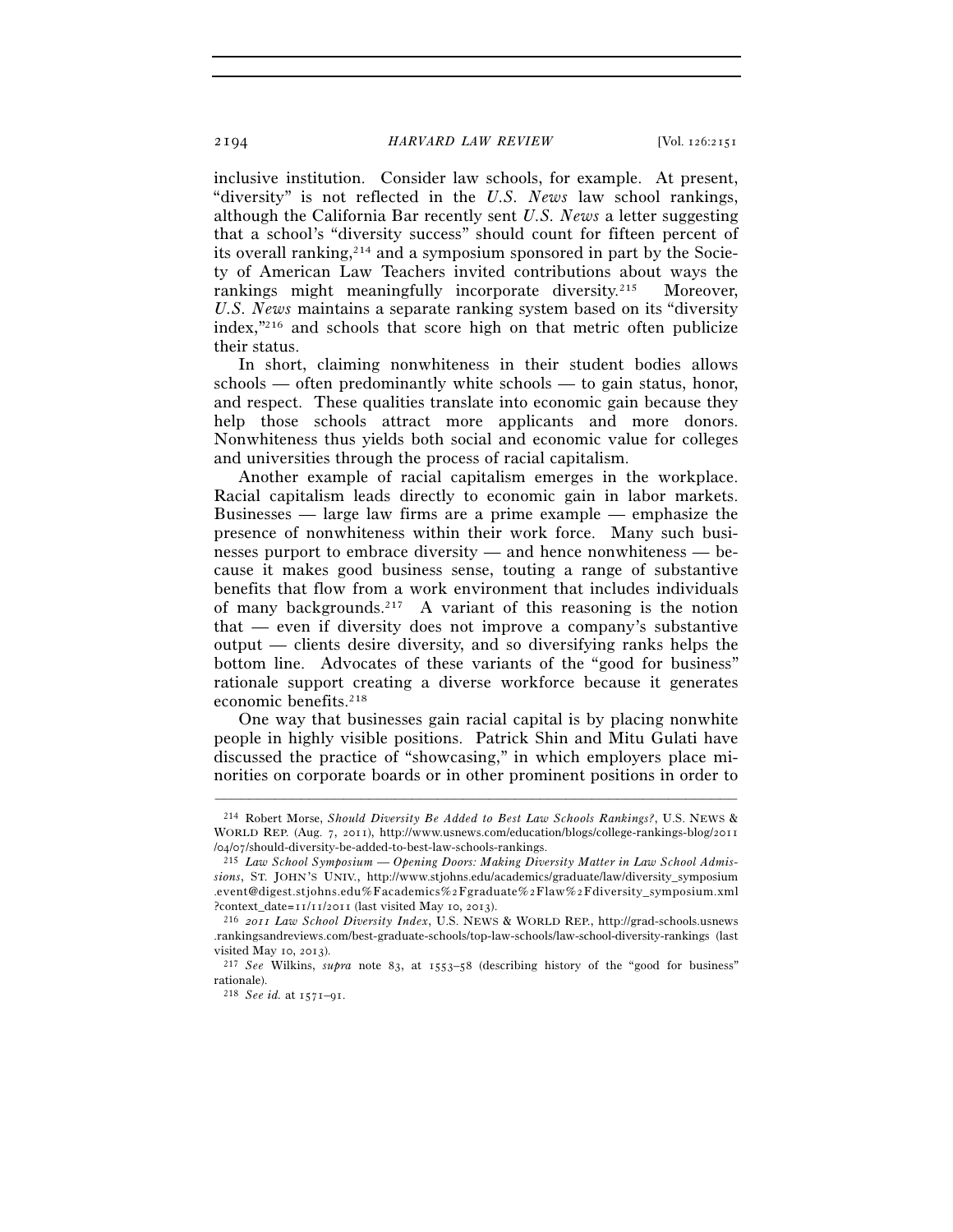inclusive institution. Consider law schools, for example. At present, "diversity" is not reflected in the *U.S. News* law school rankings, although the California Bar recently sent *U.S. News* a letter suggesting that a school's "diversity success" should count for fifteen percent of its overall ranking,[214] and a symposium sponsored in part by the Society of American Law Teachers invited contributions about ways the rankings might meaningfully incorporate diversity.[215] Moreover, *U.S. News* maintains a separate ranking system based on its "diversity index,"[216] and schools that score high on that metric often publicize their status.

In short, claiming nonwhiteness in their student bodies allows schools — often predominantly white schools — to gain status, honor, and respect. These qualities translate into economic gain because they help those schools attract more applicants and more donors. Nonwhiteness thus yields both social and economic value for colleges and universities through the process of racial capitalism.

Another example of racial capitalism emerges in the workplace. Racial capitalism leads directly to economic gain in labor markets. Businesses — large law firms are a prime example — emphasize the presence of nonwhiteness within their work force. Many such businesses purport to embrace diversity — and hence nonwhiteness — because it makes good business sense, touting a range of substantive benefits that flow from a work environment that includes individuals of many backgrounds.[217] A variant of this reasoning is the notion that — even if diversity does not improve a company's substantive output — clients desire diversity, and so diversifying ranks helps the bottom line. Advocates of these variants of the "good for business" rationale support creating a diverse workforce because it generates economic benefits.[218]

One way that businesses gain racial capital is by placing nonwhite people in highly visible positions. Patrick Shin and Mitu Gulati have discussed the practice of "showcasing," in which employers place minorities on corporate boards or in other prominent positions in order to

---

[214] Robert Morse, *Should Diversity Be Added to Best Law Schools Rankings?*, U.S. NEWS & WORLD REP. (Aug. 7, 2011), http://www.usnews.com/education/blogs/college-rankings-blog/2011/04/07/should-diversity-be-added-to-best-law-schools-rankings.

[215] *Law School Symposium — Opening Doors: Making Diversity Matter in Law School Admissions*, ST. JOHN'S UNIV., http://www.stjohns.edu/academics/graduate/law/diversity_symposium.event@digest.stjohns.edu%Facademics%2Fgraduate%2Flaw%2Fdiversity_symposium.xml?context_date=11/11/2011 (last visited May 10, 2013).

[216] *2011 Law School Diversity Index*, U.S. NEWS & WORLD REP., http://grad-schools.usnews.rankingsandreviews.com/best-graduate-schools/top-law-schools/law-school-diversity-rankings (last visited May 10, 2013).

[217] *See* Wilkins, *supra* note 83, at 1553–58 (describing history of the "good for business" rationale).

[218] *See id.* at 1571–91.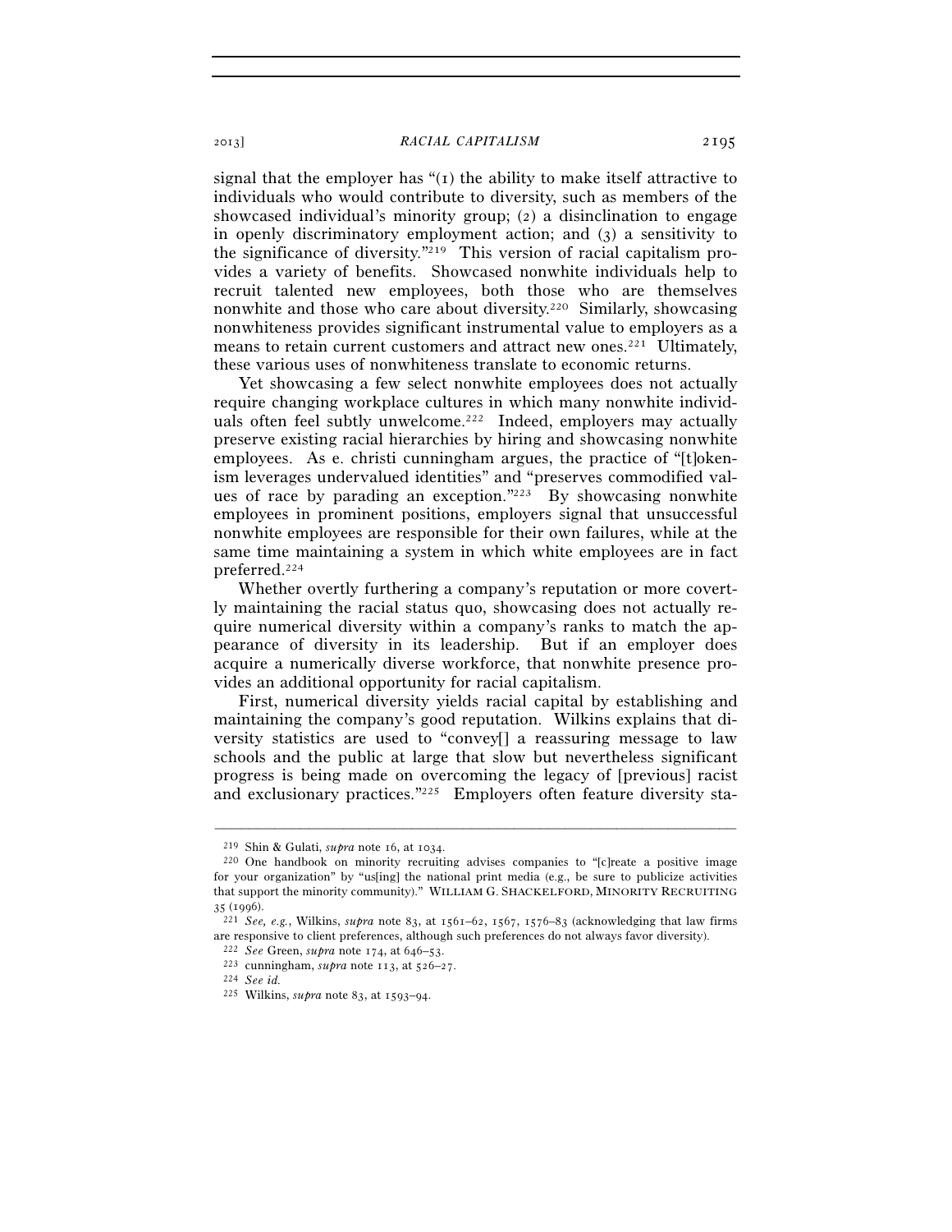signal that the employer has "(1) the ability to make itself attractive to individuals who would contribute to diversity, such as members of the showcased individual's minority group; (2) a disinclination to engage in openly discriminatory employment action; and (3) a sensitivity to the significance of diversity."[219] This version of racial capitalism provides a variety of benefits. Showcased nonwhite individuals help to recruit talented new employees, both those who are themselves nonwhite and those who care about diversity.[220] Similarly, showcasing nonwhiteness provides significant instrumental value to employers as a means to retain current customers and attract new ones.[221] Ultimately, these various uses of nonwhiteness translate to economic returns.

Yet showcasing a few select nonwhite employees does not actually require changing workplace cultures in which many nonwhite individuals often feel subtly unwelcome.[222] Indeed, employers may actually preserve existing racial hierarchies by hiring and showcasing nonwhite employees. As e. christi cunningham argues, the practice of "[t]okenism leverages undervalued identities" and "preserves commodified values of race by parading an exception."[223] By showcasing nonwhite employees in prominent positions, employers signal that unsuccessful nonwhite employees are responsible for their own failures, while at the same time maintaining a system in which white employees are in fact preferred.[224]

Whether overtly furthering a company's reputation or more covertly maintaining the racial status quo, showcasing does not actually require numerical diversity within a company's ranks to match the appearance of diversity in its leadership. But if an employer does acquire a numerically diverse workforce, that nonwhite presence provides an additional opportunity for racial capitalism.

First, numerical diversity yields racial capital by establishing and maintaining the company's good reputation. Wilkins explains that diversity statistics are used to "convey[] a reassuring message to law schools and the public at large that slow but nevertheless significant progress is being made on overcoming the legacy of [previous] racist and exclusionary practices."[225] Employers often feature diversity sta-

---

[219] Shin & Gulati, *supra* note 16, at 1034.

[220] One handbook on minority recruiting advises companies to "[c]reate a positive image for your organization" by "us[ing] the national print media (e.g., be sure to publicize activities that support the minority community)." WILLIAM G. SHACKELFORD, MINORITY RECRUITING 35 (1996).

[221] *See, e.g.*, Wilkins, *supra* note 83, at 1561–62, 1567, 1576–83 (acknowledging that law firms are responsive to client preferences, although such preferences do not always favor diversity).

[222] *See* Green, *supra* note 174, at 646–53.

[223] cunningham, *supra* note 113, at 526–27.

[224] *See id.*

[225] Wilkins, *supra* note 83, at 1593–94.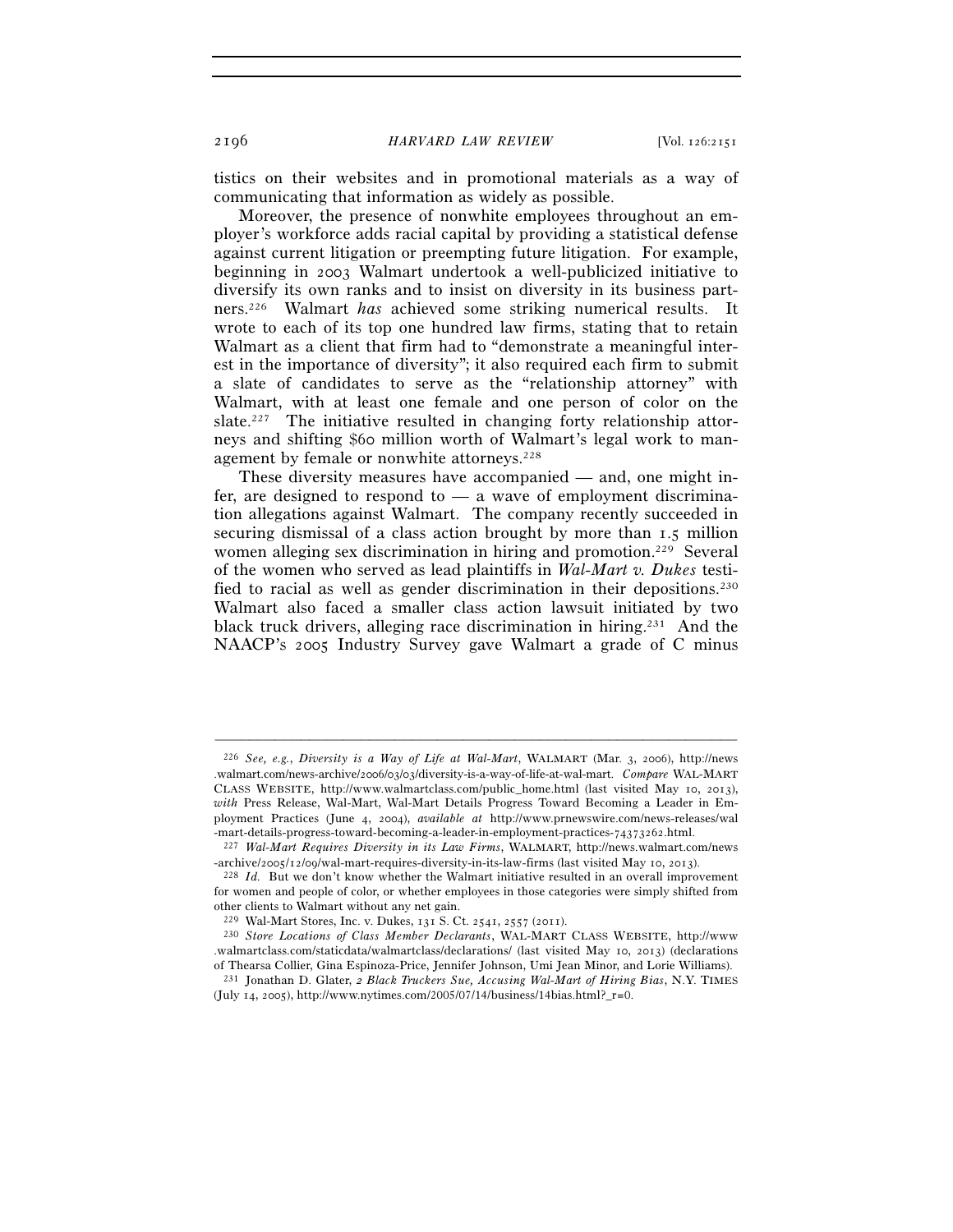tistics on their websites and in promotional materials as a way of communicating that information as widely as possible.

Moreover, the presence of nonwhite employees throughout an employer's workforce adds racial capital by providing a statistical defense against current litigation or preempting future litigation. For example, beginning in 2003 Walmart undertook a well-publicized initiative to diversify its own ranks and to insist on diversity in its business partners.[226] Walmart *has* achieved some striking numerical results. It wrote to each of its top one hundred law firms, stating that to retain Walmart as a client that firm had to "demonstrate a meaningful interest in the importance of diversity"; it also required each firm to submit a slate of candidates to serve as the "relationship attorney" with Walmart, with at least one female and one person of color on the slate.[227] The initiative resulted in changing forty relationship attorneys and shifting $60 million worth of Walmart's legal work to management by female or nonwhite attorneys.[228]

These diversity measures have accompanied — and, one might infer, are designed to respond to — a wave of employment discrimination allegations against Walmart. The company recently succeeded in securing dismissal of a class action brought by more than 1.5 million women alleging sex discrimination in hiring and promotion.[229] Several of the women who served as lead plaintiffs in *Wal-Mart v. Dukes* testified to racial as well as gender discrimination in their depositions.[230] Walmart also faced a smaller class action lawsuit initiated by two black truck drivers, alleging race discrimination in hiring.[231] And the NAACP's 2005 Industry Survey gave Walmart a grade of C minus

---

[226] *See, e.g.*, *Diversity is a Way of Life at Wal-Mart*, WALMART (Mar. 3, 2006), http://news.walmart.com/news-archive/2006/03/03/diversity-is-a-way-of-life-at-wal-mart. *Compare* WAL-MART CLASS WEBSITE, http://www.walmartclass.com/public_home.html (last visited May 10, 2013), *with* Press Release, Wal-Mart, Wal-Mart Details Progress Toward Becoming a Leader in Employment Practices (June 4, 2004), *available at* http://www.prnewswire.com/news-releases/wal-mart-details-progress-toward-becoming-a-leader-in-employment-practices-74373262.html.

[227] *Wal-Mart Requires Diversity in its Law Firms*, WALMART, http://news.walmart.com/news-archive/2005/12/09/wal-mart-requires-diversity-in-its-law-firms (last visited May 10, 2013).

[228] *Id.* But we don't know whether the Walmart initiative resulted in an overall improvement for women and people of color, or whether employees in those categories were simply shifted from other clients to Walmart without any net gain.

[229] Wal-Mart Stores, Inc. v. Dukes, 131 S. Ct. 2541, 2557 (2011).

[230] *Store Locations of Class Member Declarants*, WAL-MART CLASS WEBSITE, http://www.walmartclass.com/staticdata/walmartclass/declarations/ (last visited May 10, 2013) (declarations of Thearsa Collier, Gina Espinoza-Price, Jennifer Johnson, Umi Jean Minor, and Lorie Williams).

[231] Jonathan D. Glater, *2 Black Truckers Sue, Accusing Wal-Mart of Hiring Bias*, N.Y. TIMES (July 14, 2005), http://www.nytimes.com/2005/07/14/business/14bias.html?_r=0.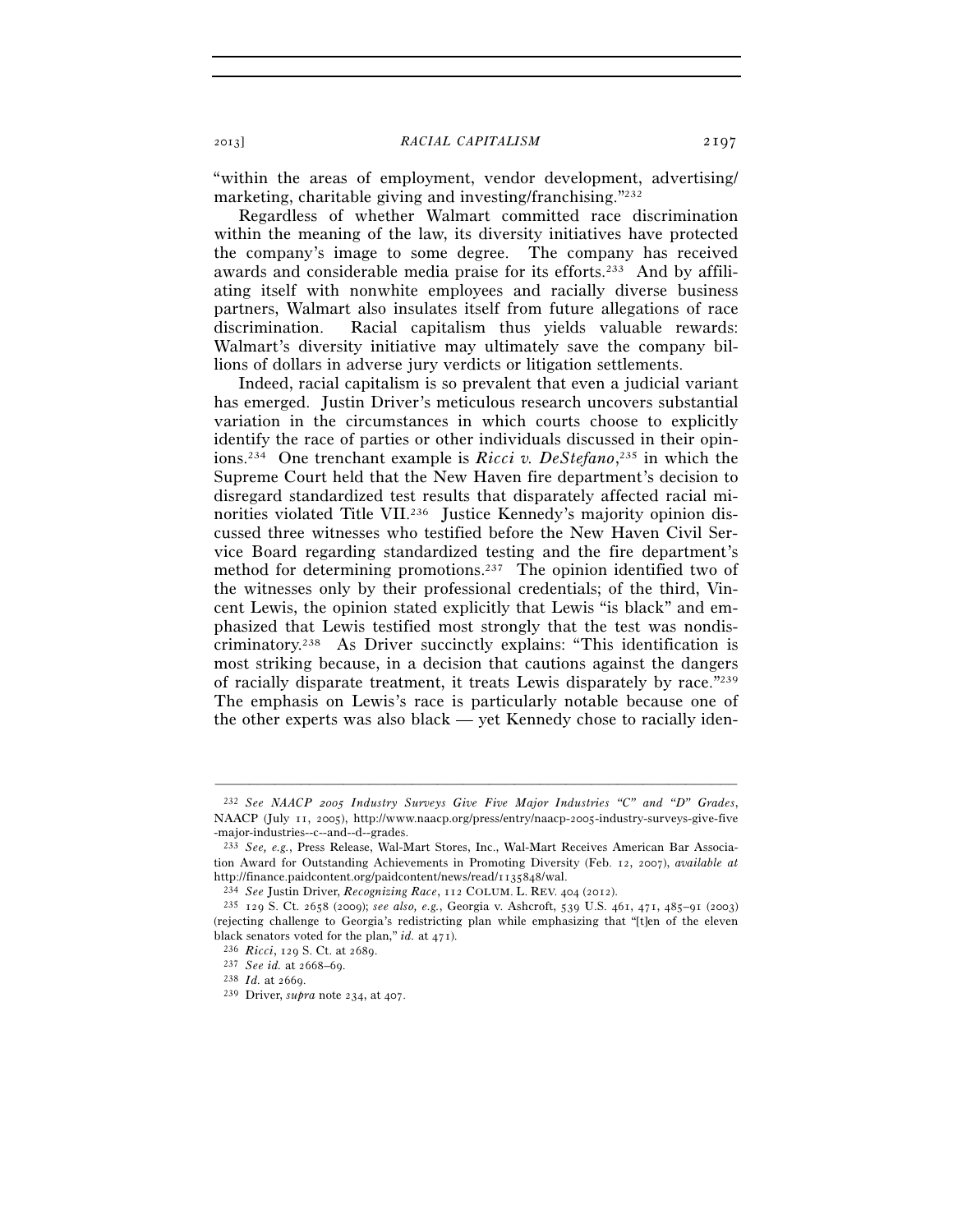"within the areas of employment, vendor development, advertising/marketing, charitable giving and investing/franchising."[232]

Regardless of whether Walmart committed race discrimination within the meaning of the law, its diversity initiatives have protected the company's image to some degree. The company has received awards and considerable media praise for its efforts.[233] And by affiliating itself with nonwhite employees and racially diverse business partners, Walmart also insulates itself from future allegations of race discrimination. Racial capitalism thus yields valuable rewards: Walmart's diversity initiative may ultimately save the company billions of dollars in adverse jury verdicts or litigation settlements.

Indeed, racial capitalism is so prevalent that even a judicial variant has emerged. Justin Driver's meticulous research uncovers substantial variation in the circumstances in which courts choose to explicitly identify the race of parties or other individuals discussed in their opinions.[234] One trenchant example is *Ricci v. DeStefano*,[235] in which the Supreme Court held that the New Haven fire department's decision to disregard standardized test results that disparately affected racial minorities violated Title VII.[236] Justice Kennedy's majority opinion discussed three witnesses who testified before the New Haven Civil Service Board regarding standardized testing and the fire department's method for determining promotions.[237] The opinion identified two of the witnesses only by their professional credentials; of the third, Vincent Lewis, the opinion stated explicitly that Lewis "is black" and emphasized that Lewis testified most strongly that the test was nondiscriminatory.[238] As Driver succinctly explains: "This identification is most striking because, in a decision that cautions against the dangers of racially disparate treatment, it treats Lewis disparately by race."[239] The emphasis on Lewis's race is particularly notable because one of the other experts was also black — yet Kennedy chose to racially iden-

---

[232] *See NAACP 2005 Industry Surveys Give Five Major Industries "C" and "D" Grades*, NAACP (July 11, 2005), http://www.naacp.org/press/entry/naacp-2005-industry-surveys-give-five-major-industries--c--and--d--grades.

[233] *See, e.g.*, Press Release, Wal-Mart Stores, Inc., Wal-Mart Receives American Bar Association Award for Outstanding Achievements in Promoting Diversity (Feb. 12, 2007), *available at* http://finance.paidcontent.org/paidcontent/news/read/1135848/wal.

[234] *See* Justin Driver, *Recognizing Race*, 112 COLUM. L. REV. 404 (2012).

[235] 129 S. Ct. 2658 (2009); *see also, e.g.*, Georgia v. Ashcroft, 539 U.S. 461, 471, 485–91 (2003) (rejecting challenge to Georgia's redistricting plan while emphasizing that "[t]en of the eleven black senators voted for the plan," *id.* at 471).

[236] *Ricci*, 129 S. Ct. at 2689.

[237] *See id.* at 2668–69.

[238] *Id.* at 2669.

[239] Driver, *supra* note 234, at 407.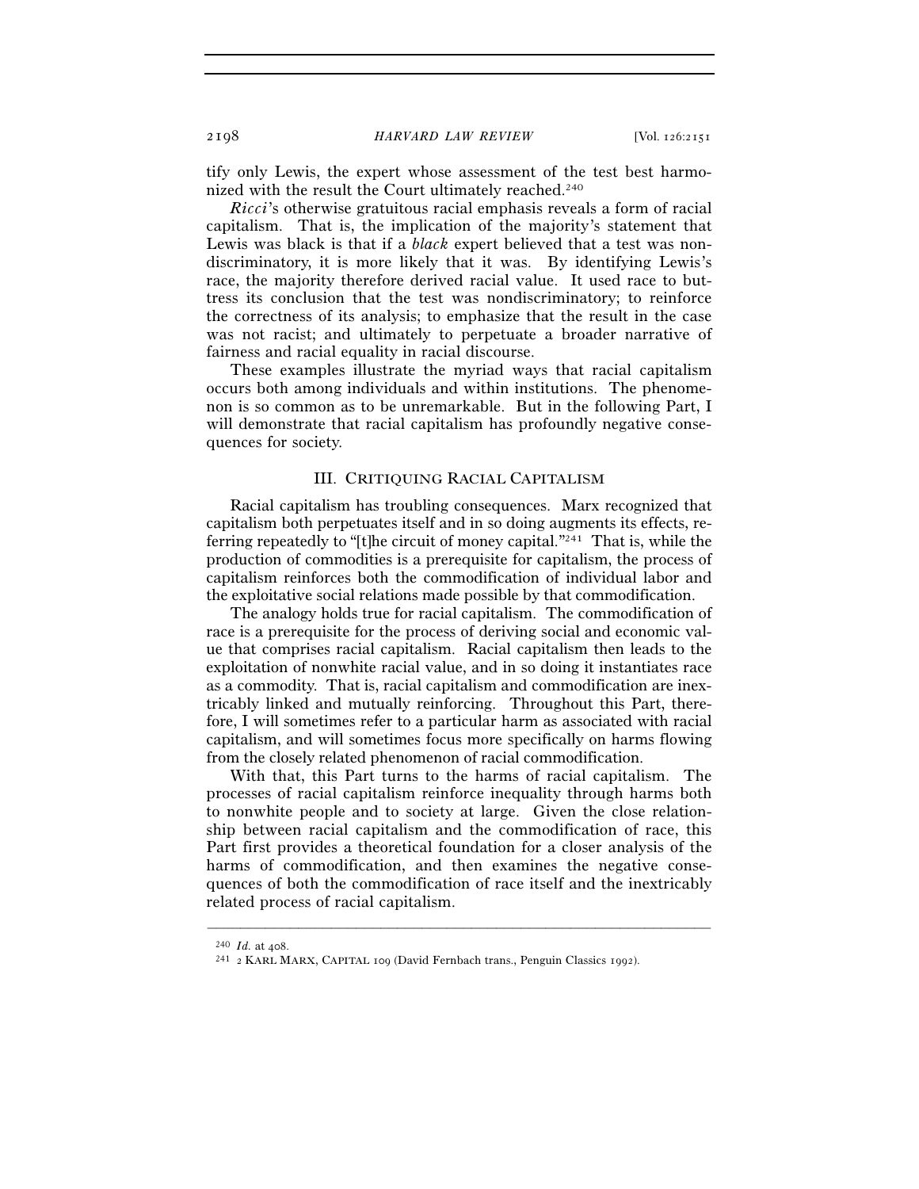tify only Lewis, the expert whose assessment of the test best harmonized with the result the Court ultimately reached.[240]

*Ricci*'s otherwise gratuitous racial emphasis reveals a form of racial capitalism. That is, the implication of the majority's statement that Lewis was black is that if a *black* expert believed that a test was nondiscriminatory, it is more likely that it was. By identifying Lewis's race, the majority therefore derived racial value. It used race to buttress its conclusion that the test was nondiscriminatory; to reinforce the correctness of its analysis; to emphasize that the result in the case was not racist; and ultimately to perpetuate a broader narrative of fairness and racial equality in racial discourse.

These examples illustrate the myriad ways that racial capitalism occurs both among individuals and within institutions. The phenomenon is so common as to be unremarkable. But in the following Part, I will demonstrate that racial capitalism has profoundly negative consequences for society.

## III. CRITIQUING RACIAL CAPITALISM

Racial capitalism has troubling consequences. Marx recognized that capitalism both perpetuates itself and in so doing augments its effects, referring repeatedly to "[t]he circuit of money capital."[241] That is, while the production of commodities is a prerequisite for capitalism, the process of capitalism reinforces both the commodification of individual labor and the exploitative social relations made possible by that commodification.

The analogy holds true for racial capitalism. The commodification of race is a prerequisite for the process of deriving social and economic value that comprises racial capitalism. Racial capitalism then leads to the exploitation of nonwhite racial value, and in so doing it instantiates race as a commodity. That is, racial capitalism and commodification are inextricably linked and mutually reinforcing. Throughout this Part, therefore, I will sometimes refer to a particular harm as associated with racial capitalism, and will sometimes focus more specifically on harms flowing from the closely related phenomenon of racial commodification.

With that, this Part turns to the harms of racial capitalism. The processes of racial capitalism reinforce inequality through harms both to nonwhite people and to society at large. Given the close relationship between racial capitalism and the commodification of race, this Part first provides a theoretical foundation for a closer analysis of the harms of commodification, and then examines the negative consequences of both the commodification of race itself and the inextricably related process of racial capitalism.

---

[240] *Id.* at 408.

[241] 2 KARL MARX, CAPITAL 109 (David Fernbach trans., Penguin Classics 1992).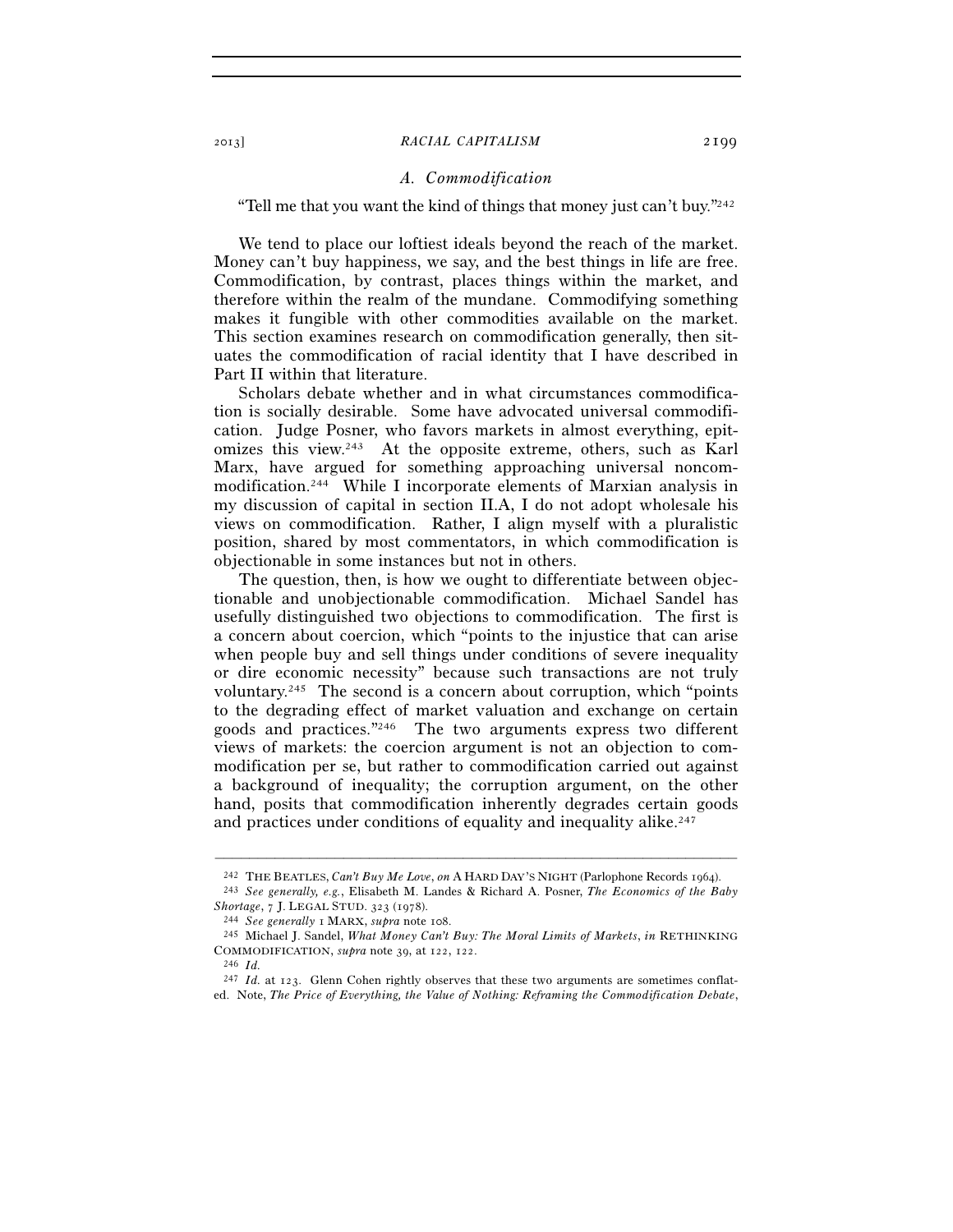### A. Commodification

"Tell me that you want the kind of things that money just can't buy."[242]

We tend to place our loftiest ideals beyond the reach of the market. Money can't buy happiness, we say, and the best things in life are free. Commodification, by contrast, places things within the market, and therefore within the realm of the mundane. Commodifying something makes it fungible with other commodities available on the market. This section examines research on commodification generally, then situates the commodification of racial identity that I have described in Part II within that literature.

Scholars debate whether and in what circumstances commodification is socially desirable. Some have advocated universal commodification. Judge Posner, who favors markets in almost everything, epitomizes this view.[243] At the opposite extreme, others, such as Karl Marx, have argued for something approaching universal noncommodification.[244] While I incorporate elements of Marxian analysis in my discussion of capital in section II.A, I do not adopt wholesale his views on commodification. Rather, I align myself with a pluralistic position, shared by most commentators, in which commodification is objectionable in some instances but not in others.

The question, then, is how we ought to differentiate between objectionable and unobjectionable commodification. Michael Sandel has usefully distinguished two objections to commodification. The first is a concern about coercion, which "points to the injustice that can arise when people buy and sell things under conditions of severe inequality or dire economic necessity" because such transactions are not truly voluntary.[245] The second is a concern about corruption, which "points to the degrading effect of market valuation and exchange on certain goods and practices."[246] The two arguments express two different views of markets: the coercion argument is not an objection to commodification per se, but rather to commodification carried out against a background of inequality; the corruption argument, on the other hand, posits that commodification inherently degrades certain goods and practices under conditions of equality and inequality alike.[247]

---

[242] THE BEATLES, *Can't Buy Me Love*, *on* A HARD DAY'S NIGHT (Parlophone Records 1964).

[243] *See generally, e.g.*, Elisabeth M. Landes & Richard A. Posner, *The Economics of the Baby Shortage*, 7 J. LEGAL STUD. 323 (1978).

[244] *See generally* 1 MARX, *supra* note 108.

[245] Michael J. Sandel, *What Money Can't Buy: The Moral Limits of Markets*, *in* RETHINKING COMMODIFICATION, *supra* note 39, at 122, 122.

[246] *Id.*

[247] *Id.* at 123. Glenn Cohen rightly observes that these two arguments are sometimes conflated. Note, *The Price of Everything, the Value of Nothing: Reframing the Commodification Debate*,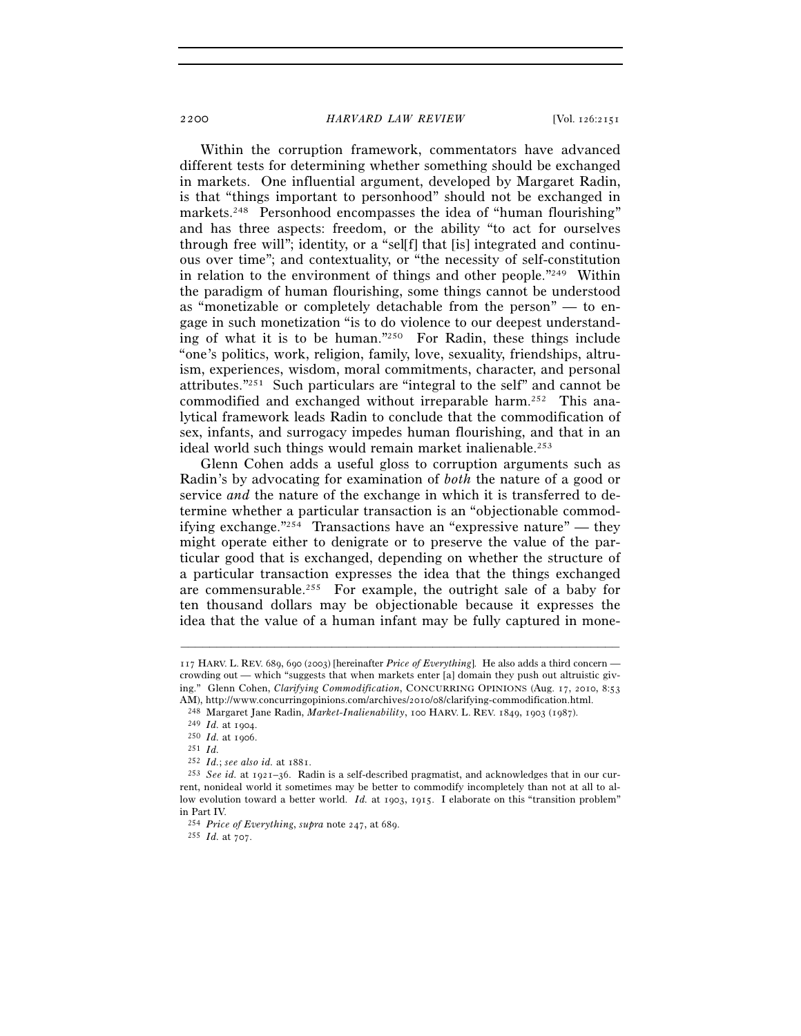Within the corruption framework, commentators have advanced different tests for determining whether something should be exchanged in markets. One influential argument, developed by Margaret Radin, is that "things important to personhood" should not be exchanged in markets.[248] Personhood encompasses the idea of "human flourishing" and has three aspects: freedom, or the ability "to act for ourselves through free will"; identity, or a "sel[f] that [is] integrated and continuous over time"; and contextuality, or "the necessity of self-constitution in relation to the environment of things and other people."[249] Within the paradigm of human flourishing, some things cannot be understood as "monetizable or completely detachable from the person" — to engage in such monetization "is to do violence to our deepest understanding of what it is to be human."[250] For Radin, these things include "one's politics, work, religion, family, love, sexuality, friendships, altruism, experiences, wisdom, moral commitments, character, and personal attributes."[251] Such particulars are "integral to the self" and cannot be commodified and exchanged without irreparable harm.[252] This analytical framework leads Radin to conclude that the commodification of sex, infants, and surrogacy impedes human flourishing, and that in an ideal world such things would remain market inalienable.[253]

Glenn Cohen adds a useful gloss to corruption arguments such as Radin's by advocating for examination of *both* the nature of a good or service *and* the nature of the exchange in which it is transferred to determine whether a particular transaction is an "objectionable commodifying exchange."[254] Transactions have an "expressive nature" — they might operate either to denigrate or to preserve the value of the particular good that is exchanged, depending on whether the structure of a particular transaction expresses the idea that the things exchanged are commensurable.[255] For example, the outright sale of a baby for ten thousand dollars may be objectionable because it expresses the idea that the value of a human infant may be fully captured in mone-

---

117 HARV. L. REV. 689, 690 (2003) [hereinafter *Price of Everything*]. He also adds a third concern — crowding out — which "suggests that when markets enter [a] domain they push out altruistic giving." Glenn Cohen, *Clarifying Commodification*, CONCURRING OPINIONS (Aug. 17, 2010, 8:53 AM), http://www.concurringopinions.com/archives/2010/08/clarifying-commodification.html.

[248] Margaret Jane Radin, *Market-Inalienability*, 100 HARV. L. REV. 1849, 1903 (1987).

[249] *Id.* at 1904.

[250] *Id.* at 1906.

[251] *Id.*

[252] *Id.*; *see also id.* at 1881.

[253] *See id.* at 1921–36. Radin is a self-described pragmatist, and acknowledges that in our current, nonideal world it sometimes may be better to commodify incompletely than not at all to allow evolution toward a better world. *Id.* at 1903, 1915. I elaborate on this "transition problem" in Part IV.

[254] *Price of Everything*, *supra* note 247, at 689.

[255] *Id.* at 707.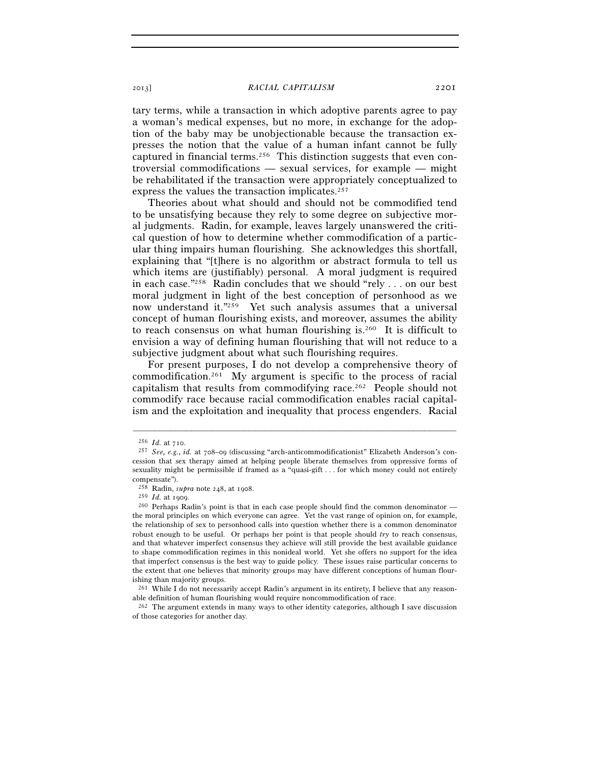tary terms, while a transaction in which adoptive parents agree to pay a woman's medical expenses, but no more, in exchange for the adoption of the baby may be unobjectionable because the transaction expresses the notion that the value of a human infant cannot be fully captured in financial terms.[256] This distinction suggests that even controversial commodifications — sexual services, for example — might be rehabilitated if the transaction were appropriately conceptualized to express the values the transaction implicates.[257]

Theories about what should and should not be commodified tend to be unsatisfying because they rely to some degree on subjective moral judgments. Radin, for example, leaves largely unanswered the critical question of how to determine whether commodification of a particular thing impairs human flourishing. She acknowledges this shortfall, explaining that "[t]here is no algorithm or abstract formula to tell us which items are (justifiably) personal. A moral judgment is required in each case."[258] Radin concludes that we should "rely . . . on our best moral judgment in light of the best conception of personhood as we now understand it."[259] Yet such analysis assumes that a universal concept of human flourishing exists, and moreover, assumes the ability to reach consensus on what human flourishing is.[260] It is difficult to envision a way of defining human flourishing that will not reduce to a subjective judgment about what such flourishing requires.

For present purposes, I do not develop a comprehensive theory of commodification.[261] My argument is specific to the process of racial capitalism that results from commodifying race.[262] People should not commodify race because racial commodification enables racial capitalism and the exploitation and inequality that process engenders. Racial

---

[256] *Id.* at 710.

[257] *See, e.g.*, *id.* at 708–09 (discussing "arch-anticommodificationist" Elizabeth Anderson's concession that sex therapy aimed at helping people liberate themselves from oppressive forms of sexuality might be permissible if framed as a "quasi-gift . . . for which money could not entirely compensate").

[258] Radin, *supra* note 248, at 1908.

[259] *Id.* at 1909.

[260] Perhaps Radin's point is that in each case people should find the common denominator — the moral principles on which everyone can agree. Yet the vast range of opinion on, for example, the relationship of sex to personhood calls into question whether there is a common denominator robust enough to be useful. Or perhaps her point is that people should *try* to reach consensus, and that whatever imperfect consensus they achieve will still provide the best available guidance to shape commodification regimes in this nonideal world. Yet she offers no support for the idea that imperfect consensus is the best way to guide policy. These issues raise particular concerns to the extent that one believes that minority groups may have different conceptions of human flourishing than majority groups.

[261] While I do not necessarily accept Radin's argument in its entirety, I believe that any reasonable definition of human flourishing would require noncommodification of race.

[262] The argument extends in many ways to other identity categories, although I save discussion of those categories for another day.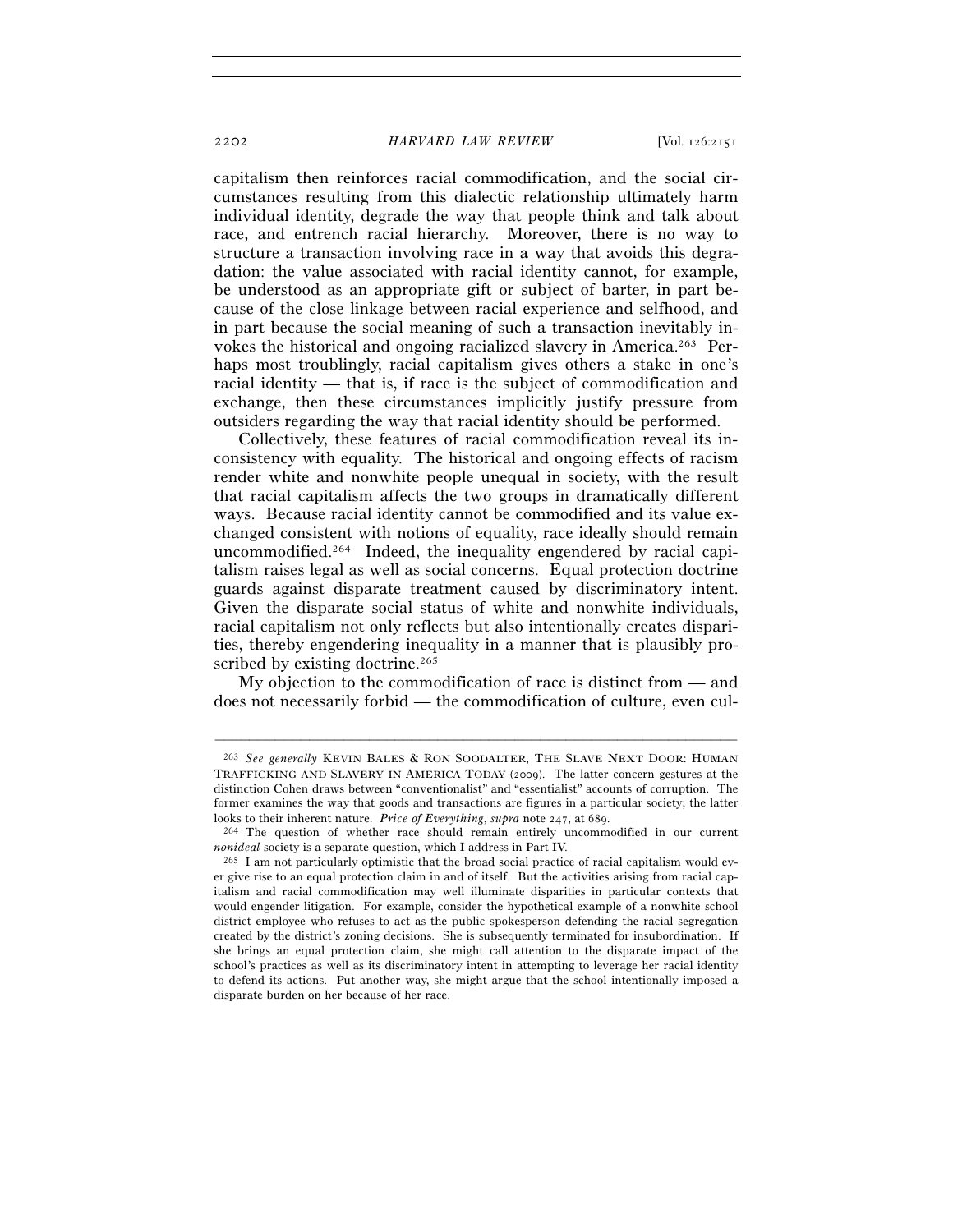capitalism then reinforces racial commodification, and the social circumstances resulting from this dialectic relationship ultimately harm individual identity, degrade the way that people think and talk about race, and entrench racial hierarchy. Moreover, there is no way to structure a transaction involving race in a way that avoids this degradation: the value associated with racial identity cannot, for example, be understood as an appropriate gift or subject of barter, in part because of the close linkage between racial experience and selfhood, and in part because the social meaning of such a transaction inevitably invokes the historical and ongoing racialized slavery in America.[263] Perhaps most troublingly, racial capitalism gives others a stake in one's racial identity — that is, if race is the subject of commodification and exchange, then these circumstances implicitly justify pressure from outsiders regarding the way that racial identity should be performed.

Collectively, these features of racial commodification reveal its inconsistency with equality. The historical and ongoing effects of racism render white and nonwhite people unequal in society, with the result that racial capitalism affects the two groups in dramatically different ways. Because racial identity cannot be commodified and its value exchanged consistent with notions of equality, race ideally should remain uncommodified.[264] Indeed, the inequality engendered by racial capitalism raises legal as well as social concerns. Equal protection doctrine guards against disparate treatment caused by discriminatory intent. Given the disparate social status of white and nonwhite individuals, racial capitalism not only reflects but also intentionally creates disparities, thereby engendering inequality in a manner that is plausibly proscribed by existing doctrine.[265]

My objection to the commodification of race is distinct from — and does not necessarily forbid — the commodification of culture, even cul-

---

[263] *See generally* KEVIN BALES & RON SOODALTER, THE SLAVE NEXT DOOR: HUMAN TRAFFICKING AND SLAVERY IN AMERICA TODAY (2009). The latter concern gestures at the distinction Cohen draws between "conventionalist" and "essentialist" accounts of corruption. The former examines the way that goods and transactions are figures in a particular society; the latter looks to their inherent nature. *Price of Everything*, *supra* note 247, at 689.

[264] The question of whether race should remain entirely uncommodified in our current *nonideal* society is a separate question, which I address in Part IV.

[265] I am not particularly optimistic that the broad social practice of racial capitalism would ever give rise to an equal protection claim in and of itself. But the activities arising from racial capitalism and racial commodification may well illuminate disparities in particular contexts that would engender litigation. For example, consider the hypothetical example of a nonwhite school district employee who refuses to act as the public spokesperson defending the racial segregation created by the district's zoning decisions. She is subsequently terminated for insubordination. If she brings an equal protection claim, she might call attention to the disparate impact of the school's practices as well as its discriminatory intent in attempting to leverage her racial identity to defend its actions. Put another way, she might argue that the school intentionally imposed a disparate burden on her because of her race.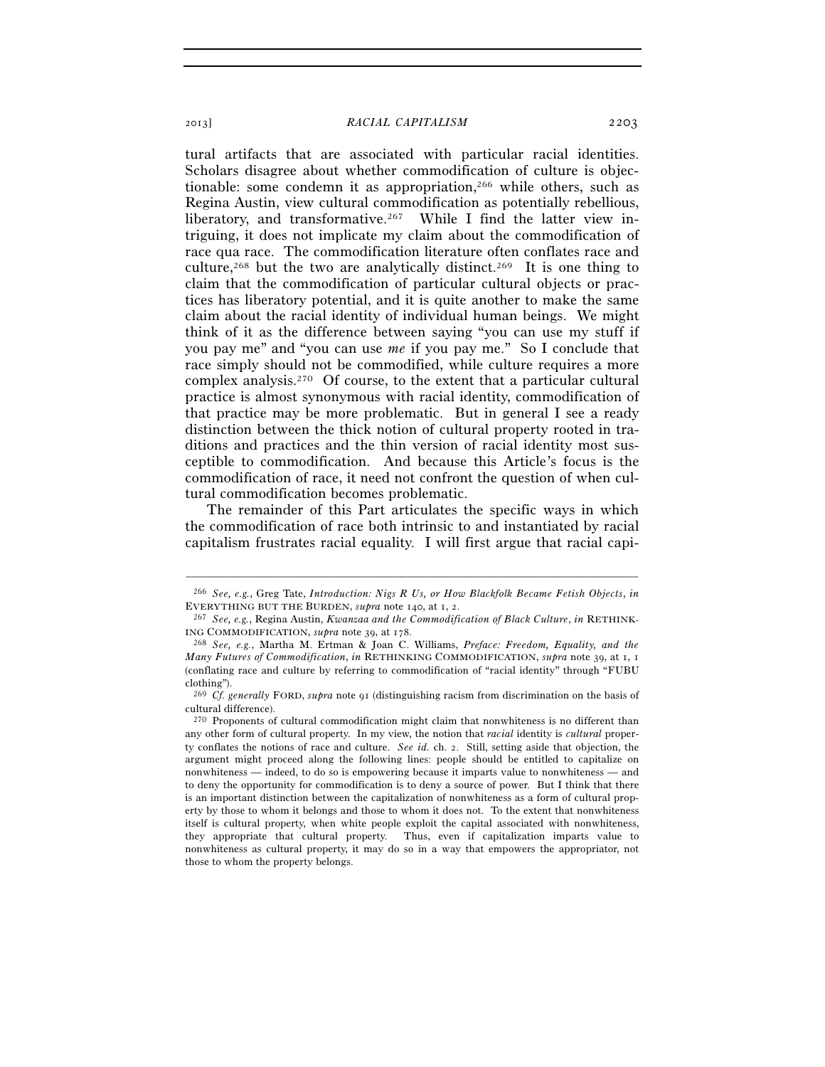tural artifacts that are associated with particular racial identities. Scholars disagree about whether commodification of culture is objectionable: some condemn it as appropriation,[266] while others, such as Regina Austin, view cultural commodification as potentially rebellious, liberatory, and transformative.[267] While I find the latter view intriguing, it does not implicate my claim about the commodification of race qua race. The commodification literature often conflates race and culture,[268] but the two are analytically distinct.[269] It is one thing to claim that the commodification of particular cultural objects or practices has liberatory potential, and it is quite another to make the same claim about the racial identity of individual human beings. We might think of it as the difference between saying "you can use my stuff if you pay me" and "you can use *me* if you pay me." So I conclude that race simply should not be commodified, while culture requires a more complex analysis.[270] Of course, to the extent that a particular cultural practice is almost synonymous with racial identity, commodification of that practice may be more problematic. But in general I see a ready distinction between the thick notion of cultural property rooted in traditions and practices and the thin version of racial identity most susceptible to commodification. And because this Article's focus is the commodification of race, it need not confront the question of when cultural commodification becomes problematic.

The remainder of this Part articulates the specific ways in which the commodification of race both intrinsic to and instantiated by racial capitalism frustrates racial equality. I will first argue that racial capi-

---

[266] *See, e.g.*, Greg Tate, *Introduction: Nigs R Us, or How Blackfolk Became Fetish Objects*, *in* EVERYTHING BUT THE BURDEN, *supra* note 140, at 1, 2.

[267] *See, e.g.*, Regina Austin, *Kwanzaa and the Commodification of Black Culture*, *in* RETHINKING COMMODIFICATION, *supra* note 39, at 178.

[268] *See, e.g.*, Martha M. Ertman & Joan C. Williams, *Preface: Freedom, Equality, and the Many Futures of Commodification*, *in* RETHINKING COMMODIFICATION, *supra* note 39, at 1, 1 (conflating race and culture by referring to commodification of "racial identity" through "FUBU clothing").

[269] *Cf. generally* FORD, *supra* note 91 (distinguishing racism from discrimination on the basis of cultural difference).

[270] Proponents of cultural commodification might claim that nonwhiteness is no different than any other form of cultural property. In my view, the notion that *racial* identity is *cultural* property conflates the notions of race and culture. *See id.* ch. 2. Still, setting aside that objection, the argument might proceed along the following lines: people should be entitled to capitalize on nonwhiteness — indeed, to do so is empowering because it imparts value to nonwhiteness — and to deny the opportunity for commodification is to deny a source of power. But I think that there is an important distinction between the capitalization of nonwhiteness as a form of cultural property by those to whom it belongs and those to whom it does not. To the extent that nonwhiteness itself is cultural property, when white people exploit the capital associated with nonwhiteness, they appropriate that cultural property. Thus, even if capitalization imparts value to nonwhiteness as cultural property, it may do so in a way that empowers the appropriator, not those to whom the property belongs.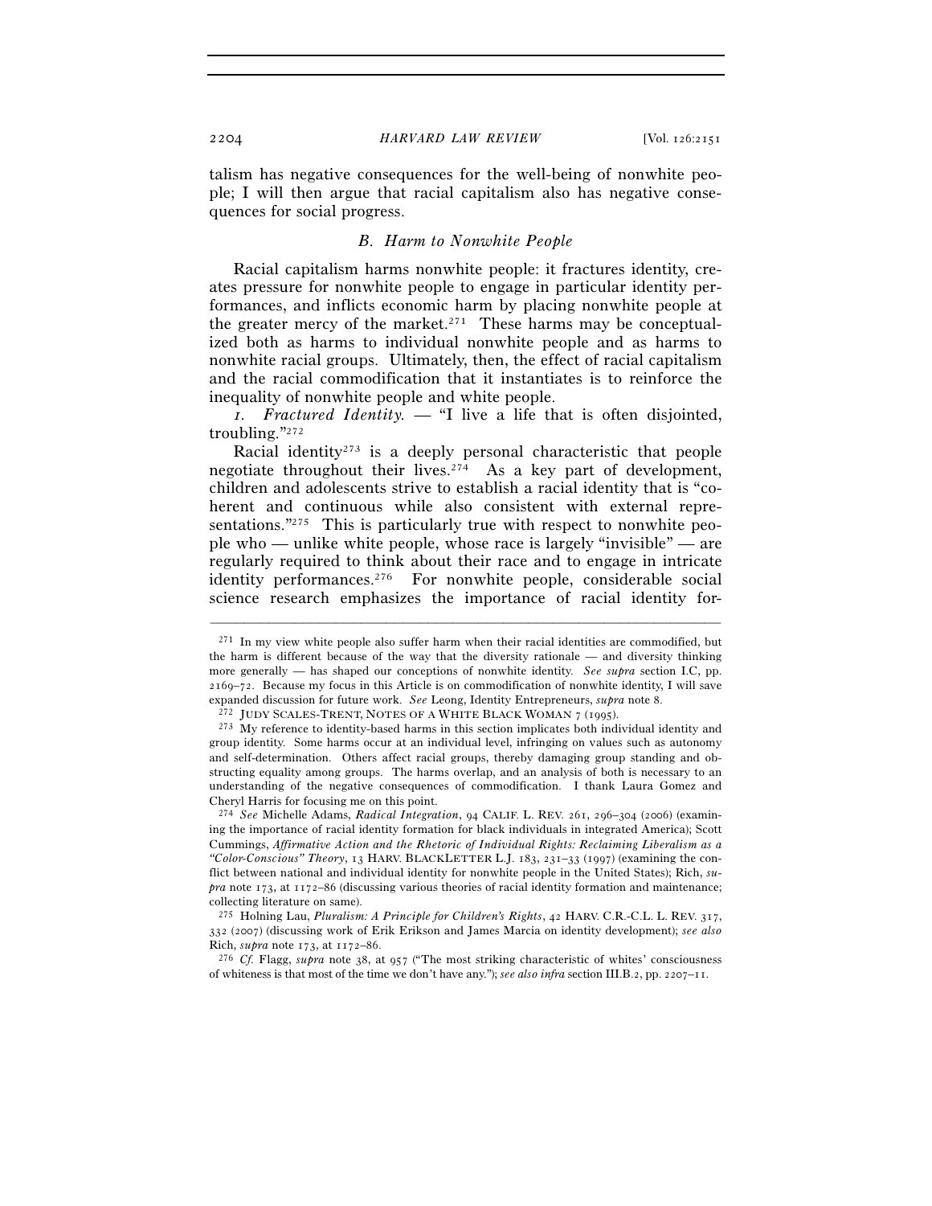talism has negative consequences for the well-being of nonwhite people; I will then argue that racial capitalism also has negative consequences for social progress.

### *B. Harm to Nonwhite People*

Racial capitalism harms nonwhite people: it fractures identity, creates pressure for nonwhite people to engage in particular identity performances, and inflicts economic harm by placing nonwhite people at the greater mercy of the market.[271] These harms may be conceptualized both as harms to individual nonwhite people and as harms to nonwhite racial groups. Ultimately, then, the effect of racial capitalism and the racial commodification that it instantiates is to reinforce the inequality of nonwhite people and white people.

*1. Fractured Identity.* — "I live a life that is often disjointed, troubling."[272]

Racial identity[273] is a deeply personal characteristic that people negotiate throughout their lives.[274] As a key part of development, children and adolescents strive to establish a racial identity that is "coherent and continuous while also consistent with external representations."[275] This is particularly true with respect to nonwhite people who — unlike white people, whose race is largely "invisible" — are regularly required to think about their race and to engage in intricate identity performances.[276] For nonwhite people, considerable social science research emphasizes the importance of racial identity for-

---

[271] In my view white people also suffer harm when their racial identities are commodified, but the harm is different because of the way that the diversity rationale — and diversity thinking more generally — has shaped our conceptions of nonwhite identity. *See supra* section I.C, pp. 2169–72. Because my focus in this Article is on commodification of nonwhite identity, I will save expanded discussion for future work. *See* Leong, Identity Entrepreneurs, *supra* note 8.

[272] JUDY SCALES-TRENT, NOTES OF A WHITE BLACK WOMAN 7 (1995).

[273] My reference to identity-based harms in this section implicates both individual identity and group identity. Some harms occur at an individual level, infringing on values such as autonomy and self-determination. Others affect racial groups, thereby damaging group standing and obstructing equality among groups. The harms overlap, and an analysis of both is necessary to an understanding of the negative consequences of commodification. I thank Laura Gomez and Cheryl Harris for focusing me on this point.

[274] *See* Michelle Adams, *Radical Integration*, 94 CALIF. L. REV. 261, 296–304 (2006) (examining the importance of racial identity formation for black individuals in integrated America); Scott Cummings, *Affirmative Action and the Rhetoric of Individual Rights: Reclaiming Liberalism as a "Color-Conscious" Theory*, 13 HARV. BLACKLETTER L.J. 183, 231–33 (1997) (examining the conflict between national and individual identity for nonwhite people in the United States); Rich, *supra* note 173, at 1172–86 (discussing various theories of racial identity formation and maintenance; collecting literature on same).

[275] Holning Lau, *Pluralism: A Principle for Children's Rights*, 42 HARV. C.R.-C.L. L. REV. 317, 332 (2007) (discussing work of Erik Erikson and James Marcia on identity development); *see also* Rich, *supra* note 173, at 1172–86.

[276] *Cf.* Flagg, *supra* note 38, at 957 ("The most striking characteristic of whites' consciousness of whiteness is that most of the time we don't have any."); *see also infra* section III.B.2, pp. 2207–11.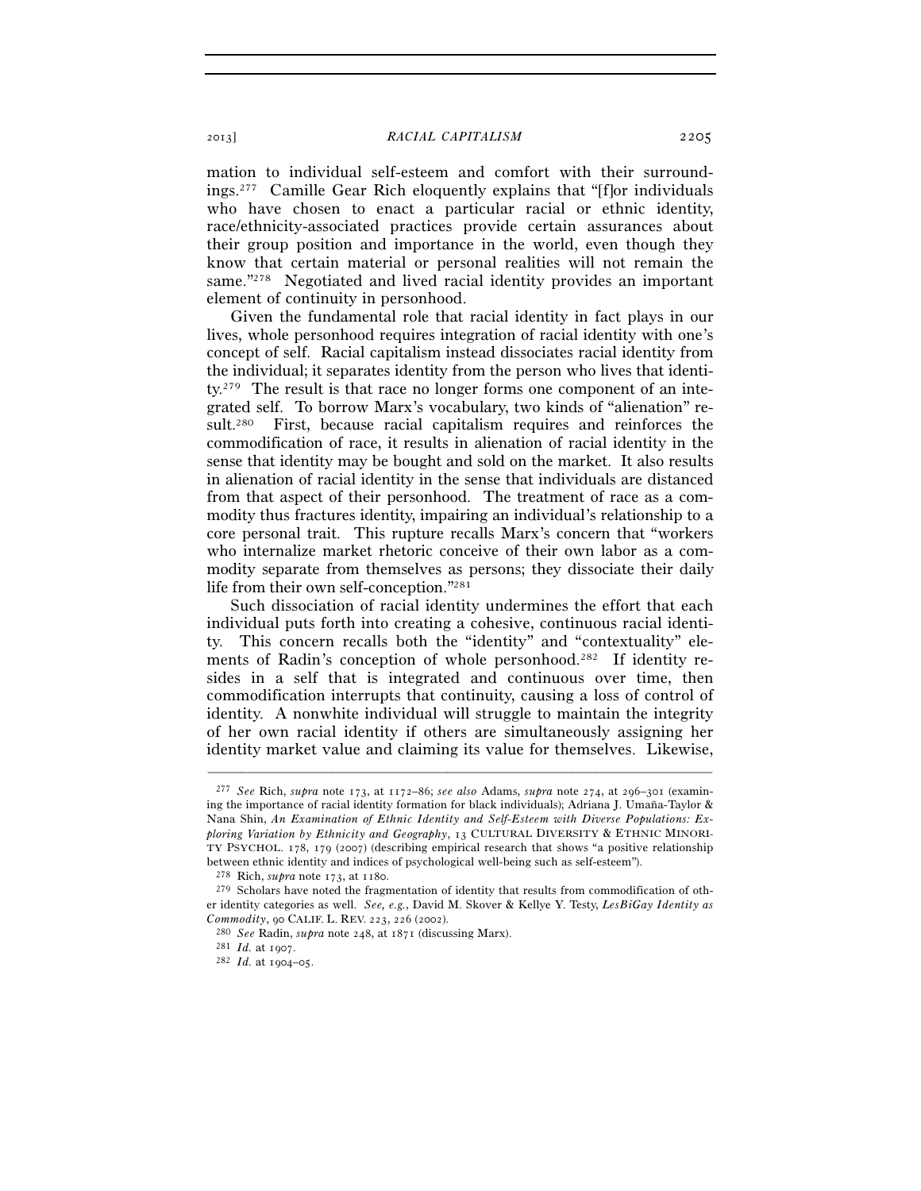mation to individual self-esteem and comfort with their surroundings.[277] Camille Gear Rich eloquently explains that "[f]or individuals who have chosen to enact a particular racial or ethnic identity, race/ethnicity-associated practices provide certain assurances about their group position and importance in the world, even though they know that certain material or personal realities will not remain the same."[278] Negotiated and lived racial identity provides an important element of continuity in personhood.

Given the fundamental role that racial identity in fact plays in our lives, whole personhood requires integration of racial identity with one's concept of self. Racial capitalism instead dissociates racial identity from the individual; it separates identity from the person who lives that identity.[279] The result is that race no longer forms one component of an integrated self. To borrow Marx's vocabulary, two kinds of "alienation" result.[280] First, because racial capitalism requires and reinforces the commodification of race, it results in alienation of racial identity in the sense that identity may be bought and sold on the market. It also results in alienation of racial identity in the sense that individuals are distanced from that aspect of their personhood. The treatment of race as a commodity thus fractures identity, impairing an individual's relationship to a core personal trait. This rupture recalls Marx's concern that "workers who internalize market rhetoric conceive of their own labor as a commodity separate from themselves as persons; they dissociate their daily life from their own self-conception."[281]

Such dissociation of racial identity undermines the effort that each individual puts forth into creating a cohesive, continuous racial identity. This concern recalls both the "identity" and "contextuality" elements of Radin's conception of whole personhood.[282] If identity resides in a self that is integrated and continuous over time, then commodification interrupts that continuity, causing a loss of control of identity. A nonwhite individual will struggle to maintain the integrity of her own racial identity if others are simultaneously assigning her identity market value and claiming its value for themselves. Likewise,

---

[277] *See* Rich, *supra* note 173, at 1172–86; *see also* Adams, *supra* note 274, at 296–301 (examining the importance of racial identity formation for black individuals); Adriana J. Umaña-Taylor & Nana Shin, *An Examination of Ethnic Identity and Self-Esteem with Diverse Populations: Exploring Variation by Ethnicity and Geography*, 13 CULTURAL DIVERSITY & ETHNIC MINORITY PSYCHOL. 178, 179 (2007) (describing empirical research that shows "a positive relationship between ethnic identity and indices of psychological well-being such as self-esteem").

[278] Rich, *supra* note 173, at 1180.

[279] Scholars have noted the fragmentation of identity that results from commodification of other identity categories as well. *See, e.g.*, David M. Skover & Kellye Y. Testy, *LesBiGay Identity as Commodity*, 90 CALIF. L. REV. 223, 226 (2002).

[280] *See* Radin, *supra* note 248, at 1871 (discussing Marx).

[281] *Id.* at 1907.

[282] *Id.* at 1904–05.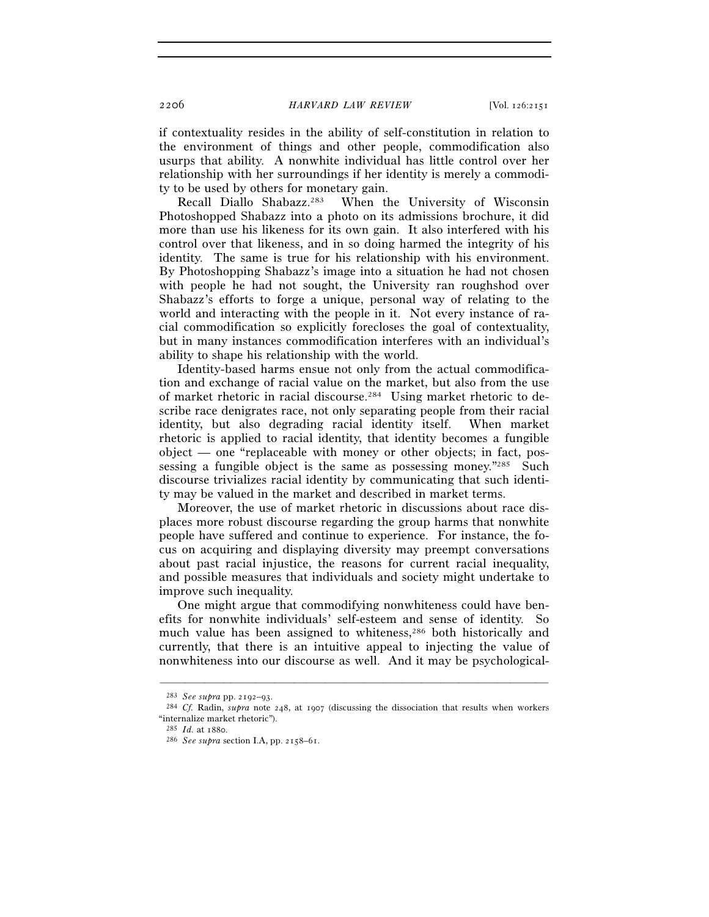if contextuality resides in the ability of self-constitution in relation to the environment of things and other people, commodification also usurps that ability. A nonwhite individual has little control over her relationship with her surroundings if her identity is merely a commodity to be used by others for monetary gain.

Recall Diallo Shabazz.[283] When the University of Wisconsin Photoshopped Shabazz into a photo on its admissions brochure, it did more than use his likeness for its own gain. It also interfered with his control over that likeness, and in so doing harmed the integrity of his identity. The same is true for his relationship with his environment. By Photoshopping Shabazz's image into a situation he had not chosen with people he had not sought, the University ran roughshod over Shabazz's efforts to forge a unique, personal way of relating to the world and interacting with the people in it. Not every instance of racial commodification so explicitly forecloses the goal of contextuality, but in many instances commodification interferes with an individual's ability to shape his relationship with the world.

Identity-based harms ensue not only from the actual commodification and exchange of racial value on the market, but also from the use of market rhetoric in racial discourse.[284] Using market rhetoric to describe race denigrates race, not only separating people from their racial identity, but also degrading racial identity itself. When market rhetoric is applied to racial identity, that identity becomes a fungible object — one "replaceable with money or other objects; in fact, possessing a fungible object is the same as possessing money."[285] Such discourse trivializes racial identity by communicating that such identity may be valued in the market and described in market terms.

Moreover, the use of market rhetoric in discussions about race displaces more robust discourse regarding the group harms that nonwhite people have suffered and continue to experience. For instance, the focus on acquiring and displaying diversity may preempt conversations about past racial injustice, the reasons for current racial inequality, and possible measures that individuals and society might undertake to improve such inequality.

One might argue that commodifying nonwhiteness could have benefits for nonwhite individuals' self-esteem and sense of identity. So much value has been assigned to whiteness,[286] both historically and currently, that there is an intuitive appeal to injecting the value of nonwhiteness into our discourse as well. And it may be psychological-

---

[283] *See supra* pp. 2192–93.

[284] *Cf.* Radin, *supra* note 248, at 1907 (discussing the dissociation that results when workers "internalize market rhetoric").

[285] *Id.* at 1880.

[286] *See supra* section I.A, pp. 2158–61.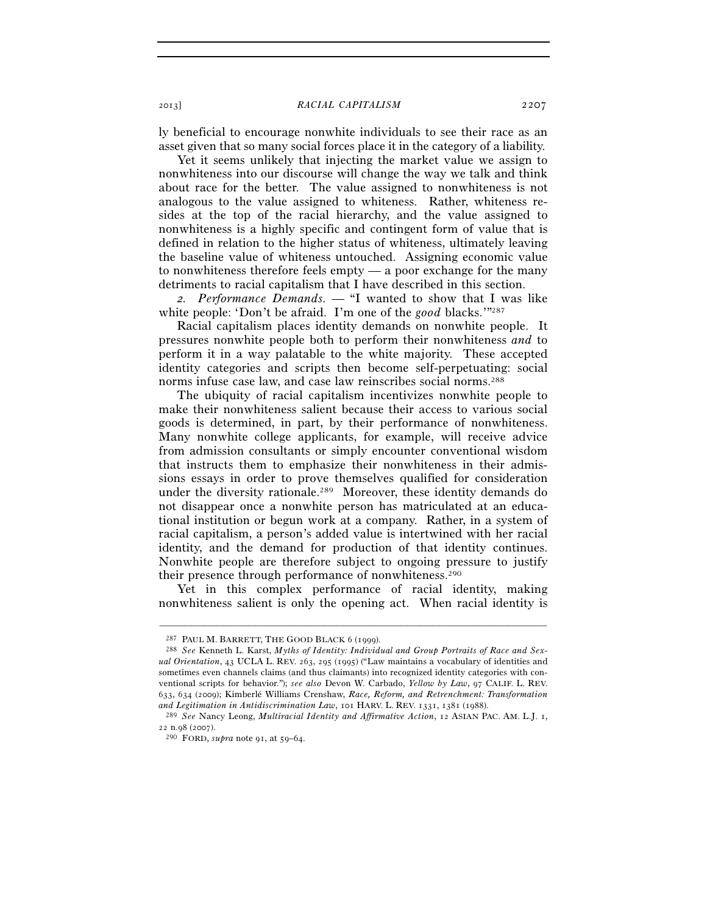ly beneficial to encourage nonwhite individuals to see their race as an asset given that so many social forces place it in the category of a liability.

Yet it seems unlikely that injecting the market value we assign to nonwhiteness into our discourse will change the way we talk and think about race for the better. The value assigned to nonwhiteness is not analogous to the value assigned to whiteness. Rather, whiteness resides at the top of the racial hierarchy, and the value assigned to nonwhiteness is a highly specific and contingent form of value that is defined in relation to the higher status of whiteness, ultimately leaving the baseline value of whiteness untouched. Assigning economic value to nonwhiteness therefore feels empty — a poor exchange for the many detriments to racial capitalism that I have described in this section.

*2. Performance Demands.* — "I wanted to show that I was like white people: 'Don't be afraid. I'm one of the *good* blacks.'"[287]

Racial capitalism places identity demands on nonwhite people. It pressures nonwhite people both to perform their nonwhiteness *and* to perform it in a way palatable to the white majority. These accepted identity categories and scripts then become self-perpetuating: social norms infuse case law, and case law reinscribes social norms.[288]

The ubiquity of racial capitalism incentivizes nonwhite people to make their nonwhiteness salient because their access to various social goods is determined, in part, by their performance of nonwhiteness. Many nonwhite college applicants, for example, will receive advice from admission consultants or simply encounter conventional wisdom that instructs them to emphasize their nonwhiteness in their admissions essays in order to prove themselves qualified for consideration under the diversity rationale.[289] Moreover, these identity demands do not disappear once a nonwhite person has matriculated at an educational institution or begun work at a company. Rather, in a system of racial capitalism, a person's added value is intertwined with her racial identity, and the demand for production of that identity continues. Nonwhite people are therefore subject to ongoing pressure to justify their presence through performance of nonwhiteness.[290]

Yet in this complex performance of racial identity, making nonwhiteness salient is only the opening act. When racial identity is

---

[287] PAUL M. BARRETT, THE GOOD BLACK 6 (1999).

[288] *See* Kenneth L. Karst, *Myths of Identity: Individual and Group Portraits of Race and Sexual Orientation*, 43 UCLA L. REV. 263, 295 (1995) ("Law maintains a vocabulary of identities and sometimes even channels claims (and thus claimants) into recognized identity categories with conventional scripts for behavior."); *see also* Devon W. Carbado, *Yellow by Law*, 97 CALIF. L. REV. 633, 634 (2009); Kimberlé Williams Crenshaw, *Race, Reform, and Retrenchment: Transformation and Legitimation in Antidiscrimination Law*, 101 HARV. L. REV. 1331, 1381 (1988).

[289] *See* Nancy Leong, *Multiracial Identity and Affirmative Action*, 12 ASIAN PAC. AM. L.J. 1, 22 n.98 (2007).

[290] FORD, *supra* note 91, at 59–64.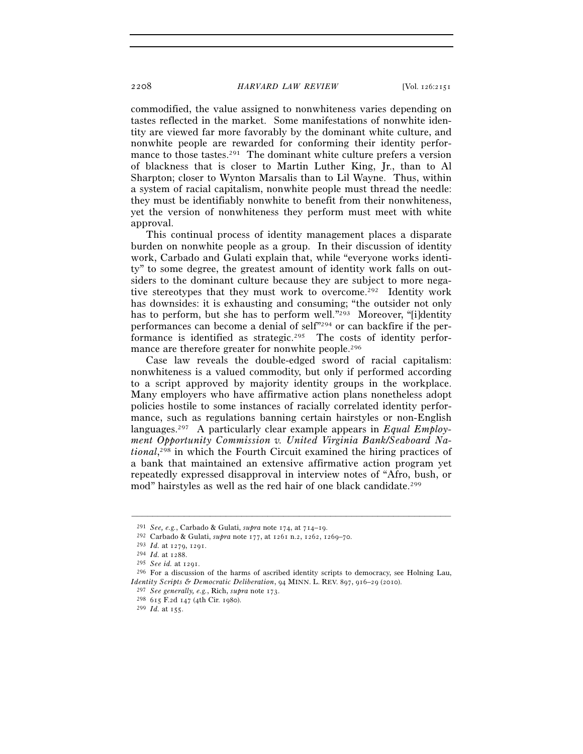commodified, the value assigned to nonwhiteness varies depending on tastes reflected in the market. Some manifestations of nonwhite identity are viewed far more favorably by the dominant white culture, and nonwhite people are rewarded for conforming their identity performance to those tastes.[291] The dominant white culture prefers a version of blackness that is closer to Martin Luther King, Jr., than to Al Sharpton; closer to Wynton Marsalis than to Lil Wayne. Thus, within a system of racial capitalism, nonwhite people must thread the needle: they must be identifiably nonwhite to benefit from their nonwhiteness, yet the version of nonwhiteness they perform must meet with white approval.

This continual process of identity management places a disparate burden on nonwhite people as a group. In their discussion of identity work, Carbado and Gulati explain that, while "everyone works identity" to some degree, the greatest amount of identity work falls on outsiders to the dominant culture because they are subject to more negative stereotypes that they must work to overcome.[292] Identity work has downsides: it is exhausting and consuming; "the outsider not only has to perform, but she has to perform well."[293] Moreover, "[i]dentity performances can become a denial of self"[294] or can backfire if the performance is identified as strategic.[295] The costs of identity performance are therefore greater for nonwhite people.[296]

Case law reveals the double-edged sword of racial capitalism: nonwhiteness is a valued commodity, but only if performed according to a script approved by majority identity groups in the workplace. Many employers who have affirmative action plans nonetheless adopt policies hostile to some instances of racially correlated identity performance, such as regulations banning certain hairstyles or non-English languages.[297] A particularly clear example appears in *Equal Employment Opportunity Commission v. United Virginia Bank/Seaboard National*,[298] in which the Fourth Circuit examined the hiring practices of a bank that maintained an extensive affirmative action program yet repeatedly expressed disapproval in interview notes of "Afro, bush, or mod" hairstyles as well as the red hair of one black candidate.[299]

---

[291] *See, e.g.*, Carbado & Gulati, *supra* note 174, at 714–19.

[292] Carbado & Gulati, *supra* note 177, at 1261 n.2, 1262, 1269–70.

[293] *Id.* at 1279, 1291.

[294] *Id.* at 1288.

[295] *See id.* at 1291.

[296] For a discussion of the harms of ascribed identity scripts to democracy, see Holning Lau, *Identity Scripts & Democratic Deliberation*, 94 MINN. L. REV. 897, 916–29 (2010).

[297] *See generally, e.g.*, Rich, *supra* note 173.

[298] 615 F.2d 147 (4th Cir. 1980).

[299] *Id.* at 155.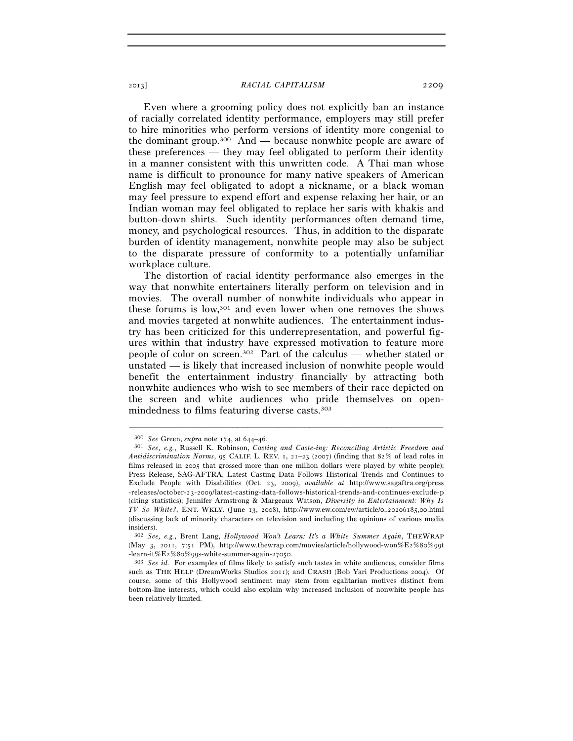Even where a grooming policy does not explicitly ban an instance of racially correlated identity performance, employers may still prefer to hire minorities who perform versions of identity more congenial to the dominant group.[300] And — because nonwhite people are aware of these preferences — they may feel obligated to perform their identity in a manner consistent with this unwritten code. A Thai man whose name is difficult to pronounce for many native speakers of American English may feel obligated to adopt a nickname, or a black woman may feel pressure to expend effort and expense relaxing her hair, or an Indian woman may feel obligated to replace her saris with khakis and button-down shirts. Such identity performances often demand time, money, and psychological resources. Thus, in addition to the disparate burden of identity management, nonwhite people may also be subject to the disparate pressure of conformity to a potentially unfamiliar workplace culture.

The distortion of racial identity performance also emerges in the way that nonwhite entertainers literally perform on television and in movies. The overall number of nonwhite individuals who appear in these forums is low,[301] and even lower when one removes the shows and movies targeted at nonwhite audiences. The entertainment industry has been criticized for this underrepresentation, and powerful figures within that industry have expressed motivation to feature more people of color on screen.[302] Part of the calculus — whether stated or unstated — is likely that increased inclusion of nonwhite people would benefit the entertainment industry financially by attracting both nonwhite audiences who wish to see members of their race depicted on the screen and white audiences who pride themselves on open-mindedness to films featuring diverse casts.[303]

---

[300] *See* Green, *supra* note 174, at 644–46.

[301] *See, e.g.*, Russell K. Robinson, *Casting and Caste-ing: Reconciling Artistic Freedom and Antidiscrimination Norms*, 95 CALIF. L. REV. 1, 21–23 (2007) (finding that 82% of lead roles in films released in 2005 that grossed more than one million dollars were played by white people); Press Release, SAG-AFTRA, Latest Casting Data Follows Historical Trends and Continues to Exclude People with Disabilities (Oct. 23, 2009), *available at* http://www.sagaftra.org/press-releases/october-23-2009/latest-casting-data-follows-historical-trends-and-continues-exclude-p (citing statistics); Jennifer Armstrong & Margeaux Watson, *Diversity in Entertainment: Why Is TV So White?*, ENT. WKLY. (June 13, 2008), http://www.ew.com/ew/article/0,,20206185,00.html (discussing lack of minority characters on television and including the opinions of various media insiders).

[302] *See, e.g.*, Brent Lang, *Hollywood Won't Learn: It's a White Summer Again*, THEWRAP (May 3, 2011, 7:51 PM), http://www.thewrap.com/movies/article/hollywood-won%E2%80%99t-learn-it%E2%80%99s-white-summer-again-27050.

[303] *See id.* For examples of films likely to satisfy such tastes in white audiences, consider films such as THE HELP (DreamWorks Studios 2011); and CRASH (Bob Yari Productions 2004). Of course, some of this Hollywood sentiment may stem from egalitarian motives distinct from bottom-line interests, which could also explain why increased inclusion of nonwhite people has been relatively limited.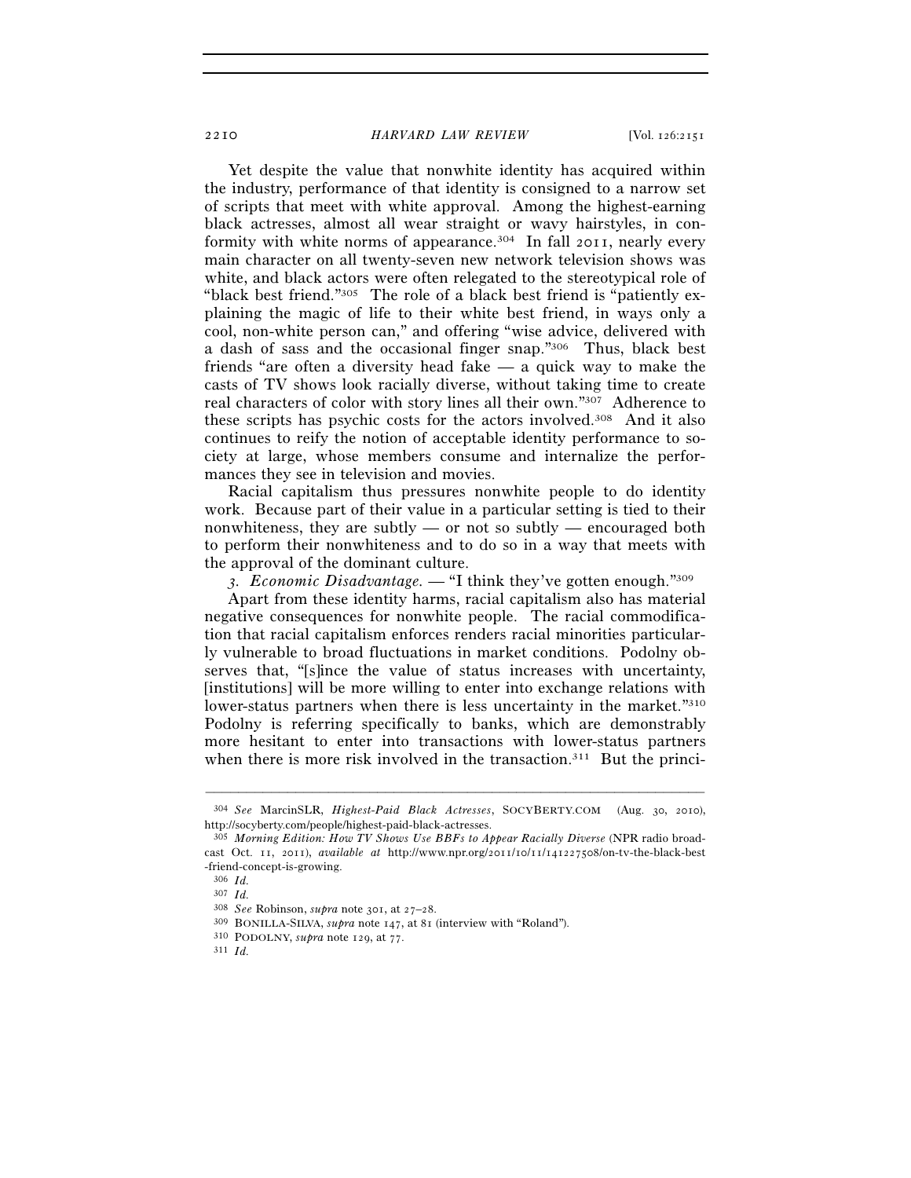Yet despite the value that nonwhite identity has acquired within the industry, performance of that identity is consigned to a narrow set of scripts that meet with white approval. Among the highest-earning black actresses, almost all wear straight or wavy hairstyles, in conformity with white norms of appearance.[304] In fall 2011, nearly every main character on all twenty-seven new network television shows was white, and black actors were often relegated to the stereotypical role of "black best friend."[305] The role of a black best friend is "patiently explaining the magic of life to their white best friend, in ways only a cool, non-white person can," and offering "wise advice, delivered with a dash of sass and the occasional finger snap."[306] Thus, black best friends "are often a diversity head fake — a quick way to make the casts of TV shows look racially diverse, without taking time to create real characters of color with story lines all their own."[307] Adherence to these scripts has psychic costs for the actors involved.[308] And it also continues to reify the notion of acceptable identity performance to society at large, whose members consume and internalize the performances they see in television and movies.

Racial capitalism thus pressures nonwhite people to do identity work. Because part of their value in a particular setting is tied to their nonwhiteness, they are subtly — or not so subtly — encouraged both to perform their nonwhiteness and to do so in a way that meets with the approval of the dominant culture.

*3. Economic Disadvantage.* — "I think they've gotten enough."[309]

Apart from these identity harms, racial capitalism also has material negative consequences for nonwhite people. The racial commodification that racial capitalism enforces renders racial minorities particularly vulnerable to broad fluctuations in market conditions. Podolny observes that, "[s]ince the value of status increases with uncertainty, [institutions] will be more willing to enter into exchange relations with lower-status partners when there is less uncertainty in the market."[310] Podolny is referring specifically to banks, which are demonstrably more hesitant to enter into transactions with lower-status partners when there is more risk involved in the transaction.[311] But the princi-

---

[304] *See* MarcinSLR, *Highest-Paid Black Actresses*, SOCYBERTY.COM (Aug. 30, 2010), http://socyberty.com/people/highest-paid-black-actresses.

[305] *Morning Edition: How TV Shows Use BBFs to Appear Racially Diverse* (NPR radio broadcast Oct. 11, 2011), *available at* http://www.npr.org/2011/10/11/141227508/on-tv-the-black-best-friend-concept-is-growing.

[306] *Id.*

[307] *Id.*

[308] *See* Robinson, *supra* note 301, at 27–28.

[309] BONILLA-SILVA, *supra* note 147, at 81 (interview with "Roland").

[310] PODOLNY, *supra* note 129, at 77.

[311] *Id.*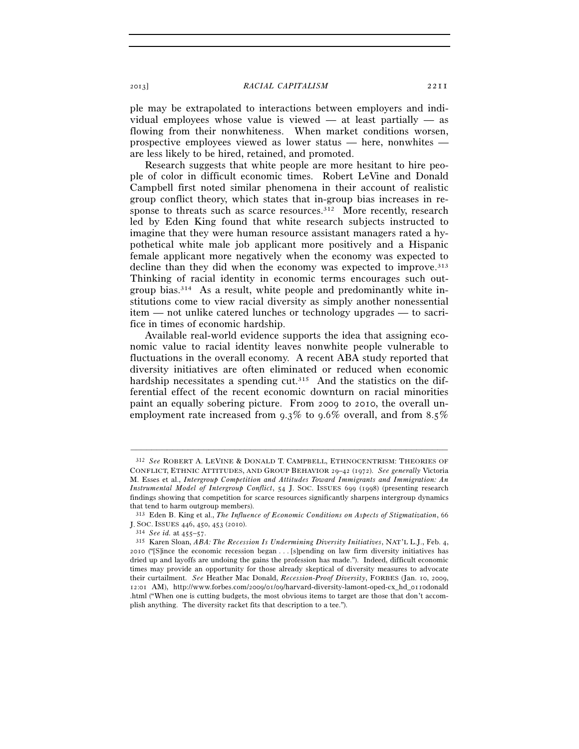ple may be extrapolated to interactions between employers and individual employees whose value is viewed — at least partially — as flowing from their nonwhiteness. When market conditions worsen, prospective employees viewed as lower status — here, nonwhites — are less likely to be hired, retained, and promoted.

Research suggests that white people are more hesitant to hire people of color in difficult economic times. Robert LeVine and Donald Campbell first noted similar phenomena in their account of realistic group conflict theory, which states that in-group bias increases in response to threats such as scarce resources.[312] More recently, research led by Eden King found that white research subjects instructed to imagine that they were human resource assistant managers rated a hypothetical white male job applicant more positively and a Hispanic female applicant more negatively when the economy was expected to decline than they did when the economy was expected to improve.[313] Thinking of racial identity in economic terms encourages such outgroup bias.[314] As a result, white people and predominantly white institutions come to view racial diversity as simply another nonessential item — not unlike catered lunches or technology upgrades — to sacrifice in times of economic hardship.

Available real-world evidence supports the idea that assigning economic value to racial identity leaves nonwhite people vulnerable to fluctuations in the overall economy. A recent ABA study reported that diversity initiatives are often eliminated or reduced when economic hardship necessitates a spending cut.[315] And the statistics on the differential effect of the recent economic downturn on racial minorities paint an equally sobering picture. From 2009 to 2010, the overall unemployment rate increased from 9.3% to 9.6% overall, and from 8.5%

---

[312] *See* ROBERT A. LEVINE & DONALD T. CAMPBELL, ETHNOCENTRISM: THEORIES OF CONFLICT, ETHNIC ATTITUDES, AND GROUP BEHAVIOR 29–42 (1972). *See generally* Victoria M. Esses et al., *Intergroup Competition and Attitudes Toward Immigrants and Immigration: An Instrumental Model of Intergroup Conflict*, 54 J. SOC. ISSUES 699 (1998) (presenting research findings showing that competition for scarce resources significantly sharpens intergroup dynamics that tend to harm outgroup members).

[313] Eden B. King et al., *The Influence of Economic Conditions on Aspects of Stigmatization*, 66 J. SOC. ISSUES 446, 450, 453 (2010).

[314] *See id.* at 455–57.

[315] Karen Sloan, *ABA: The Recession Is Undermining Diversity Initiatives*, NAT'L L.J., Feb. 4, 2010 ("[S]ince the economic recession began . . . [s]pending on law firm diversity initiatives has dried up and layoffs are undoing the gains the profession has made."). Indeed, difficult economic times may provide an opportunity for those already skeptical of diversity measures to advocate their curtailment. *See* Heather Mac Donald, *Recession-Proof Diversity*, FORBES (Jan. 10, 2009, 12:01 AM), http://www.forbes.com/2009/01/09/harvard-diversity-lamont-oped-cx_hd_0110donald.html ("When one is cutting budgets, the most obvious items to target are those that don't accomplish anything. The diversity racket fits that description to a tee.").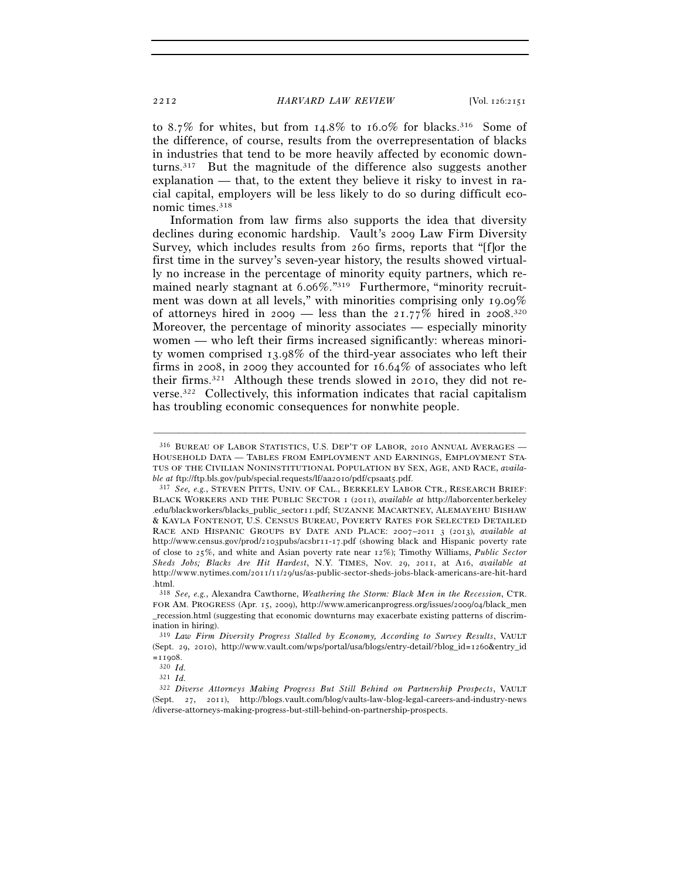to 8.7% for whites, but from 14.8% to 16.0% for blacks.[316] Some of the difference, of course, results from the overrepresentation of blacks in industries that tend to be more heavily affected by economic downturns.[317] But the magnitude of the difference also suggests another explanation — that, to the extent they believe it risky to invest in racial capital, employers will be less likely to do so during difficult economic times.[318]

Information from law firms also supports the idea that diversity declines during economic hardship. Vault's 2009 Law Firm Diversity Survey, which includes results from 260 firms, reports that "[f]or the first time in the survey's seven-year history, the results showed virtually no increase in the percentage of minority equity partners, which remained nearly stagnant at 6.06%."[319] Furthermore, "minority recruitment was down at all levels," with minorities comprising only 19.09% of attorneys hired in 2009 — less than the 21.77% hired in 2008.[320] Moreover, the percentage of minority associates — especially minority women — who left their firms increased significantly: whereas minority women comprised 13.98% of the third-year associates who left their firms in 2008, in 2009 they accounted for 16.64% of associates who left their firms.[321] Although these trends slowed in 2010, they did not reverse.[322] Collectively, this information indicates that racial capitalism has troubling economic consequences for nonwhite people.

---

[316] BUREAU OF LABOR STATISTICS, U.S. DEP'T OF LABOR, 2010 ANNUAL AVERAGES — HOUSEHOLD DATA — TABLES FROM EMPLOYMENT AND EARNINGS, EMPLOYMENT STATUS OF THE CIVILIAN NONINSTITUTIONAL POPULATION BY SEX, AGE, AND RACE, *available at* ftp://ftp.bls.gov/pub/special.requests/lf/aa2010/pdf/cpsaat5.pdf.

[317] *See, e.g.*, STEVEN PITTS, UNIV. OF CAL., BERKELEY LABOR CTR., RESEARCH BRIEF: BLACK WORKERS AND THE PUBLIC SECTOR 1 (2011), *available at* http://laborcenter.berkeley.edu/blackworkers/blacks_public_sector11.pdf; SUZANNE MACARTNEY, ALEMAYEHU BISHAW & KAYLA FONTENOT, U.S. CENSUS BUREAU, POVERTY RATES FOR SELECTED DETAILED RACE AND HISPANIC GROUPS BY DATE AND PLACE: 2007–2011 3 (2013), *available at* http://www.census.gov/prod/2103pubs/acsbr11-17.pdf (showing black and Hispanic poverty rate of close to 25%, and white and Asian poverty rate near 12%); Timothy Williams, *Public Sector Sheds Jobs; Blacks Are Hit Hardest*, N.Y. TIMES, Nov. 29, 2011, at A16, *available at* http://www.nytimes.com/2011/11/29/us/as-public-sector-sheds-jobs-black-americans-are-hit-hard.html.

[318] *See, e.g.*, Alexandra Cawthorne, *Weathering the Storm: Black Men in the Recession*, CTR. FOR AM. PROGRESS (Apr. 15, 2009), http://www.americanprogress.org/issues/2009/04/black_men_recession.html (suggesting that economic downturns may exacerbate existing patterns of discrimination in hiring).

[319] *Law Firm Diversity Progress Stalled by Economy, According to Survey Results*, VAULT (Sept. 29, 2010), http://www.vault.com/wps/portal/usa/blogs/entry-detail/?blog_id=1260&entry_id=11908.

[320] *Id.*

[321] *Id.*

[322] *Diverse Attorneys Making Progress But Still Behind on Partnership Prospects*, VAULT (Sept. 27, 2011), http://blogs.vault.com/blog/vaults-law-blog-legal-careers-and-industry-news/diverse-attorneys-making-progress-but-still-behind-on-partnership-prospects.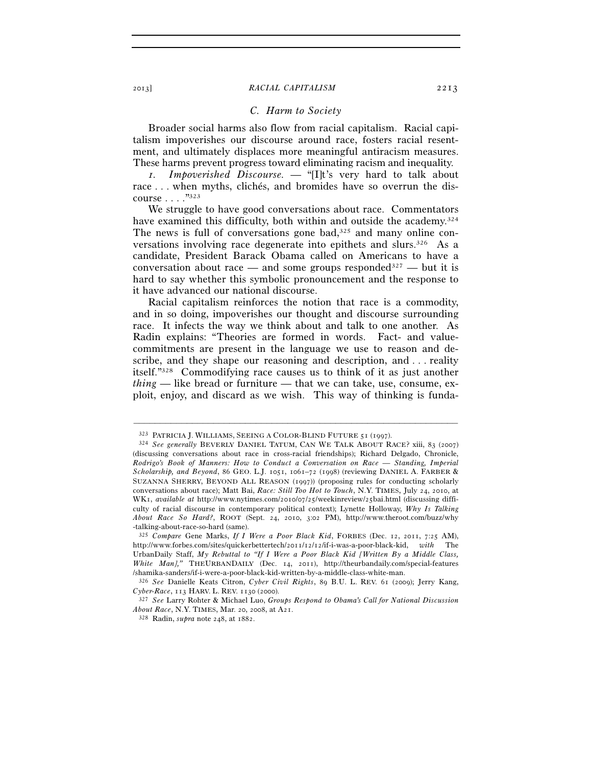### C. Harm to Society

Broader social harms also flow from racial capitalism. Racial capitalism impoverishes our discourse around race, fosters racial resentment, and ultimately displaces more meaningful antiracism measures. These harms prevent progress toward eliminating racism and inequality.

*1. Impoverished Discourse.* — "[I]t's very hard to talk about race . . . when myths, clichés, and bromides have so overrun the discourse . . . ."[323]

We struggle to have good conversations about race. Commentators have examined this difficulty, both within and outside the academy.[324] The news is full of conversations gone bad,[325] and many online conversations involving race degenerate into epithets and slurs.[326] As a candidate, President Barack Obama called on Americans to have a conversation about race — and some groups responded[327] — but it is hard to say whether this symbolic pronouncement and the response to it have advanced our national discourse.

Racial capitalism reinforces the notion that race is a commodity, and in so doing, impoverishes our thought and discourse surrounding race. It infects the way we think about and talk to one another. As Radin explains: "Theories are formed in words. Fact- and value-commitments are present in the language we use to reason and describe, and they shape our reasoning and description, and . . . reality itself."[328] Commodifying race causes us to think of it as just another *thing* — like bread or furniture — that we can take, use, consume, exploit, enjoy, and discard as we wish. This way of thinking is funda-

---

[323] PATRICIA J. WILLIAMS, SEEING A COLOR-BLIND FUTURE 51 (1997).

[324] *See generally* BEVERLY DANIEL TATUM, CAN WE TALK ABOUT RACE? xiii, 83 (2007) (discussing conversations about race in cross-racial friendships); Richard Delgado, Chronicle, *Rodrigo's Book of Manners: How to Conduct a Conversation on Race — Standing, Imperial Scholarship, and Beyond*, 86 GEO. L.J. 1051, 1061–72 (1998) (reviewing DANIEL A. FARBER & SUZANNA SHERRY, BEYOND ALL REASON (1997)) (proposing rules for conducting scholarly conversations about race); Matt Bai, *Race: Still Too Hot to Touch*, N.Y. TIMES, July 24, 2010, at WK1, *available at* http://www.nytimes.com/2010/07/25/weekinreview/25bai.html (discussing difficulty of racial discourse in contemporary political context); Lynette Holloway, *Why Is Talking About Race So Hard?*, ROOT (Sept. 24, 2010, 3:02 PM), http://www.theroot.com/buzz/why-talking-about-race-so-hard (same).

[325] *Compare* Gene Marks, *If I Were a Poor Black Kid*, FORBES (Dec. 12, 2011, 7:25 AM), http://www.forbes.com/sites/quickerbettertech/2011/12/12/if-i-was-a-poor-black-kid, *with* The UrbanDaily Staff, *My Rebuttal to "If I Were a Poor Black Kid [Written By a Middle Class, White Man],"* THEURBANDAILY (Dec. 14, 2011), http://theurbandaily.com/special-features/shamika-sanders/if-i-were-a-poor-black-kid-written-by-a-middle-class-white-man.

[326] *See* Danielle Keats Citron, *Cyber Civil Rights*, 89 B.U. L. REV. 61 (2009); Jerry Kang, *Cyber-Race*, 113 HARV. L. REV. 1130 (2000).

[327] *See* Larry Rohter & Michael Luo, *Groups Respond to Obama's Call for National Discussion About Race*, N.Y. TIMES, Mar. 20, 2008, at A21.

[328] Radin, *supra* note 248, at 1882.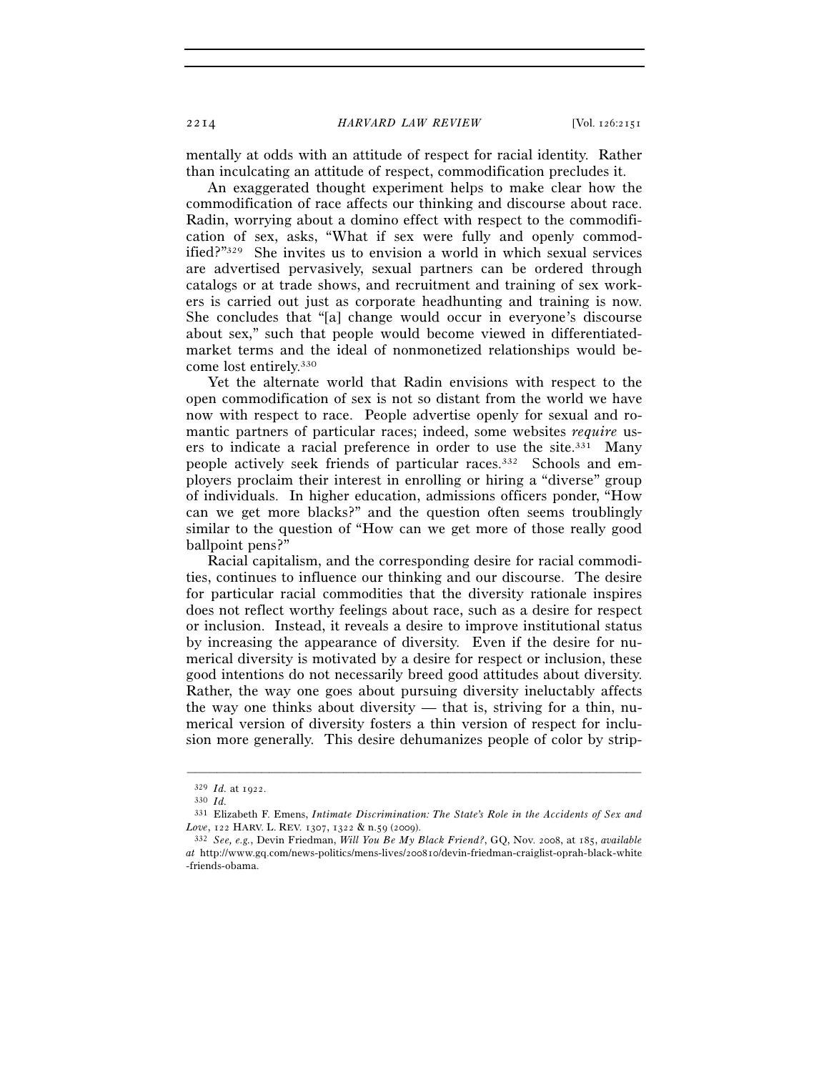mentally at odds with an attitude of respect for racial identity. Rather than inculcating an attitude of respect, commodification precludes it.

An exaggerated thought experiment helps to make clear how the commodification of race affects our thinking and discourse about race. Radin, worrying about a domino effect with respect to the commodification of sex, asks, "What if sex were fully and openly commodified?"[329] She invites us to envision a world in which sexual services are advertised pervasively, sexual partners can be ordered through catalogs or at trade shows, and recruitment and training of sex workers is carried out just as corporate headhunting and training is now. She concludes that "[a] change would occur in everyone's discourse about sex," such that people would become viewed in differentiated-market terms and the ideal of nonmonetized relationships would become lost entirely.[330]

Yet the alternate world that Radin envisions with respect to the open commodification of sex is not so distant from the world we have now with respect to race. People advertise openly for sexual and romantic partners of particular races; indeed, some websites *require* users to indicate a racial preference in order to use the site.[331] Many people actively seek friends of particular races.[332] Schools and employers proclaim their interest in enrolling or hiring a "diverse" group of individuals. In higher education, admissions officers ponder, "How can we get more blacks?" and the question often seems troublingly similar to the question of "How can we get more of those really good ballpoint pens?"

Racial capitalism, and the corresponding desire for racial commodities, continues to influence our thinking and our discourse. The desire for particular racial commodities that the diversity rationale inspires does not reflect worthy feelings about race, such as a desire for respect or inclusion. Instead, it reveals a desire to improve institutional status by increasing the appearance of diversity. Even if the desire for numerical diversity is motivated by a desire for respect or inclusion, these good intentions do not necessarily breed good attitudes about diversity. Rather, the way one goes about pursuing diversity ineluctably affects the way one thinks about diversity — that is, striving for a thin, numerical version of diversity fosters a thin version of respect for inclusion more generally. This desire dehumanizes people of color by strip-

---

[329] *Id.* at 1922.

[330] *Id.*

[331] Elizabeth F. Emens, *Intimate Discrimination: The State's Role in the Accidents of Sex and Love*, 122 HARV. L. REV. 1307, 1322 & n.59 (2009).

[332] *See, e.g.*, Devin Friedman, *Will You Be My Black Friend?*, GQ, Nov. 2008, at 185, *available at* http://www.gq.com/news-politics/mens-lives/200810/devin-friedman-craiglist-oprah-black-white-friends-obama.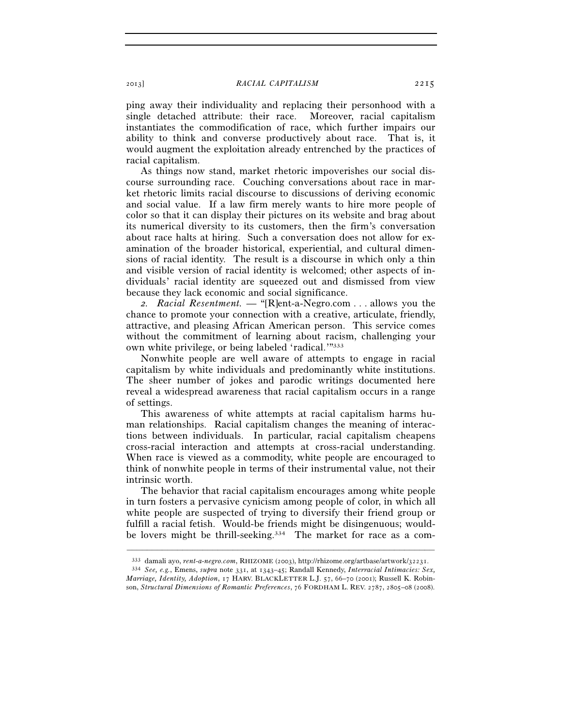ping away their individuality and replacing their personhood with a single detached attribute: their race. Moreover, racial capitalism instantiates the commodification of race, which further impairs our ability to think and converse productively about race. That is, it would augment the exploitation already entrenched by the practices of racial capitalism.

As things now stand, market rhetoric impoverishes our social discourse surrounding race. Couching conversations about race in market rhetoric limits racial discourse to discussions of deriving economic and social value. If a law firm merely wants to hire more people of color so that it can display their pictures on its website and brag about its numerical diversity to its customers, then the firm's conversation about race halts at hiring. Such a conversation does not allow for examination of the broader historical, experiential, and cultural dimensions of racial identity. The result is a discourse in which only a thin and visible version of racial identity is welcomed; other aspects of individuals' racial identity are squeezed out and dismissed from view because they lack economic and social significance.

*2. Racial Resentment.* — "[R]ent-a-Negro.com . . . allows you the chance to promote your connection with a creative, articulate, friendly, attractive, and pleasing African American person. This service comes without the commitment of learning about racism, challenging your own white privilege, or being labeled 'radical.'"[333]

Nonwhite people are well aware of attempts to engage in racial capitalism by white individuals and predominantly white institutions. The sheer number of jokes and parodic writings documented here reveal a widespread awareness that racial capitalism occurs in a range of settings.

This awareness of white attempts at racial capitalism harms human relationships. Racial capitalism changes the meaning of interactions between individuals. In particular, racial capitalism cheapens cross-racial interaction and attempts at cross-racial understanding. When race is viewed as a commodity, white people are encouraged to think of nonwhite people in terms of their instrumental value, not their intrinsic worth.

The behavior that racial capitalism encourages among white people in turn fosters a pervasive cynicism among people of color, in which all white people are suspected of trying to diversify their friend group or fulfill a racial fetish. Would-be friends might be disingenuous; would-be lovers might be thrill-seeking.[334] The market for race as a com-

---

[333] damali ayo, *rent-a-negro.com*, RHIZOME (2003), http://rhizome.org/artbase/artwork/32231.

[334] *See, e.g.*, Emens, *supra* note 331, at 1343–45; Randall Kennedy, *Interracial Intimacies: Sex, Marriage, Identity, Adoption*, 17 HARV. BLACKLETTER L.J. 57, 66–70 (2001); Russell K. Robinson, *Structural Dimensions of Romantic Preferences*, 76 FORDHAM L. REV. 2787, 2805–08 (2008).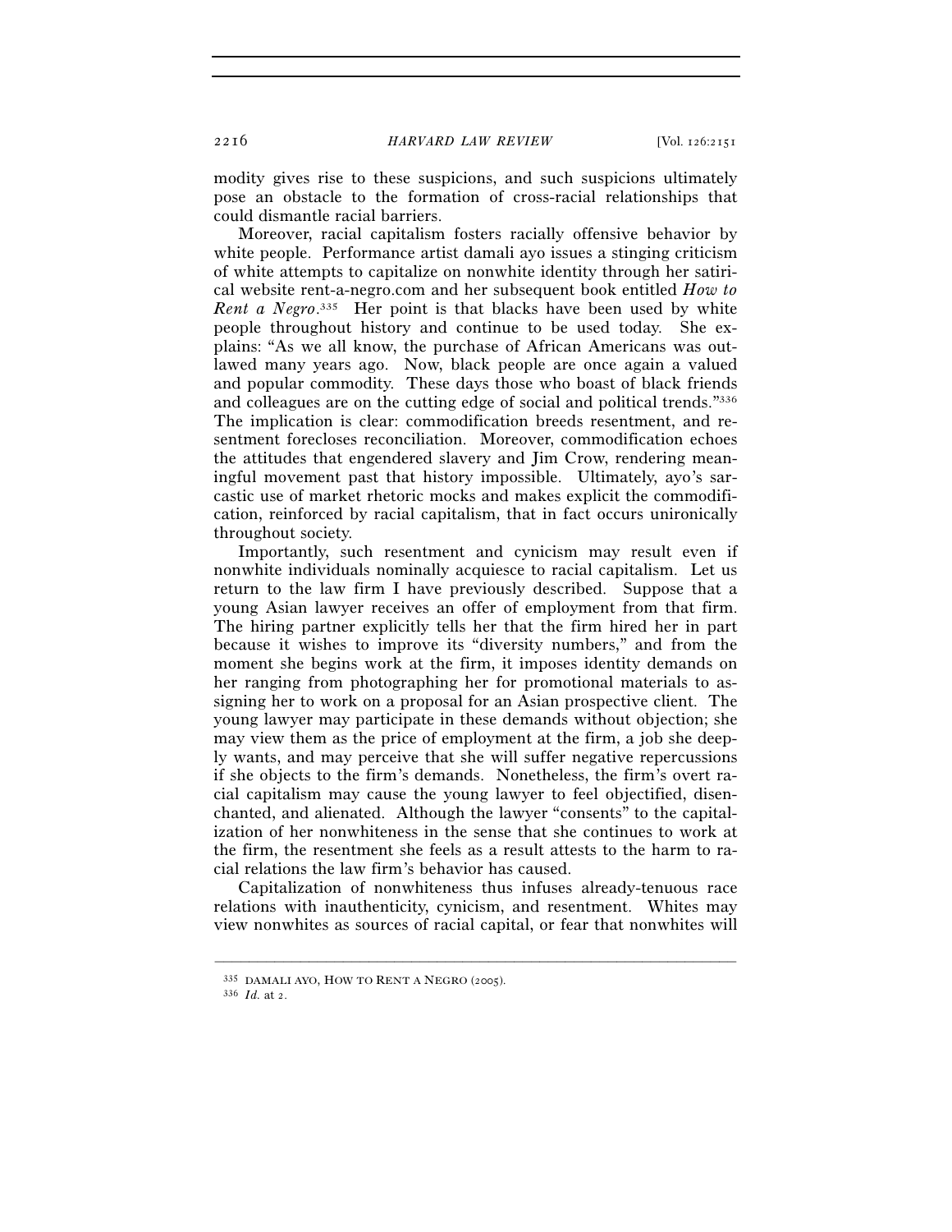modity gives rise to these suspicions, and such suspicions ultimately pose an obstacle to the formation of cross-racial relationships that could dismantle racial barriers.

Moreover, racial capitalism fosters racially offensive behavior by white people. Performance artist damali ayo issues a stinging criticism of white attempts to capitalize on nonwhite identity through her satirical website rent-a-negro.com and her subsequent book entitled *How to Rent a Negro*.[335] Her point is that blacks have been used by white people throughout history and continue to be used today. She explains: "As we all know, the purchase of African Americans was outlawed many years ago. Now, black people are once again a valued and popular commodity. These days those who boast of black friends and colleagues are on the cutting edge of social and political trends."[336] The implication is clear: commodification breeds resentment, and resentment forecloses reconciliation. Moreover, commodification echoes the attitudes that engendered slavery and Jim Crow, rendering meaningful movement past that history impossible. Ultimately, ayo's sarcastic use of market rhetoric mocks and makes explicit the commodification, reinforced by racial capitalism, that in fact occurs unironically throughout society.

Importantly, such resentment and cynicism may result even if nonwhite individuals nominally acquiesce to racial capitalism. Let us return to the law firm I have previously described. Suppose that a young Asian lawyer receives an offer of employment from that firm. The hiring partner explicitly tells her that the firm hired her in part because it wishes to improve its "diversity numbers," and from the moment she begins work at the firm, it imposes identity demands on her ranging from photographing her for promotional materials to assigning her to work on a proposal for an Asian prospective client. The young lawyer may participate in these demands without objection; she may view them as the price of employment at the firm, a job she deeply wants, and may perceive that she will suffer negative repercussions if she objects to the firm's demands. Nonetheless, the firm's overt racial capitalism may cause the young lawyer to feel objectified, disenchanted, and alienated. Although the lawyer "consents" to the capitalization of her nonwhiteness in the sense that she continues to work at the firm, the resentment she feels as a result attests to the harm to racial relations the law firm's behavior has caused.

Capitalization of nonwhiteness thus infuses already-tenuous race relations with inauthenticity, cynicism, and resentment. Whites may view nonwhites as sources of racial capital, or fear that nonwhites will

---

[335] DAMALI AYO, HOW TO RENT A NEGRO (2005).

[336] *Id.* at 2.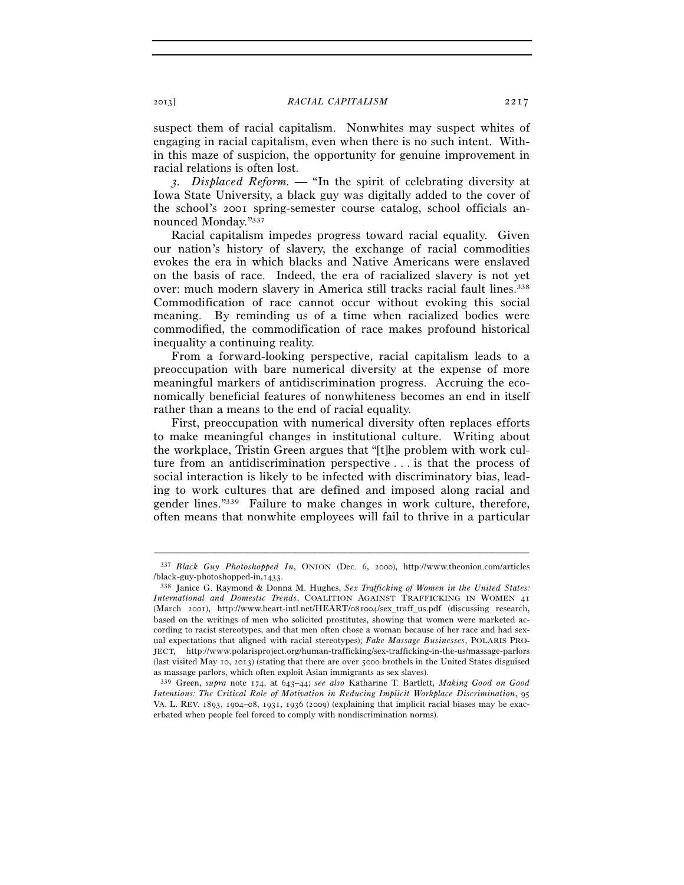suspect them of racial capitalism. Nonwhites may suspect whites of engaging in racial capitalism, even when there is no such intent. Within this maze of suspicion, the opportunity for genuine improvement in racial relations is often lost.

*3. Displaced Reform.* — "In the spirit of celebrating diversity at Iowa State University, a black guy was digitally added to the cover of the school's 2001 spring-semester course catalog, school officials announced Monday."[337]

Racial capitalism impedes progress toward racial equality. Given our nation's history of slavery, the exchange of racial commodities evokes the era in which blacks and Native Americans were enslaved on the basis of race. Indeed, the era of racialized slavery is not yet over: much modern slavery in America still tracks racial fault lines.[338] Commodification of race cannot occur without evoking this social meaning. By reminding us of a time when racialized bodies were commodified, the commodification of race makes profound historical inequality a continuing reality.

From a forward-looking perspective, racial capitalism leads to a preoccupation with bare numerical diversity at the expense of more meaningful markers of antidiscrimination progress. Accruing the economically beneficial features of nonwhiteness becomes an end in itself rather than a means to the end of racial equality.

First, preoccupation with numerical diversity often replaces efforts to make meaningful changes in institutional culture. Writing about the workplace, Tristin Green argues that "[t]he problem with work culture from an antidiscrimination perspective . . . is that the process of social interaction is likely to be infected with discriminatory bias, leading to work cultures that are defined and imposed along racial and gender lines."[339] Failure to make changes in work culture, therefore, often means that nonwhite employees will fail to thrive in a particular

---

[337] *Black Guy Photoshopped In*, ONION (Dec. 6, 2000), http://www.theonion.com/articles/black-guy-photoshopped-in,1433.

[338] Janice G. Raymond & Donna M. Hughes, *Sex Trafficking of Women in the United States: International and Domestic Trends*, COALITION AGAINST TRAFFICKING IN WOMEN 41 (March 2001), http://www.heart-intl.net/HEART/081004/sex_traff_us.pdf (discussing research, based on the writings of men who solicited prostitutes, showing that women were marketed according to racist stereotypes, and that men often chose a woman because of her race and had sexual expectations that aligned with racial stereotypes); *Fake Massage Businesses*, POLARIS PROJECT, http://www.polarisproject.org/human-trafficking/sex-trafficking-in-the-us/massage-parlors (last visited May 10, 2013) (stating that there are over 5000 brothels in the United States disguised as massage parlors, which often exploit Asian immigrants as sex slaves).

[339] Green, *supra* note 174, at 643–44; *see also* Katharine T. Bartlett, *Making Good on Good Intentions: The Critical Role of Motivation in Reducing Implicit Workplace Discrimination*, 95 VA. L. REV. 1893, 1904–08, 1931, 1936 (2009) (explaining that implicit racial biases may be exacerbated when people feel forced to comply with nondiscrimination norms).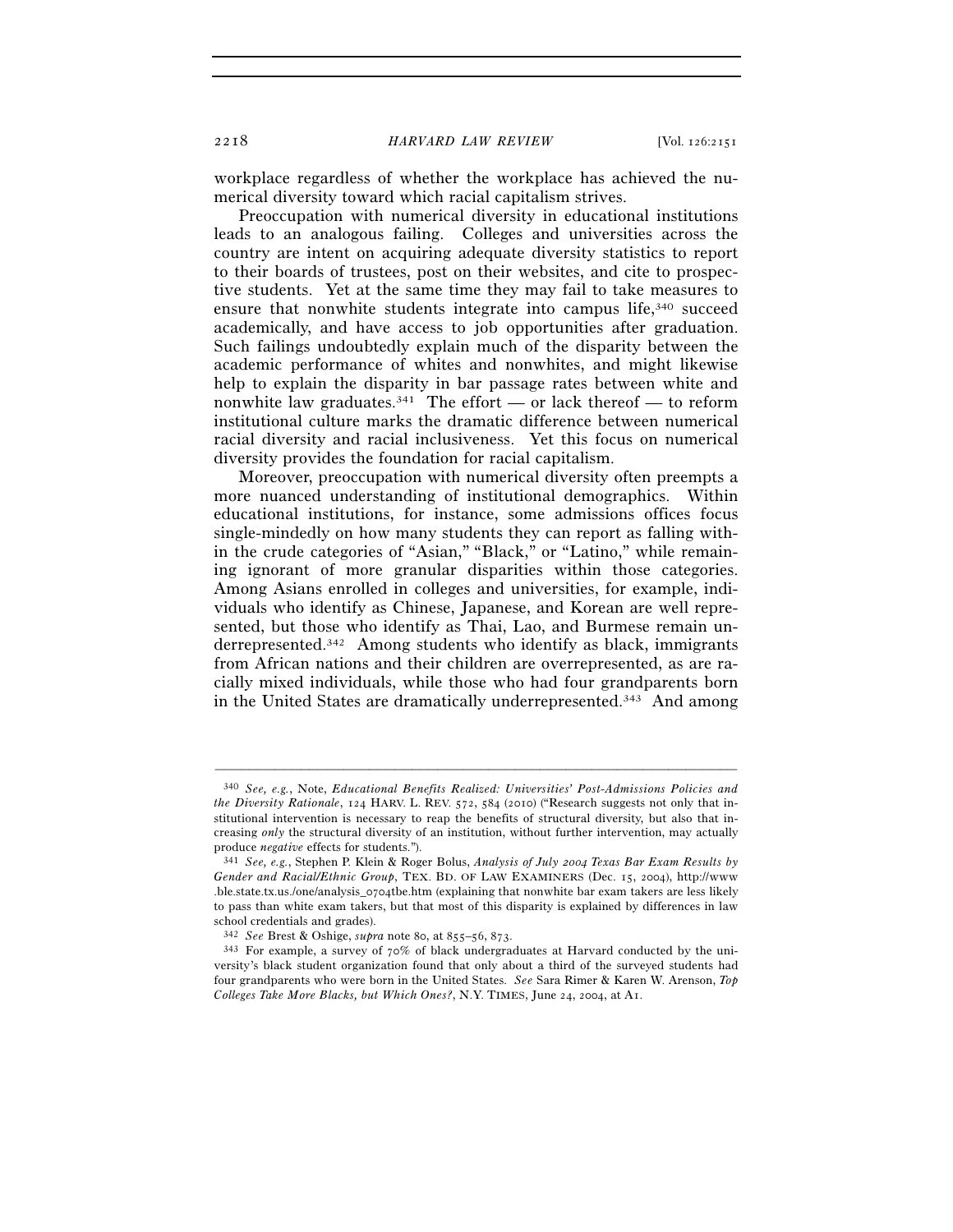workplace regardless of whether the workplace has achieved the numerical diversity toward which racial capitalism strives.

Preoccupation with numerical diversity in educational institutions leads to an analogous failing. Colleges and universities across the country are intent on acquiring adequate diversity statistics to report to their boards of trustees, post on their websites, and cite to prospective students. Yet at the same time they may fail to take measures to ensure that nonwhite students integrate into campus life,[340] succeed academically, and have access to job opportunities after graduation. Such failings undoubtedly explain much of the disparity between the academic performance of whites and nonwhites, and might likewise help to explain the disparity in bar passage rates between white and nonwhite law graduates.[341] The effort — or lack thereof — to reform institutional culture marks the dramatic difference between numerical racial diversity and racial inclusiveness. Yet this focus on numerical diversity provides the foundation for racial capitalism.

Moreover, preoccupation with numerical diversity often preempts a more nuanced understanding of institutional demographics. Within educational institutions, for instance, some admissions offices focus single-mindedly on how many students they can report as falling within the crude categories of "Asian," "Black," or "Latino," while remaining ignorant of more granular disparities within those categories. Among Asians enrolled in colleges and universities, for example, individuals who identify as Chinese, Japanese, and Korean are well represented, but those who identify as Thai, Lao, and Burmese remain underrepresented.[342] Among students who identify as black, immigrants from African nations and their children are overrepresented, as are racially mixed individuals, while those who had four grandparents born in the United States are dramatically underrepresented.[343] And among

---

[340] *See, e.g.*, Note, *Educational Benefits Realized: Universities' Post-Admissions Policies and the Diversity Rationale*, 124 HARV. L. REV. 572, 584 (2010) ("Research suggests not only that institutional intervention is necessary to reap the benefits of structural diversity, but also that increasing *only* the structural diversity of an institution, without further intervention, may actually produce *negative* effects for students.").

[341] *See, e.g.*, Stephen P. Klein & Roger Bolus, *Analysis of July 2004 Texas Bar Exam Results by Gender and Racial/Ethnic Group*, TEX. BD. OF LAW EXAMINERS (Dec. 15, 2004), http://www.ble.state.tx.us./one/analysis_0704tbe.htm (explaining that nonwhite bar exam takers are less likely to pass than white exam takers, but that most of this disparity is explained by differences in law school credentials and grades).

[342] *See* Brest & Oshige, *supra* note 80, at 855–56, 873.

[343] For example, a survey of 70% of black undergraduates at Harvard conducted by the university's black student organization found that only about a third of the surveyed students had four grandparents who were born in the United States. *See* Sara Rimer & Karen W. Arenson, *Top Colleges Take More Blacks, but Which Ones?*, N.Y. TIMES, June 24, 2004, at A1.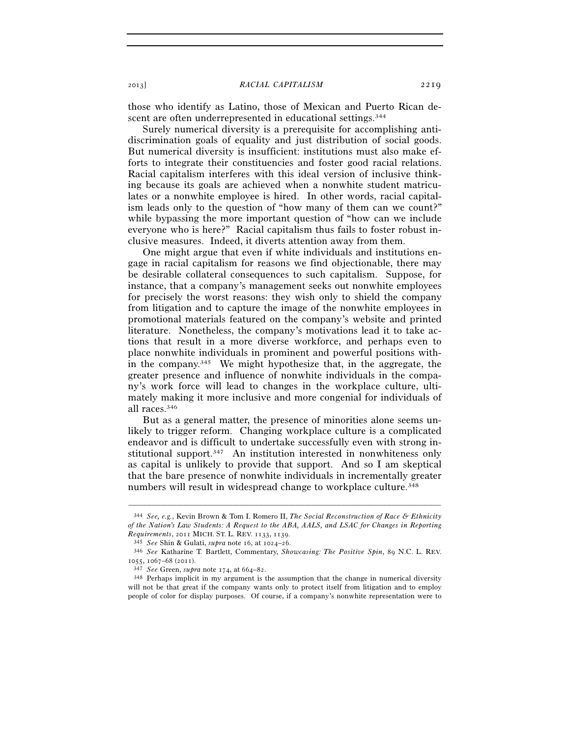those who identify as Latino, those of Mexican and Puerto Rican descent are often underrepresented in educational settings.[344]

Surely numerical diversity is a prerequisite for accomplishing antidiscrimination goals of equality and just distribution of social goods. But numerical diversity is insufficient: institutions must also make efforts to integrate their constituencies and foster good racial relations. Racial capitalism interferes with this ideal version of inclusive thinking because its goals are achieved when a nonwhite student matriculates or a nonwhite employee is hired. In other words, racial capitalism leads only to the question of "how many of them can we count?" while bypassing the more important question of "how can we include everyone who is here?" Racial capitalism thus fails to foster robust inclusive measures. Indeed, it diverts attention away from them.

One might argue that even if white individuals and institutions engage in racial capitalism for reasons we find objectionable, there may be desirable collateral consequences to such capitalism. Suppose, for instance, that a company's management seeks out nonwhite employees for precisely the worst reasons: they wish only to shield the company from litigation and to capture the image of the nonwhite employees in promotional materials featured on the company's website and printed literature. Nonetheless, the company's motivations lead it to take actions that result in a more diverse workforce, and perhaps even to place nonwhite individuals in prominent and powerful positions within the company.[345] We might hypothesize that, in the aggregate, the greater presence and influence of nonwhite individuals in the company's work force will lead to changes in the workplace culture, ultimately making it more inclusive and more congenial for individuals of all races.[346]

But as a general matter, the presence of minorities alone seems unlikely to trigger reform. Changing workplace culture is a complicated endeavor and is difficult to undertake successfully even with strong institutional support.[347] An institution interested in nonwhiteness only as capital is unlikely to provide that support. And so I am skeptical that the bare presence of nonwhite individuals in incrementally greater numbers will result in widespread change to workplace culture.[348]

---

[344] *See, e.g.*, Kevin Brown & Tom I. Romero II, *The Social Reconstruction of Race & Ethnicity of the Nation's Law Students: A Request to the ABA, AALS, and LSAC for Changes in Reporting Requirements*, 2011 MICH. ST. L. REV. 1133, 1139.

[345] *See* Shin & Gulati, *supra* note 16, at 1024–26.

[346] *See* Katharine T. Bartlett, Commentary, *Showcasing: The Positive Spin*, 89 N.C. L. REV. 1055, 1067–68 (2011).

[347] *See* Green, *supra* note 174, at 664–82.

[348] Perhaps implicit in my argument is the assumption that the change in numerical diversity will not be that great if the company wants only to protect itself from litigation and to employ people of color for display purposes. Of course, if a company's nonwhite representation were to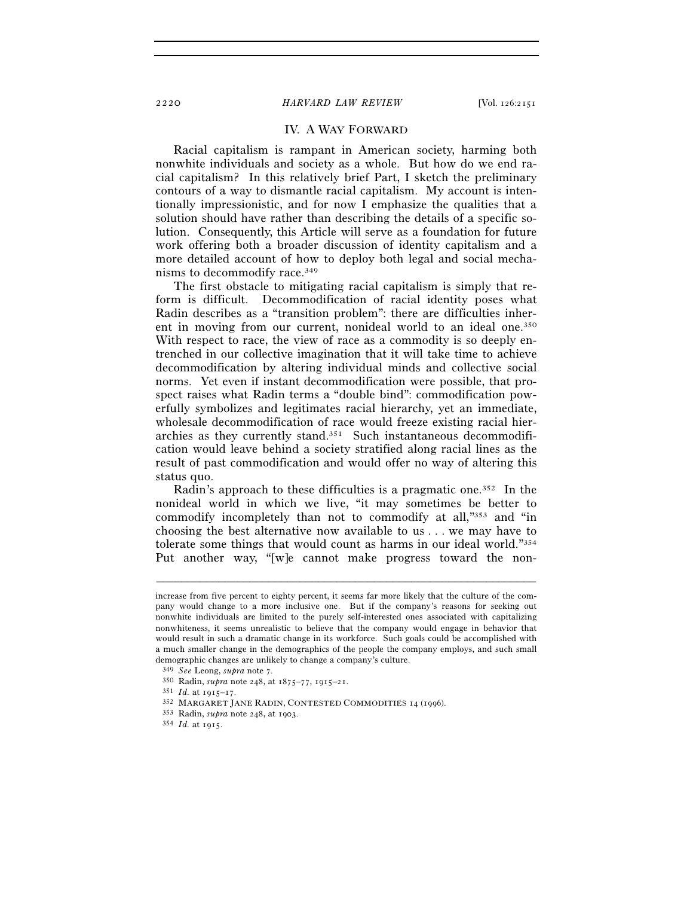## IV. A WAY FORWARD

Racial capitalism is rampant in American society, harming both nonwhite individuals and society as a whole. But how do we end racial capitalism? In this relatively brief Part, I sketch the preliminary contours of a way to dismantle racial capitalism. My account is intentionally impressionistic, and for now I emphasize the qualities that a solution should have rather than describing the details of a specific solution. Consequently, this Article will serve as a foundation for future work offering both a broader discussion of identity capitalism and a more detailed account of how to deploy both legal and social mechanisms to decommodify race.[349]

The first obstacle to mitigating racial capitalism is simply that reform is difficult. Decommodification of racial identity poses what Radin describes as a "transition problem": there are difficulties inherent in moving from our current, nonideal world to an ideal one.[350] With respect to race, the view of race as a commodity is so deeply entrenched in our collective imagination that it will take time to achieve decommodification by altering individual minds and collective social norms. Yet even if instant decommodification were possible, that prospect raises what Radin terms a "double bind": commodification powerfully symbolizes and legitimates racial hierarchy, yet an immediate, wholesale decommodification of race would freeze existing racial hierarchies as they currently stand.[351] Such instantaneous decommodification would leave behind a society stratified along racial lines as the result of past commodification and would offer no way of altering this status quo.

Radin's approach to these difficulties is a pragmatic one.[352] In the nonideal world in which we live, "it may sometimes be better to commodify incompletely than not to commodify at all,"[353] and "in choosing the best alternative now available to us . . . we may have to tolerate some things that would count as harms in our ideal world."[354] Put another way, "[w]e cannot make progress toward the non-

---

increase from five percent to eighty percent, it seems far more likely that the culture of the company would change to a more inclusive one. But if the company's reasons for seeking out nonwhite individuals are limited to the purely self-interested ones associated with capitalizing nonwhiteness, it seems unrealistic to believe that the company would engage in behavior that would result in such a dramatic change in its workforce. Such goals could be accomplished with a much smaller change in the demographics of the people the company employs, and such small demographic changes are unlikely to change a company's culture.

[349] *See* Leong, *supra* note 7.

[350] Radin, *supra* note 248, at 1875–77, 1915–21.

[351] *Id.* at 1915–17.

[352] MARGARET JANE RADIN, CONTESTED COMMODITIES 14 (1996).

[353] Radin, *supra* note 248, at 1903.

[354] *Id.* at 1915.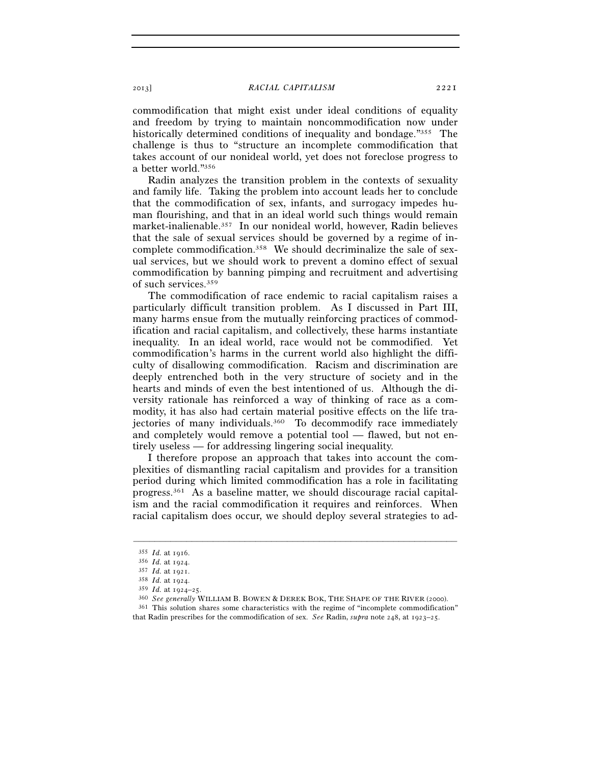commodification that might exist under ideal conditions of equality and freedom by trying to maintain noncommodification now under historically determined conditions of inequality and bondage."[355] The challenge is thus to "structure an incomplete commodification that takes account of our nonideal world, yet does not foreclose progress to a better world."[356]

Radin analyzes the transition problem in the contexts of sexuality and family life. Taking the problem into account leads her to conclude that the commodification of sex, infants, and surrogacy impedes human flourishing, and that in an ideal world such things would remain market-inalienable.[357] In our nonideal world, however, Radin believes that the sale of sexual services should be governed by a regime of incomplete commodification.[358] We should decriminalize the sale of sexual services, but we should work to prevent a domino effect of sexual commodification by banning pimping and recruitment and advertising of such services.[359]

The commodification of race endemic to racial capitalism raises a particularly difficult transition problem. As I discussed in Part III, many harms ensue from the mutually reinforcing practices of commodification and racial capitalism, and collectively, these harms instantiate inequality. In an ideal world, race would not be commodified. Yet commodification's harms in the current world also highlight the difficulty of disallowing commodification. Racism and discrimination are deeply entrenched both in the very structure of society and in the hearts and minds of even the best intentioned of us. Although the diversity rationale has reinforced a way of thinking of race as a commodity, it has also had certain material positive effects on the life trajectories of many individuals.[360] To decommodify race immediately and completely would remove a potential tool — flawed, but not entirely useless — for addressing lingering social inequality.

I therefore propose an approach that takes into account the complexities of dismantling racial capitalism and provides for a transition period during which limited commodification has a role in facilitating progress.[361] As a baseline matter, we should discourage racial capitalism and the racial commodification it requires and reinforces. When racial capitalism does occur, we should deploy several strategies to ad-

---

[355] *Id.* at 1916.

[356] *Id.* at 1924.

[357] *Id.* at 1921.

[358] *Id.* at 1924.

[359] *Id.* at 1924–25.

[360] *See generally* WILLIAM B. BOWEN & DEREK BOK, THE SHAPE OF THE RIVER (2000).

[361] This solution shares some characteristics with the regime of "incomplete commodification" that Radin prescribes for the commodification of sex. *See* Radin, *supra* note 248, at 1923–25.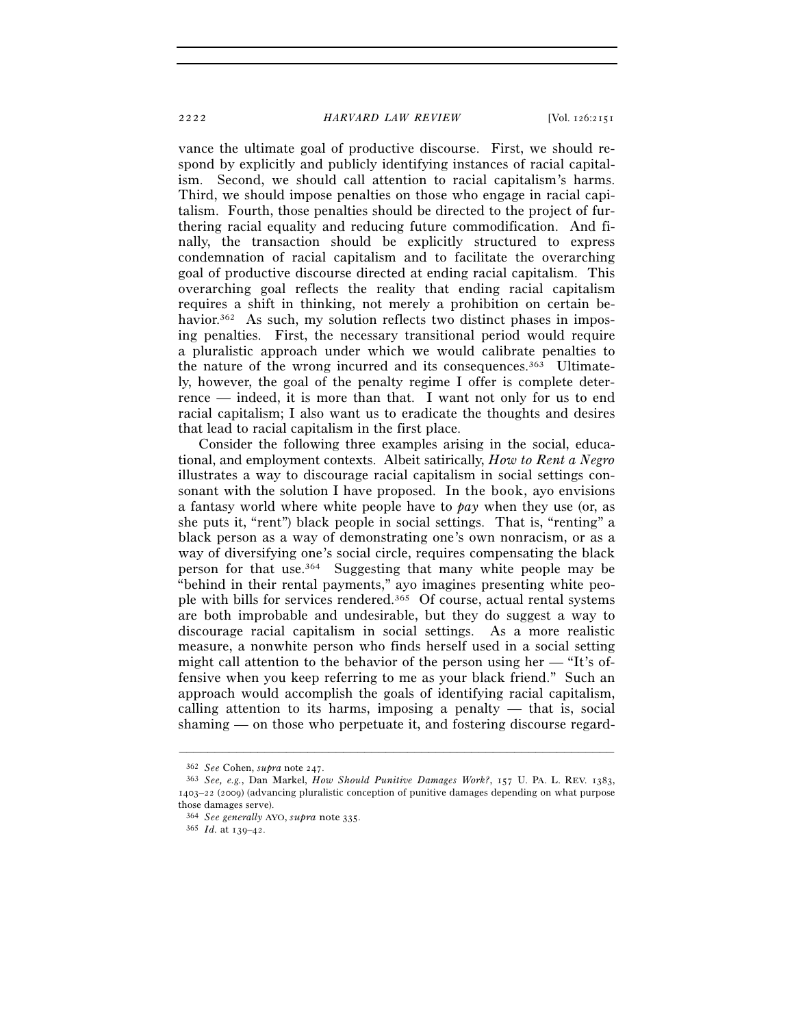vance the ultimate goal of productive discourse. First, we should respond by explicitly and publicly identifying instances of racial capitalism. Second, we should call attention to racial capitalism's harms. Third, we should impose penalties on those who engage in racial capitalism. Fourth, those penalties should be directed to the project of furthering racial equality and reducing future commodification. And finally, the transaction should be explicitly structured to express condemnation of racial capitalism and to facilitate the overarching goal of productive discourse directed at ending racial capitalism. This overarching goal reflects the reality that ending racial capitalism requires a shift in thinking, not merely a prohibition on certain behavior.[362] As such, my solution reflects two distinct phases in imposing penalties. First, the necessary transitional period would require a pluralistic approach under which we would calibrate penalties to the nature of the wrong incurred and its consequences.[363] Ultimately, however, the goal of the penalty regime I offer is complete deterrence — indeed, it is more than that. I want not only for us to end racial capitalism; I also want us to eradicate the thoughts and desires that lead to racial capitalism in the first place.

Consider the following three examples arising in the social, educational, and employment contexts. Albeit satirically, *How to Rent a Negro* illustrates a way to discourage racial capitalism in social settings consonant with the solution I have proposed. In the book, ayo envisions a fantasy world where white people have to *pay* when they use (or, as she puts it, "rent") black people in social settings. That is, "renting" a black person as a way of demonstrating one's own nonracism, or as a way of diversifying one's social circle, requires compensating the black person for that use.[364] Suggesting that many white people may be "behind in their rental payments," ayo imagines presenting white people with bills for services rendered.[365] Of course, actual rental systems are both improbable and undesirable, but they do suggest a way to discourage racial capitalism in social settings. As a more realistic measure, a nonwhite person who finds herself used in a social setting might call attention to the behavior of the person using her — "It's offensive when you keep referring to me as your black friend." Such an approach would accomplish the goals of identifying racial capitalism, calling attention to its harms, imposing a penalty — that is, social shaming — on those who perpetuate it, and fostering discourse regard-

---

[362] *See* Cohen, *supra* note 247.

[363] *See, e.g.*, Dan Markel, *How Should Punitive Damages Work?*, 157 U. PA. L. REV. 1383, 1403–22 (2009) (advancing pluralistic conception of punitive damages depending on what purpose those damages serve).

[364] *See generally* AYO, *supra* note 335.

[365] *Id.* at 139–42.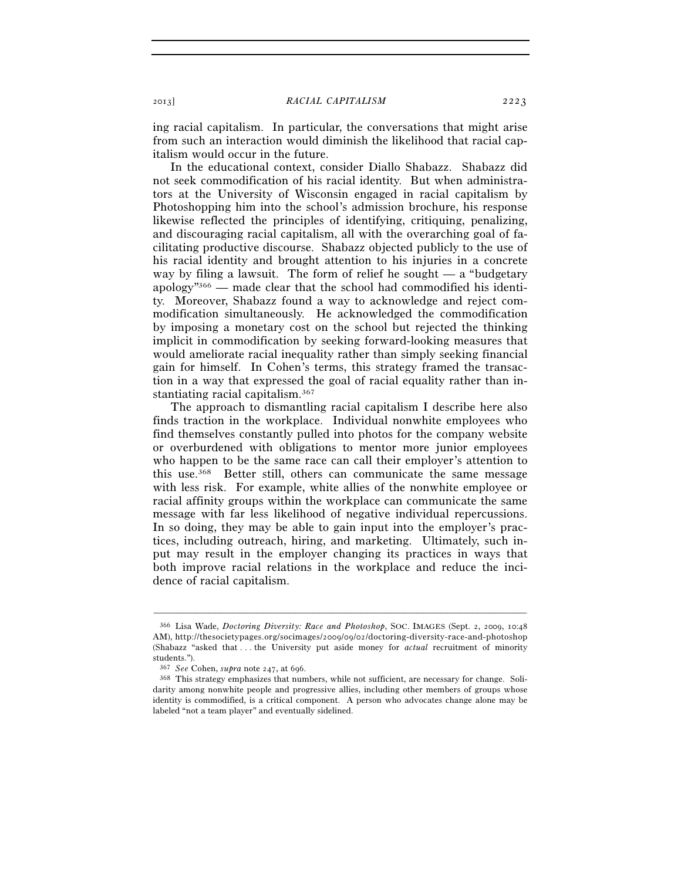ing racial capitalism. In particular, the conversations that might arise from such an interaction would diminish the likelihood that racial capitalism would occur in the future.

In the educational context, consider Diallo Shabazz. Shabazz did not seek commodification of his racial identity. But when administrators at the University of Wisconsin engaged in racial capitalism by Photoshopping him into the school's admission brochure, his response likewise reflected the principles of identifying, critiquing, penalizing, and discouraging racial capitalism, all with the overarching goal of facilitating productive discourse. Shabazz objected publicly to the use of his racial identity and brought attention to his injuries in a concrete way by filing a lawsuit. The form of relief he sought — a "budgetary apology"[366] — made clear that the school had commodified his identity. Moreover, Shabazz found a way to acknowledge and reject commodification simultaneously. He acknowledged the commodification by imposing a monetary cost on the school but rejected the thinking implicit in commodification by seeking forward-looking measures that would ameliorate racial inequality rather than simply seeking financial gain for himself. In Cohen's terms, this strategy framed the transaction in a way that expressed the goal of racial equality rather than instantiating racial capitalism.[367]

The approach to dismantling racial capitalism I describe here also finds traction in the workplace. Individual nonwhite employees who find themselves constantly pulled into photos for the company website or overburdened with obligations to mentor more junior employees who happen to be the same race can call their employer's attention to this use.[368] Better still, others can communicate the same message with less risk. For example, white allies of the nonwhite employee or racial affinity groups within the workplace can communicate the same message with far less likelihood of negative individual repercussions. In so doing, they may be able to gain input into the employer's practices, including outreach, hiring, and marketing. Ultimately, such input may result in the employer changing its practices in ways that both improve racial relations in the workplace and reduce the incidence of racial capitalism.

---

[366] Lisa Wade, *Doctoring Diversity: Race and Photoshop*, SOC. IMAGES (Sept. 2, 2009, 10:48 AM), http://thesocietypages.org/socimages/2009/09/02/doctoring-diversity-race-and-photoshop (Shabazz "asked that . . . the University put aside money for *actual* recruitment of minority students.").

[367] *See* Cohen, *supra* note 247, at 696.

[368] This strategy emphasizes that numbers, while not sufficient, are necessary for change. Solidarity among nonwhite people and progressive allies, including other members of groups whose identity is commodified, is a critical component. A person who advocates change alone may be labeled "not a team player" and eventually sidelined.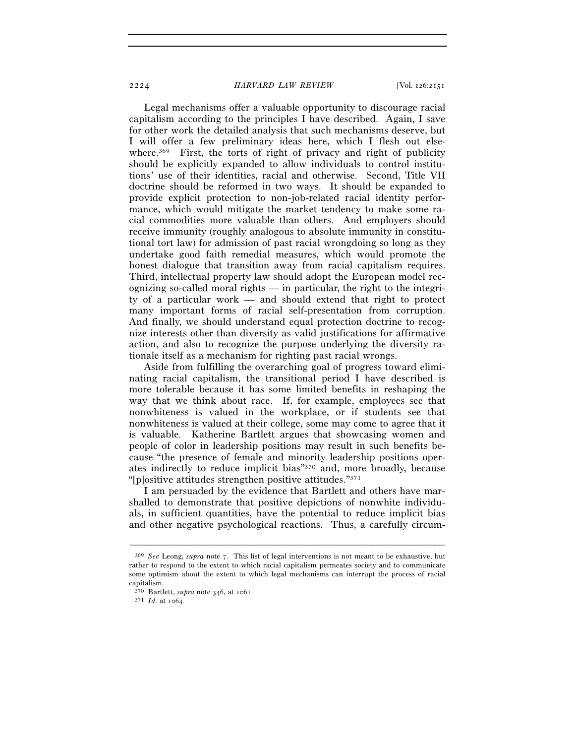Legal mechanisms offer a valuable opportunity to discourage racial capitalism according to the principles I have described. Again, I save for other work the detailed analysis that such mechanisms deserve, but I will offer a few preliminary ideas here, which I flesh out elsewhere.[369] First, the torts of right of privacy and right of publicity should be explicitly expanded to allow individuals to control institutions' use of their identities, racial and otherwise. Second, Title VII doctrine should be reformed in two ways. It should be expanded to provide explicit protection to non-job-related racial identity performance, which would mitigate the market tendency to make some racial commodities more valuable than others. And employers should receive immunity (roughly analogous to absolute immunity in constitutional tort law) for admission of past racial wrongdoing so long as they undertake good faith remedial measures, which would promote the honest dialogue that transition away from racial capitalism requires. Third, intellectual property law should adopt the European model recognizing so-called moral rights — in particular, the right to the integrity of a particular work — and should extend that right to protect many important forms of racial self-presentation from corruption. And finally, we should understand equal protection doctrine to recognize interests other than diversity as valid justifications for affirmative action, and also to recognize the purpose underlying the diversity rationale itself as a mechanism for righting past racial wrongs.

Aside from fulfilling the overarching goal of progress toward eliminating racial capitalism, the transitional period I have described is more tolerable because it has some limited benefits in reshaping the way that we think about race. If, for example, employees see that nonwhiteness is valued in the workplace, or if students see that nonwhiteness is valued at their college, some may come to agree that it is valuable. Katherine Bartlett argues that showcasing women and people of color in leadership positions may result in such benefits because "the presence of female and minority leadership positions operates indirectly to reduce implicit bias"[370] and, more broadly, because "[p]ositive attitudes strengthen positive attitudes."[371]

I am persuaded by the evidence that Bartlett and others have marshalled to demonstrate that positive depictions of nonwhite individuals, in sufficient quantities, have the potential to reduce implicit bias and other negative psychological reactions. Thus, a carefully circum-

---

[369] *See* Leong, *supra* note 7. This list of legal interventions is not meant to be exhaustive, but rather to respond to the extent to which racial capitalism permeates society and to communicate some optimism about the extent to which legal mechanisms can interrupt the process of racial capitalism.

[370] Bartlett, *supra* note 346, at 1061.

[371] *Id.* at 1064.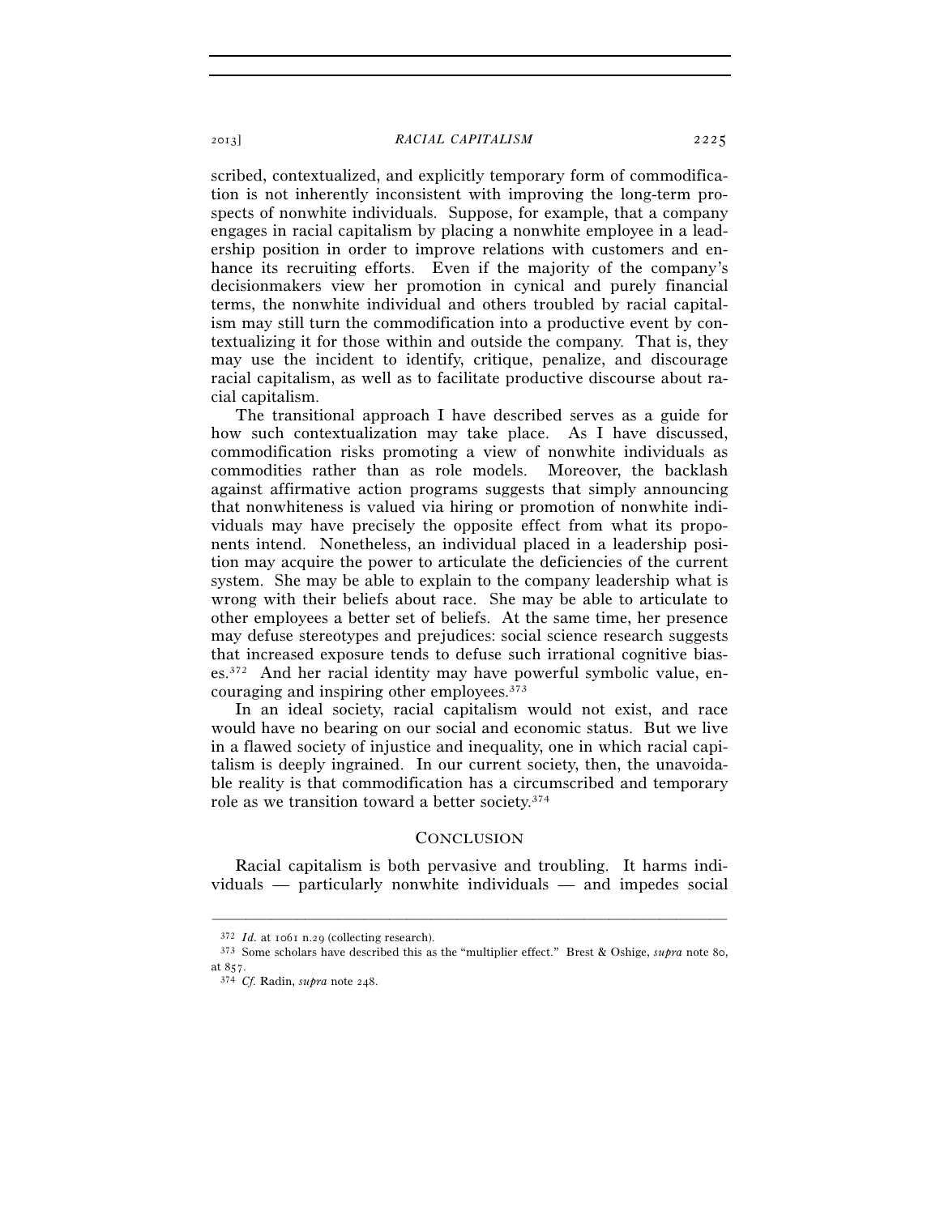scribed, contextualized, and explicitly temporary form of commodification is not inherently inconsistent with improving the long-term prospects of nonwhite individuals. Suppose, for example, that a company engages in racial capitalism by placing a nonwhite employee in a leadership position in order to improve relations with customers and enhance its recruiting efforts. Even if the majority of the company's decisionmakers view her promotion in cynical and purely financial terms, the nonwhite individual and others troubled by racial capitalism may still turn the commodification into a productive event by contextualizing it for those within and outside the company. That is, they may use the incident to identify, critique, penalize, and discourage racial capitalism, as well as to facilitate productive discourse about racial capitalism.

The transitional approach I have described serves as a guide for how such contextualization may take place. As I have discussed, commodification risks promoting a view of nonwhite individuals as commodities rather than as role models. Moreover, the backlash against affirmative action programs suggests that simply announcing that nonwhiteness is valued via hiring or promotion of nonwhite individuals may have precisely the opposite effect from what its proponents intend. Nonetheless, an individual placed in a leadership position may acquire the power to articulate the deficiencies of the current system. She may be able to explain to the company leadership what is wrong with their beliefs about race. She may be able to articulate to other employees a better set of beliefs. At the same time, her presence may defuse stereotypes and prejudices: social science research suggests that increased exposure tends to defuse such irrational cognitive biases.[372] And her racial identity may have powerful symbolic value, encouraging and inspiring other employees.[373]

In an ideal society, racial capitalism would not exist, and race would have no bearing on our social and economic status. But we live in a flawed society of injustice and inequality, one in which racial capitalism is deeply ingrained. In our current society, then, the unavoidable reality is that commodification has a circumscribed and temporary role as we transition toward a better society.[374]

## Conclusion

Racial capitalism is both pervasive and troubling. It harms individuals — particularly nonwhite individuals — and impedes social

---

[372] *Id.* at 1061 n.29 (collecting research).

[373] Some scholars have described this as the "multiplier effect." Brest & Oshige, *supra* note 80, at 857.

[374] *Cf.* Radin, *supra* note 248.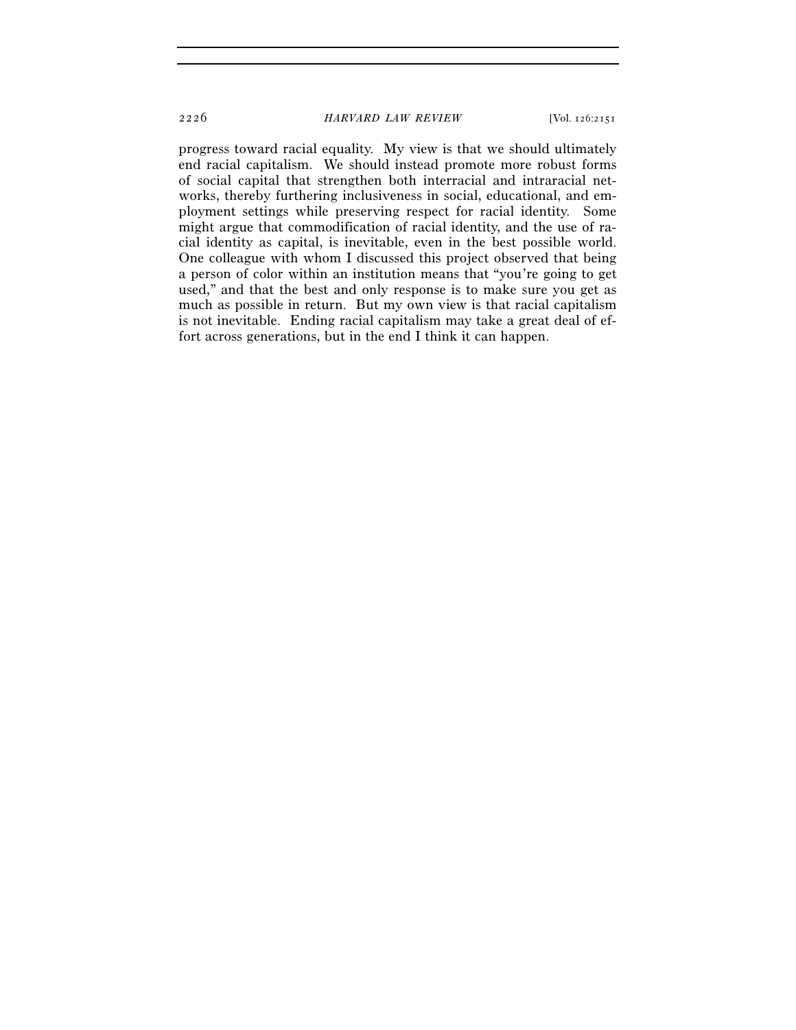progress toward racial equality. My view is that we should ultimately end racial capitalism. We should instead promote more robust forms of social capital that strengthen both interracial and intraracial networks, thereby furthering inclusiveness in social, educational, and employment settings while preserving respect for racial identity. Some might argue that commodification of racial identity, and the use of racial identity as capital, is inevitable, even in the best possible world. One colleague with whom I discussed this project observed that being a person of color within an institution means that "you're going to get used," and that the best and only response is to make sure you get as much as possible in return. But my own view is that racial capitalism is not inevitable. Ending racial capitalism may take a great deal of effort across generations, but in the end I think it can happen.